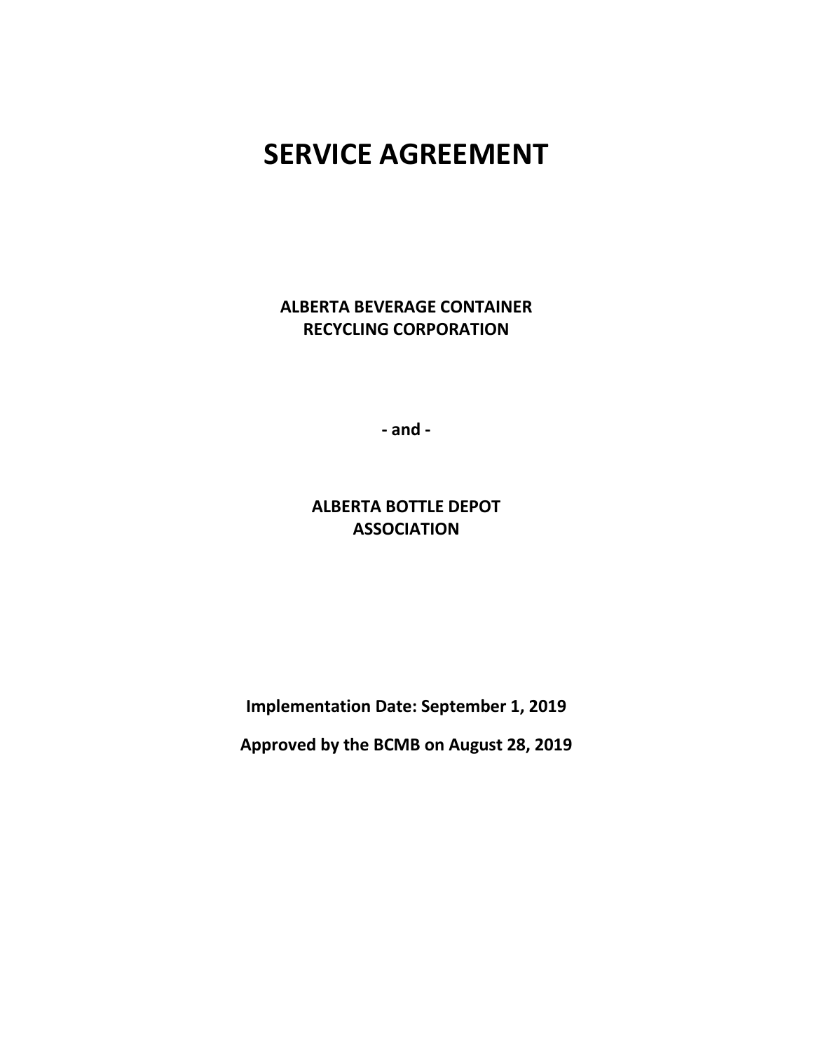# SERVICE AGREEMENT

**ALBERTA BEVERAGE CONTAINER RECYCLING CORPORATION**

**- and -**

**ALBERTA BOTTLE DEPOT ASSOCIATION**

**Implementation Date: September 1, 2019**

**Approved by the BCMB on August 28, 2019**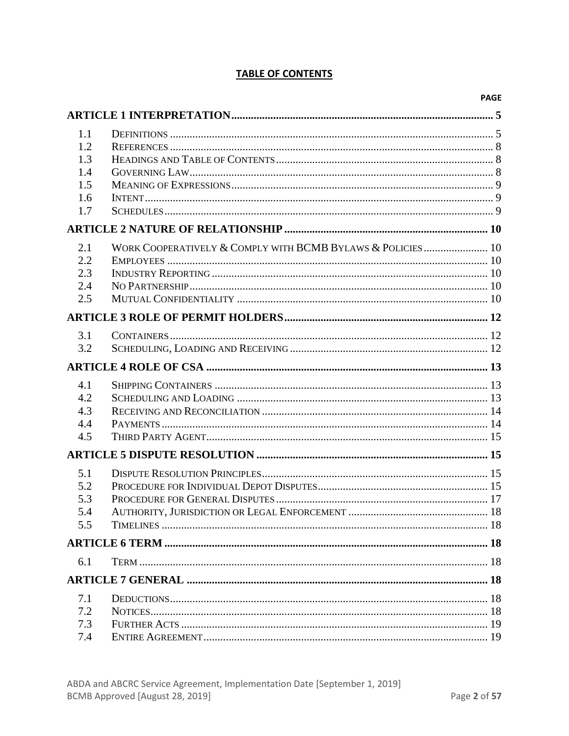# TABLE OF CONTENTS

| | | PAGE |
|---|---|---|
| **ARTICLE 1 INTERPRETATION** | | **5** |
| 1.1 | Definitions | 5 |
| 1.2 | References | 8 |
| 1.3 | Headings and Table of Contents | 8 |
| 1.4 | Governing Law | 8 |
| 1.5 | Meaning of Expressions | 9 |
| 1.6 | Intent | 9 |
| 1.7 | Schedules | 9 |
| **ARTICLE 2 NATURE OF RELATIONSHIP** | | **10** |
| 2.1 | Work Cooperatively & Comply with BCMB Bylaws & Policies | 10 |
| 2.2 | Employees | 10 |
| 2.3 | Industry Reporting | 10 |
| 2.4 | No Partnership | 10 |
| 2.5 | Mutual Confidentiality | 10 |
| **ARTICLE 3 ROLE OF PERMIT HOLDERS** | | **12** |
| 3.1 | Containers | 12 |
| 3.2 | Scheduling, Loading and Receiving | 12 |
| **ARTICLE 4 ROLE OF CSA** | | **13** |
| 4.1 | Shipping Containers | 13 |
| 4.2 | Scheduling and Loading | 13 |
| 4.3 | Receiving and Reconciliation | 14 |
| 4.4 | Payments | 14 |
| 4.5 | Third Party Agent | 15 |
| **ARTICLE 5 DISPUTE RESOLUTION** | | **15** |
| 5.1 | Dispute Resolution Principles | 15 |
| 5.2 | Procedure for Individual Depot Disputes | 15 |
| 5.3 | Procedure for General Disputes | 17 |
| 5.4 | Authority, Jurisdiction or Legal Enforcement | 18 |
| 5.5 | Timelines | 18 |
| **ARTICLE 6 TERM** | | **18** |
| 6.1 | Term | 18 |
| **ARTICLE 7 GENERAL** | | **18** |
| 7.1 | Deductions | 18 |
| 7.2 | Notices | 18 |
| 7.3 | Further Acts | 19 |
| 7.4 | Entire Agreement | 19 |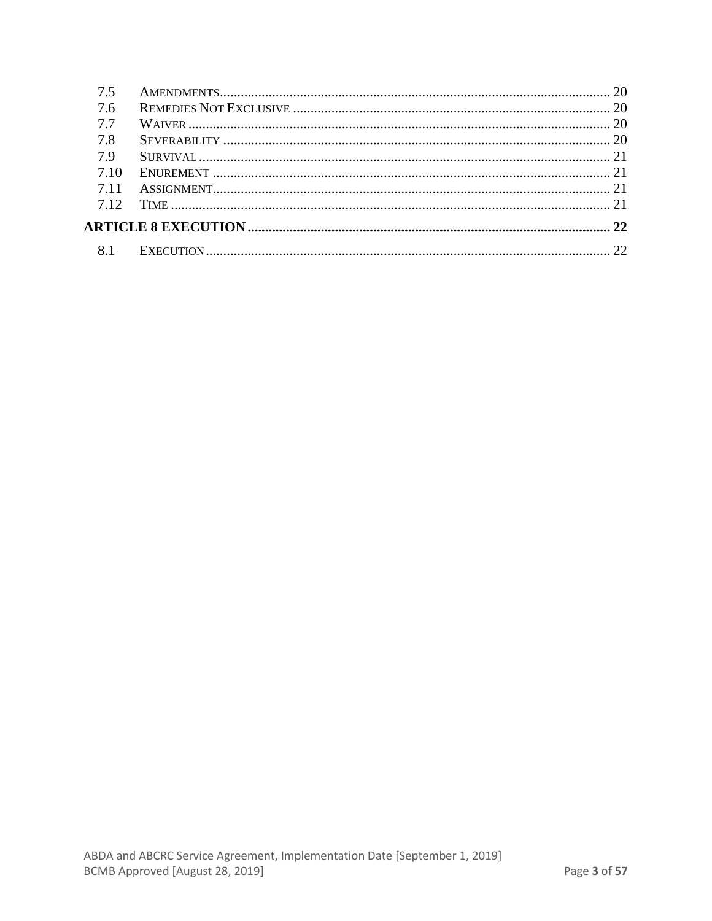| | | |
|---|---|---|
| 7.5 | AMENDMENTS | 20 |
| 7.6 | REMEDIES NOT EXCLUSIVE | 20 |
| 7.7 | WAIVER | 20 |
| 7.8 | SEVERABILITY | 20 |
| 7.9 | SURVIVAL | 21 |
| 7.10 | ENUREMENT | 21 |
| 7.11 | ASSIGNMENT | 21 |
| 7.12 | TIME | 21 |
| **ARTICLE 8 EXECUTION** | | **22** |
| 8.1 | EXECUTION | 22 |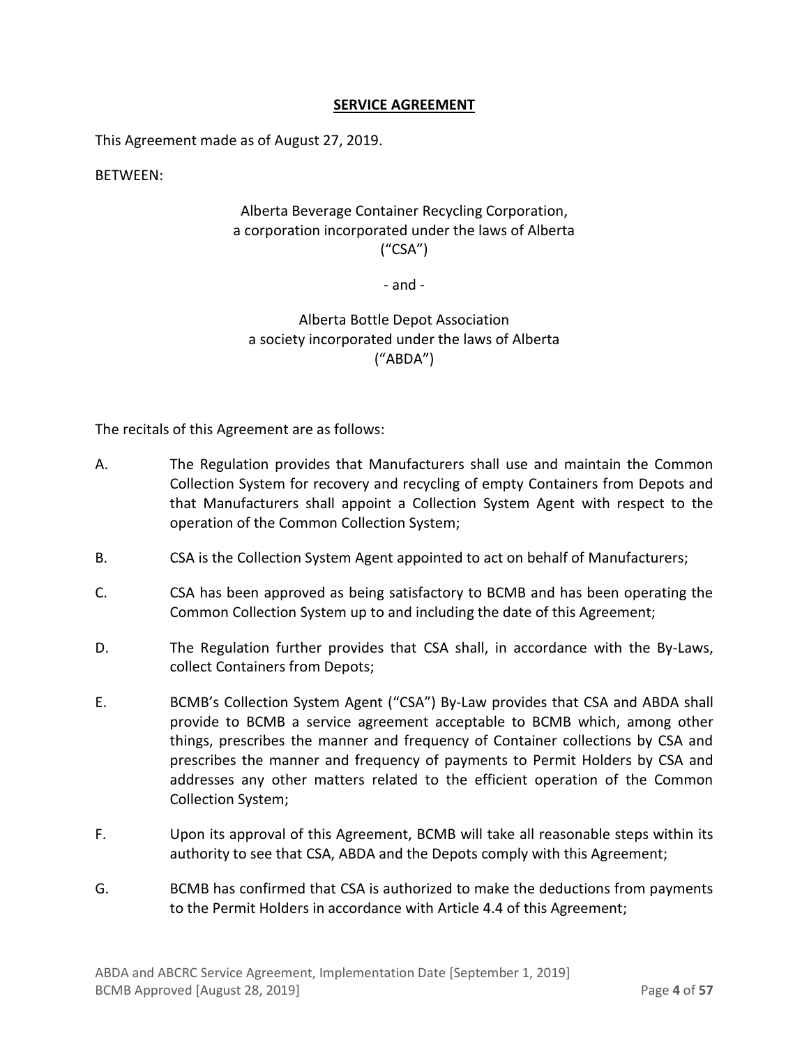## SERVICE AGREEMENT

This Agreement made as of August 27, 2019.

BETWEEN:

Alberta Beverage Container Recycling Corporation,
a corporation incorporated under the laws of Alberta
("CSA")

\- and -

Alberta Bottle Depot Association
a society incorporated under the laws of Alberta
("ABDA")

The recitals of this Agreement are as follows:

A. The Regulation provides that Manufacturers shall use and maintain the Common Collection System for recovery and recycling of empty Containers from Depots and that Manufacturers shall appoint a Collection System Agent with respect to the operation of the Common Collection System;

B. CSA is the Collection System Agent appointed to act on behalf of Manufacturers;

C. CSA has been approved as being satisfactory to BCMB and has been operating the Common Collection System up to and including the date of this Agreement;

D. The Regulation further provides that CSA shall, in accordance with the By-Laws, collect Containers from Depots;

E. BCMB's Collection System Agent ("CSA") By-Law provides that CSA and ABDA shall provide to BCMB a service agreement acceptable to BCMB which, among other things, prescribes the manner and frequency of Container collections by CSA and prescribes the manner and frequency of payments to Permit Holders by CSA and addresses any other matters related to the efficient operation of the Common Collection System;

F. Upon its approval of this Agreement, BCMB will take all reasonable steps within its authority to see that CSA, ABDA and the Depots comply with this Agreement;

G. BCMB has confirmed that CSA is authorized to make the deductions from payments to the Permit Holders in accordance with Article 4.4 of this Agreement;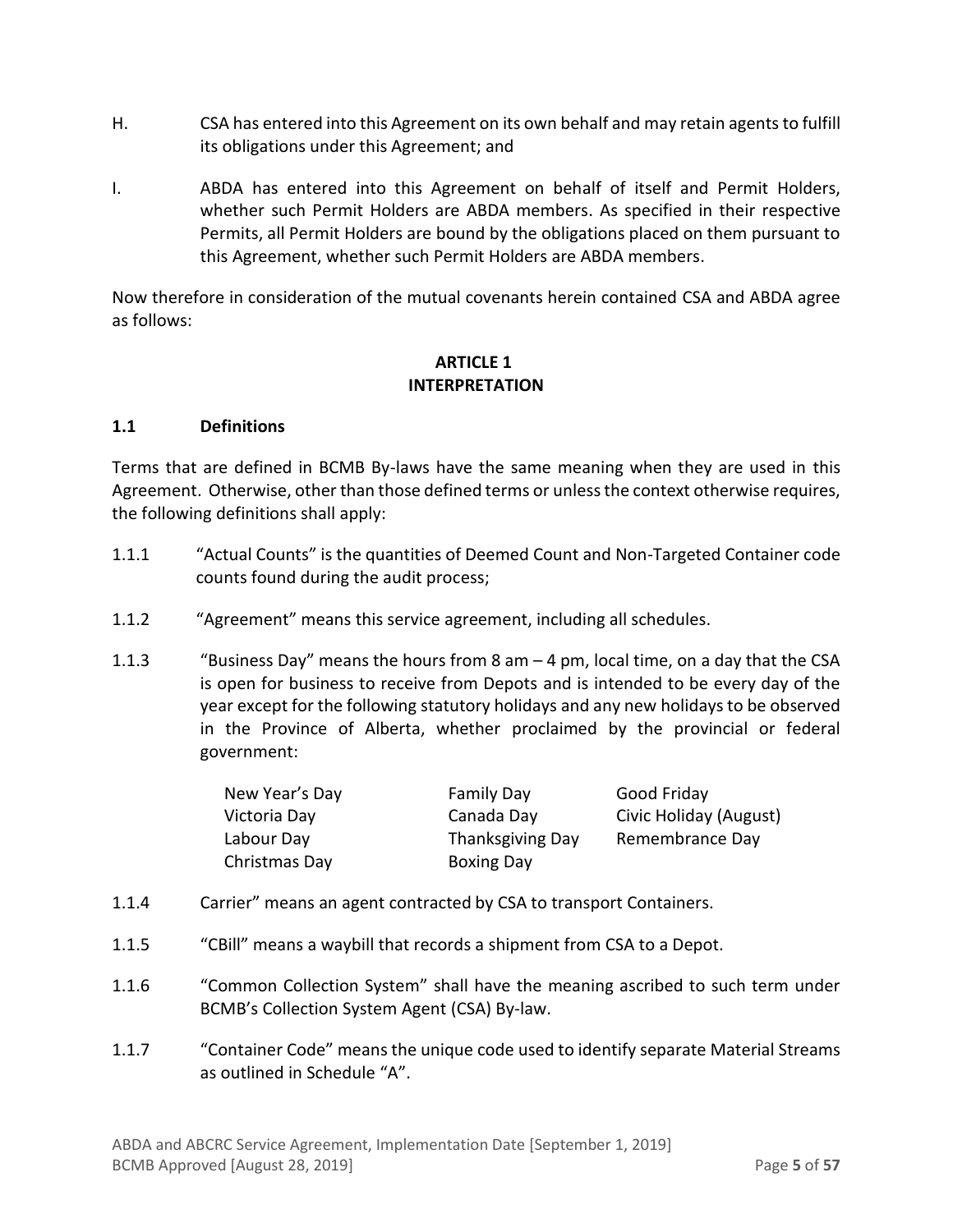H. CSA has entered into this Agreement on its own behalf and may retain agents to fulfill its obligations under this Agreement; and

I. ABDA has entered into this Agreement on behalf of itself and Permit Holders, whether such Permit Holders are ABDA members. As specified in their respective Permits, all Permit Holders are bound by the obligations placed on them pursuant to this Agreement, whether such Permit Holders are ABDA members.

Now therefore in consideration of the mutual covenants herein contained CSA and ABDA agree as follows:

## ARTICLE 1
## INTERPRETATION

### 1.1 Definitions

Terms that are defined in BCMB By-laws have the same meaning when they are used in this Agreement. Otherwise, other than those defined terms or unless the context otherwise requires, the following definitions shall apply:

1.1.1 "Actual Counts" is the quantities of Deemed Count and Non-Targeted Container code counts found during the audit process;

1.1.2 "Agreement" means this service agreement, including all schedules.

1.1.3 "Business Day" means the hours from 8 am – 4 pm, local time, on a day that the CSA is open for business to receive from Depots and is intended to be every day of the year except for the following statutory holidays and any new holidays to be observed in the Province of Alberta, whether proclaimed by the provincial or federal government:

| | | |
|---|---|---|
| New Year's Day | Family Day | Good Friday |
| Victoria Day | Canada Day | Civic Holiday (August) |
| Labour Day | Thanksgiving Day | Remembrance Day |
| Christmas Day | Boxing Day | |

1.1.4 Carrier" means an agent contracted by CSA to transport Containers.

1.1.5 "CBill" means a waybill that records a shipment from CSA to a Depot.

1.1.6 "Common Collection System" shall have the meaning ascribed to such term under BCMB's Collection System Agent (CSA) By-law.

1.1.7 "Container Code" means the unique code used to identify separate Material Streams as outlined in Schedule "A".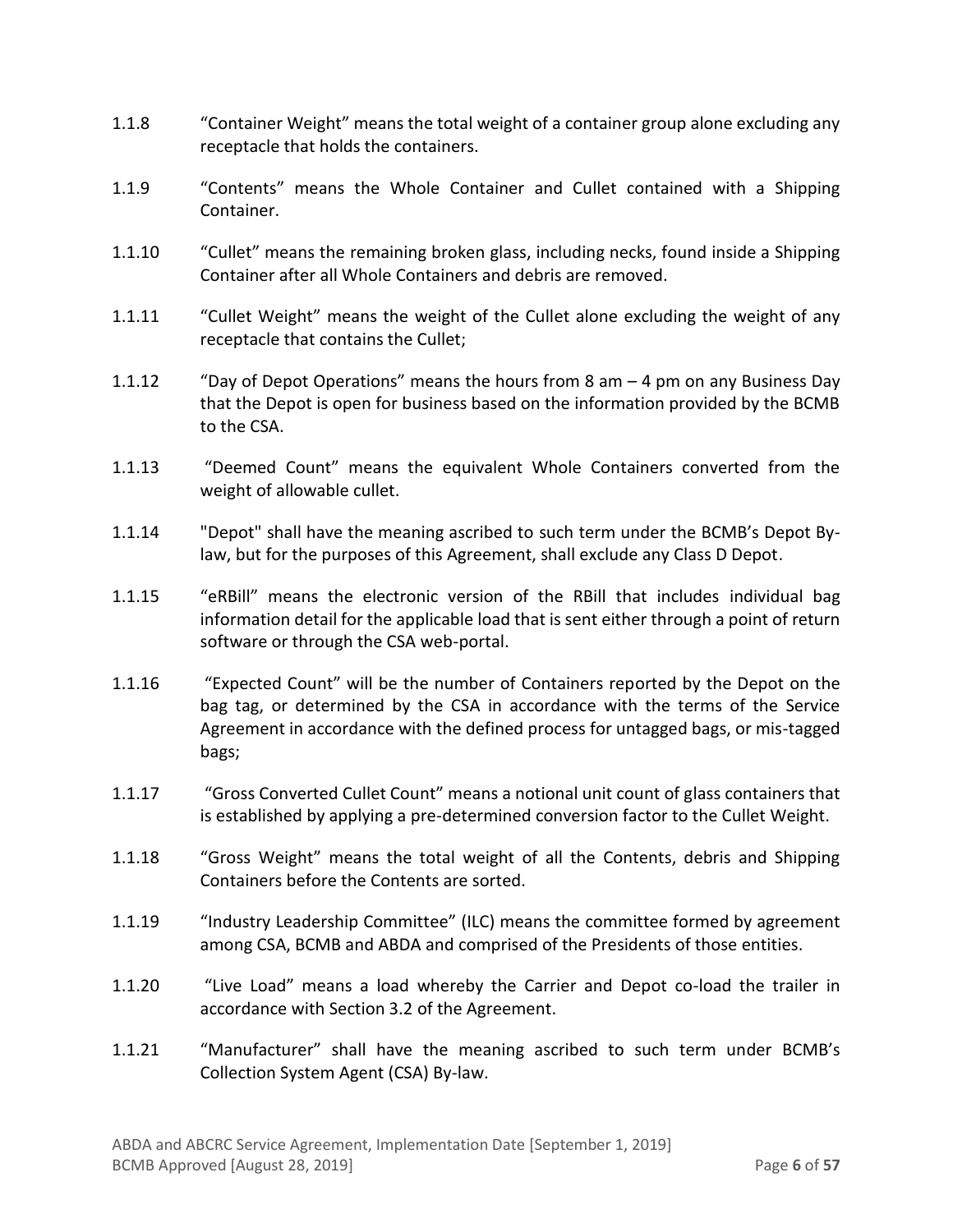1.1.8 "Container Weight" means the total weight of a container group alone excluding any receptacle that holds the containers.

1.1.9 "Contents" means the Whole Container and Cullet contained with a Shipping Container.

1.1.10 "Cullet" means the remaining broken glass, including necks, found inside a Shipping Container after all Whole Containers and debris are removed.

1.1.11 "Cullet Weight" means the weight of the Cullet alone excluding the weight of any receptacle that contains the Cullet;

1.1.12 "Day of Depot Operations" means the hours from 8 am – 4 pm on any Business Day that the Depot is open for business based on the information provided by the BCMB to the CSA.

1.1.13 "Deemed Count" means the equivalent Whole Containers converted from the weight of allowable cullet.

1.1.14 "Depot" shall have the meaning ascribed to such term under the BCMB's Depot By-law, but for the purposes of this Agreement, shall exclude any Class D Depot.

1.1.15 "eRBill" means the electronic version of the RBill that includes individual bag information detail for the applicable load that is sent either through a point of return software or through the CSA web-portal.

1.1.16 "Expected Count" will be the number of Containers reported by the Depot on the bag tag, or determined by the CSA in accordance with the terms of the Service Agreement in accordance with the defined process for untagged bags, or mis-tagged bags;

1.1.17 "Gross Converted Cullet Count" means a notional unit count of glass containers that is established by applying a pre-determined conversion factor to the Cullet Weight.

1.1.18 "Gross Weight" means the total weight of all the Contents, debris and Shipping Containers before the Contents are sorted.

1.1.19 "Industry Leadership Committee" (ILC) means the committee formed by agreement among CSA, BCMB and ABDA and comprised of the Presidents of those entities.

1.1.20 "Live Load" means a load whereby the Carrier and Depot co-load the trailer in accordance with Section 3.2 of the Agreement.

1.1.21 "Manufacturer" shall have the meaning ascribed to such term under BCMB's Collection System Agent (CSA) By-law.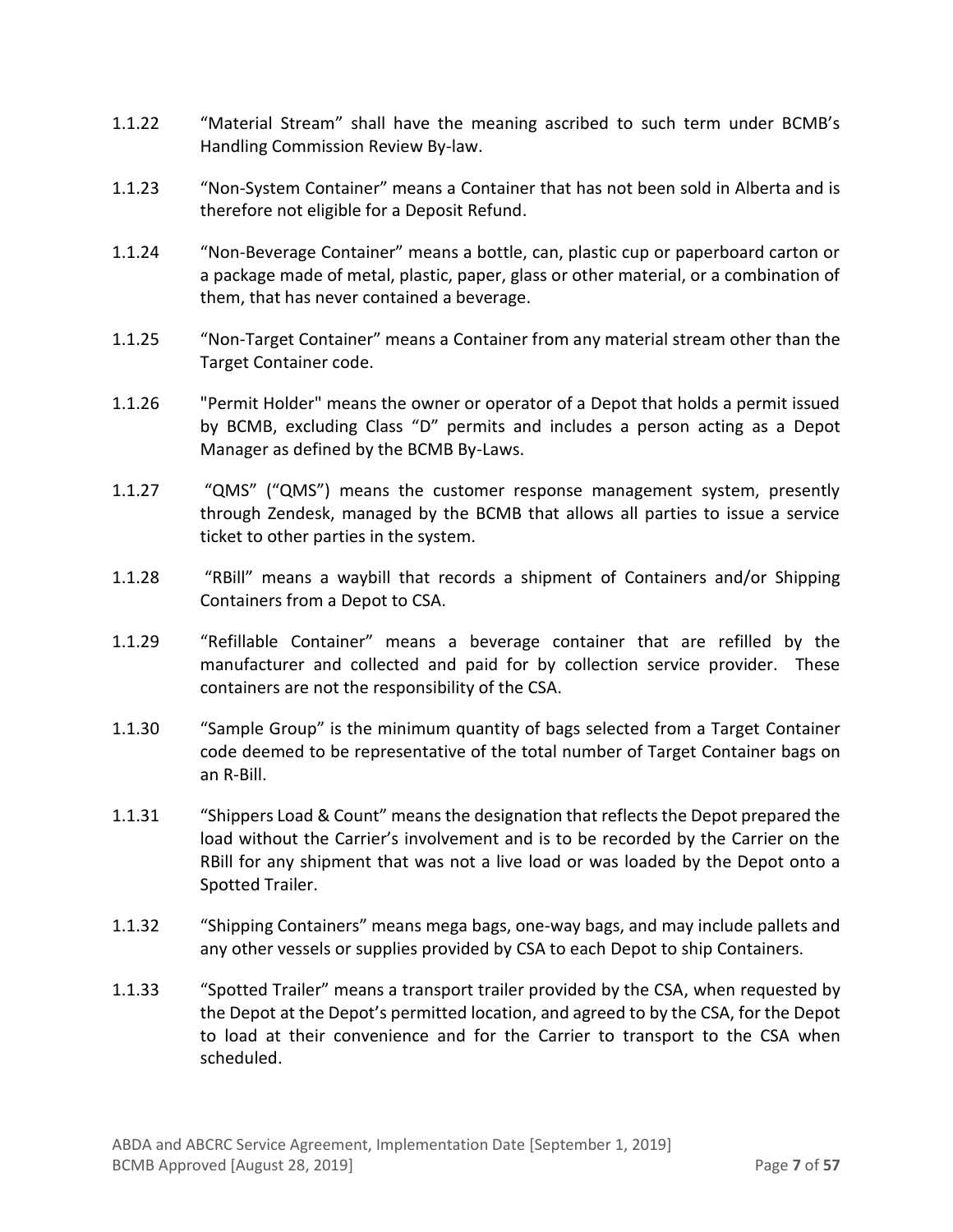1.1.22 "Material Stream" shall have the meaning ascribed to such term under BCMB's Handling Commission Review By-law.

1.1.23 "Non-System Container" means a Container that has not been sold in Alberta and is therefore not eligible for a Deposit Refund.

1.1.24 "Non-Beverage Container" means a bottle, can, plastic cup or paperboard carton or a package made of metal, plastic, paper, glass or other material, or a combination of them, that has never contained a beverage.

1.1.25 "Non-Target Container" means a Container from any material stream other than the Target Container code.

1.1.26 "Permit Holder" means the owner or operator of a Depot that holds a permit issued by BCMB, excluding Class "D" permits and includes a person acting as a Depot Manager as defined by the BCMB By-Laws.

1.1.27 "QMS" ("QMS") means the customer response management system, presently through Zendesk, managed by the BCMB that allows all parties to issue a service ticket to other parties in the system.

1.1.28 "RBill" means a waybill that records a shipment of Containers and/or Shipping Containers from a Depot to CSA.

1.1.29 "Refillable Container" means a beverage container that are refilled by the manufacturer and collected and paid for by collection service provider. These containers are not the responsibility of the CSA.

1.1.30 "Sample Group" is the minimum quantity of bags selected from a Target Container code deemed to be representative of the total number of Target Container bags on an R-Bill.

1.1.31 "Shippers Load & Count" means the designation that reflects the Depot prepared the load without the Carrier's involvement and is to be recorded by the Carrier on the RBill for any shipment that was not a live load or was loaded by the Depot onto a Spotted Trailer.

1.1.32 "Shipping Containers" means mega bags, one-way bags, and may include pallets and any other vessels or supplies provided by CSA to each Depot to ship Containers.

1.1.33 "Spotted Trailer" means a transport trailer provided by the CSA, when requested by the Depot at the Depot's permitted location, and agreed to by the CSA, for the Depot to load at their convenience and for the Carrier to transport to the CSA when scheduled.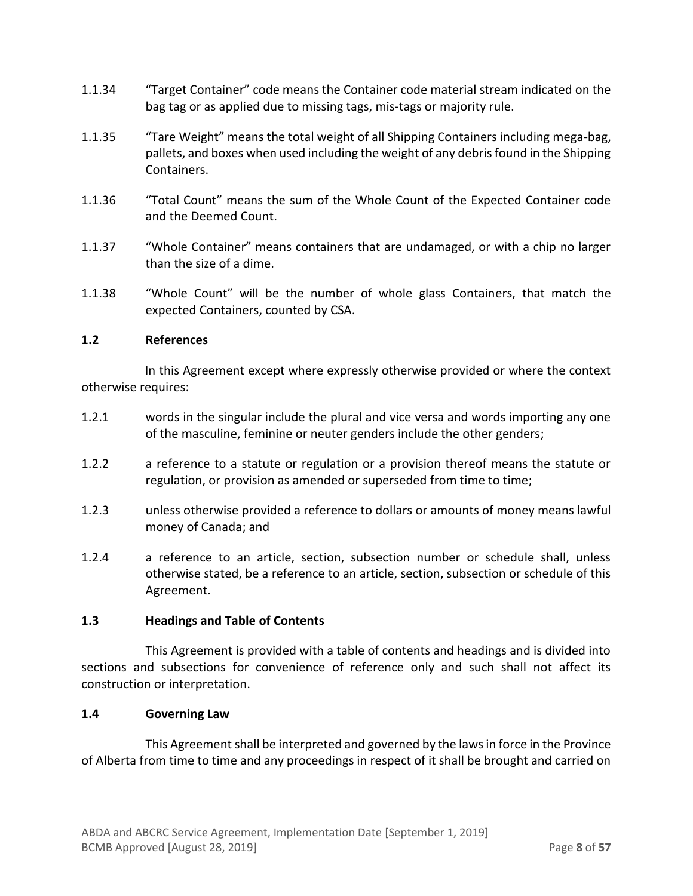1.1.34 "Target Container" code means the Container code material stream indicated on the bag tag or as applied due to missing tags, mis-tags or majority rule.

1.1.35 "Tare Weight" means the total weight of all Shipping Containers including mega-bag, pallets, and boxes when used including the weight of any debris found in the Shipping Containers.

1.1.36 "Total Count" means the sum of the Whole Count of the Expected Container code and the Deemed Count.

1.1.37 "Whole Container" means containers that are undamaged, or with a chip no larger than the size of a dime.

1.1.38 "Whole Count" will be the number of whole glass Containers, that match the expected Containers, counted by CSA.

### 1.2 References

In this Agreement except where expressly otherwise provided or where the context otherwise requires:

1.2.1 words in the singular include the plural and vice versa and words importing any one of the masculine, feminine or neuter genders include the other genders;

1.2.2 a reference to a statute or regulation or a provision thereof means the statute or regulation, or provision as amended or superseded from time to time;

1.2.3 unless otherwise provided a reference to dollars or amounts of money means lawful money of Canada; and

1.2.4 a reference to an article, section, subsection number or schedule shall, unless otherwise stated, be a reference to an article, section, subsection or schedule of this Agreement.

### 1.3 Headings and Table of Contents

This Agreement is provided with a table of contents and headings and is divided into sections and subsections for convenience of reference only and such shall not affect its construction or interpretation.

### 1.4 Governing Law

This Agreement shall be interpreted and governed by the laws in force in the Province of Alberta from time to time and any proceedings in respect of it shall be brought and carried on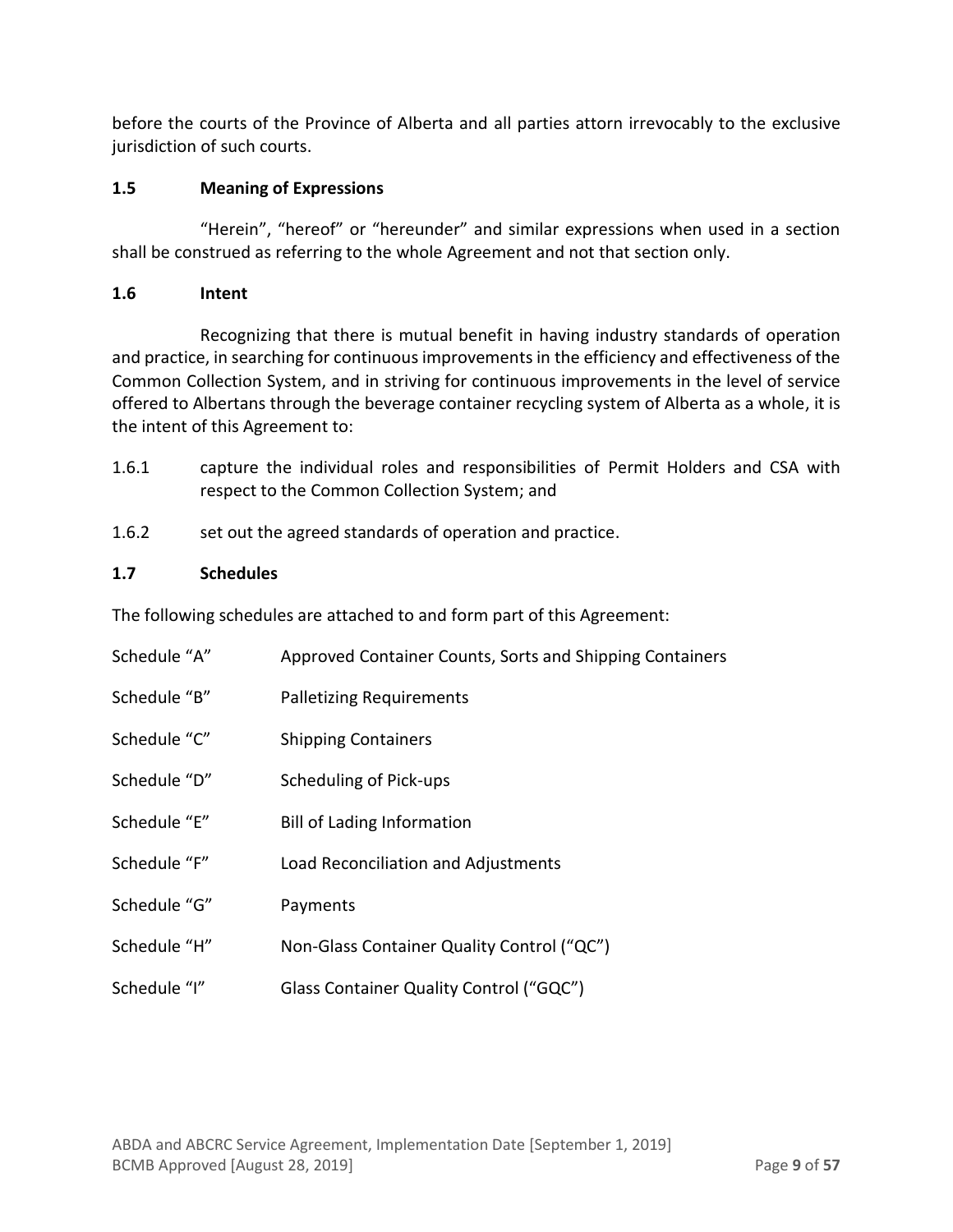before the courts of the Province of Alberta and all parties attorn irrevocably to the exclusive jurisdiction of such courts.

### 1.5 Meaning of Expressions

"Herein", "hereof" or "hereunder" and similar expressions when used in a section shall be construed as referring to the whole Agreement and not that section only.

### 1.6 Intent

Recognizing that there is mutual benefit in having industry standards of operation and practice, in searching for continuous improvements in the efficiency and effectiveness of the Common Collection System, and in striving for continuous improvements in the level of service offered to Albertans through the beverage container recycling system of Alberta as a whole, it is the intent of this Agreement to:

1.6.1 capture the individual roles and responsibilities of Permit Holders and CSA with respect to the Common Collection System; and

1.6.2 set out the agreed standards of operation and practice.

### 1.7 Schedules

The following schedules are attached to and form part of this Agreement:

| | |
|---|---|
| Schedule "A" | Approved Container Counts, Sorts and Shipping Containers |
| Schedule "B" | Palletizing Requirements |
| Schedule "C" | Shipping Containers |
| Schedule "D" | Scheduling of Pick-ups |
| Schedule "E" | Bill of Lading Information |
| Schedule "F" | Load Reconciliation and Adjustments |
| Schedule "G" | Payments |
| Schedule "H" | Non-Glass Container Quality Control ("QC") |
| Schedule "I" | Glass Container Quality Control ("GQC") |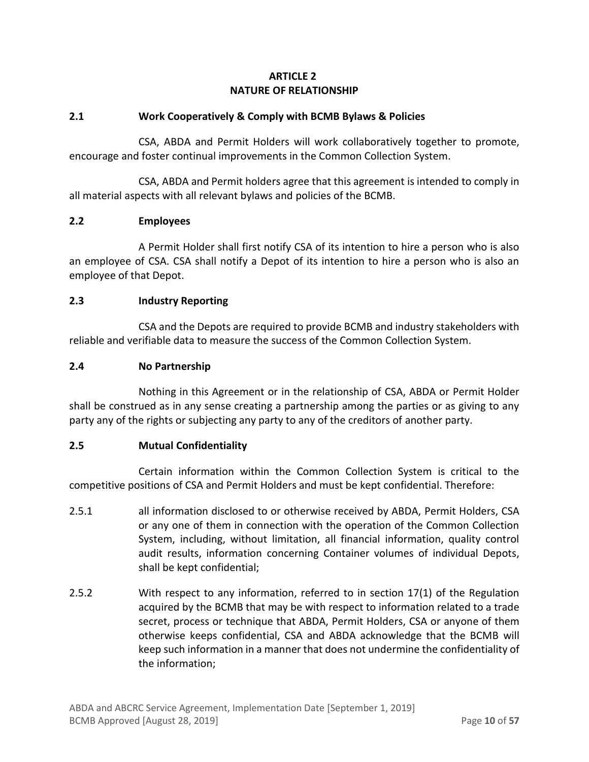# ARTICLE 2
# NATURE OF RELATIONSHIP

## 2.1 Work Cooperatively & Comply with BCMB Bylaws & Policies

CSA, ABDA and Permit Holders will work collaboratively together to promote, encourage and foster continual improvements in the Common Collection System.

CSA, ABDA and Permit holders agree that this agreement is intended to comply in all material aspects with all relevant bylaws and policies of the BCMB.

## 2.2 Employees

A Permit Holder shall first notify CSA of its intention to hire a person who is also an employee of CSA. CSA shall notify a Depot of its intention to hire a person who is also an employee of that Depot.

## 2.3 Industry Reporting

CSA and the Depots are required to provide BCMB and industry stakeholders with reliable and verifiable data to measure the success of the Common Collection System.

## 2.4 No Partnership

Nothing in this Agreement or in the relationship of CSA, ABDA or Permit Holder shall be construed as in any sense creating a partnership among the parties or as giving to any party any of the rights or subjecting any party to any of the creditors of another party.

## 2.5 Mutual Confidentiality

Certain information within the Common Collection System is critical to the competitive positions of CSA and Permit Holders and must be kept confidential. Therefore:

2.5.1 all information disclosed to or otherwise received by ABDA, Permit Holders, CSA or any one of them in connection with the operation of the Common Collection System, including, without limitation, all financial information, quality control audit results, information concerning Container volumes of individual Depots, shall be kept confidential;

2.5.2 With respect to any information, referred to in section 17(1) of the Regulation acquired by the BCMB that may be with respect to information related to a trade secret, process or technique that ABDA, Permit Holders, CSA or anyone of them otherwise keeps confidential, CSA and ABDA acknowledge that the BCMB will keep such information in a manner that does not undermine the confidentiality of the information;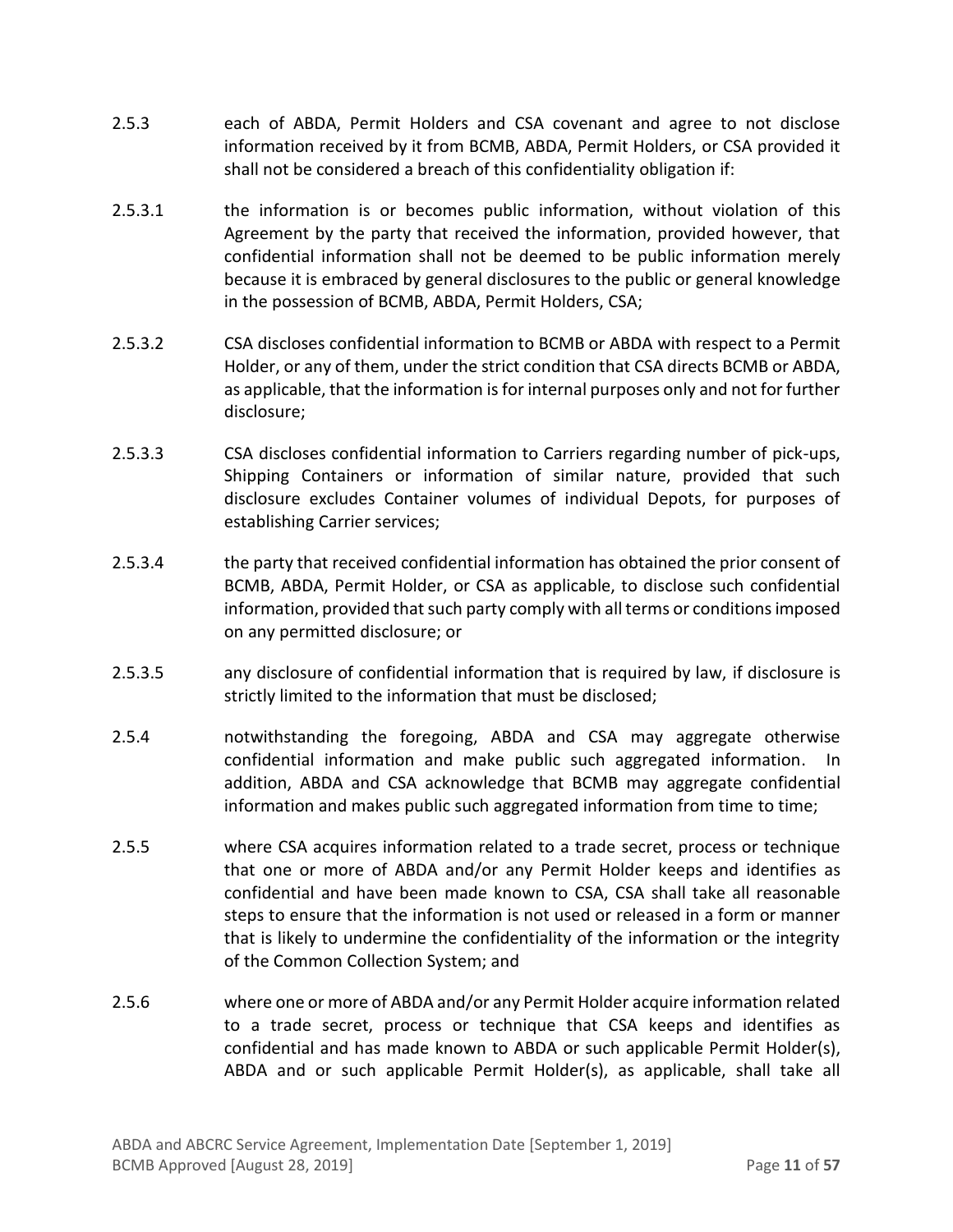2.5.3 each of ABDA, Permit Holders and CSA covenant and agree to not disclose information received by it from BCMB, ABDA, Permit Holders, or CSA provided it shall not be considered a breach of this confidentiality obligation if:

2.5.3.1 the information is or becomes public information, without violation of this Agreement by the party that received the information, provided however, that confidential information shall not be deemed to be public information merely because it is embraced by general disclosures to the public or general knowledge in the possession of BCMB, ABDA, Permit Holders, CSA;

2.5.3.2 CSA discloses confidential information to BCMB or ABDA with respect to a Permit Holder, or any of them, under the strict condition that CSA directs BCMB or ABDA, as applicable, that the information is for internal purposes only and not for further disclosure;

2.5.3.3 CSA discloses confidential information to Carriers regarding number of pick-ups, Shipping Containers or information of similar nature, provided that such disclosure excludes Container volumes of individual Depots, for purposes of establishing Carrier services;

2.5.3.4 the party that received confidential information has obtained the prior consent of BCMB, ABDA, Permit Holder, or CSA as applicable, to disclose such confidential information, provided that such party comply with all terms or conditions imposed on any permitted disclosure; or

2.5.3.5 any disclosure of confidential information that is required by law, if disclosure is strictly limited to the information that must be disclosed;

2.5.4 notwithstanding the foregoing, ABDA and CSA may aggregate otherwise confidential information and make public such aggregated information. In addition, ABDA and CSA acknowledge that BCMB may aggregate confidential information and makes public such aggregated information from time to time;

2.5.5 where CSA acquires information related to a trade secret, process or technique that one or more of ABDA and/or any Permit Holder keeps and identifies as confidential and have been made known to CSA, CSA shall take all reasonable steps to ensure that the information is not used or released in a form or manner that is likely to undermine the confidentiality of the information or the integrity of the Common Collection System; and

2.5.6 where one or more of ABDA and/or any Permit Holder acquire information related to a trade secret, process or technique that CSA keeps and identifies as confidential and has made known to ABDA or such applicable Permit Holder(s), ABDA and or such applicable Permit Holder(s), as applicable, shall take all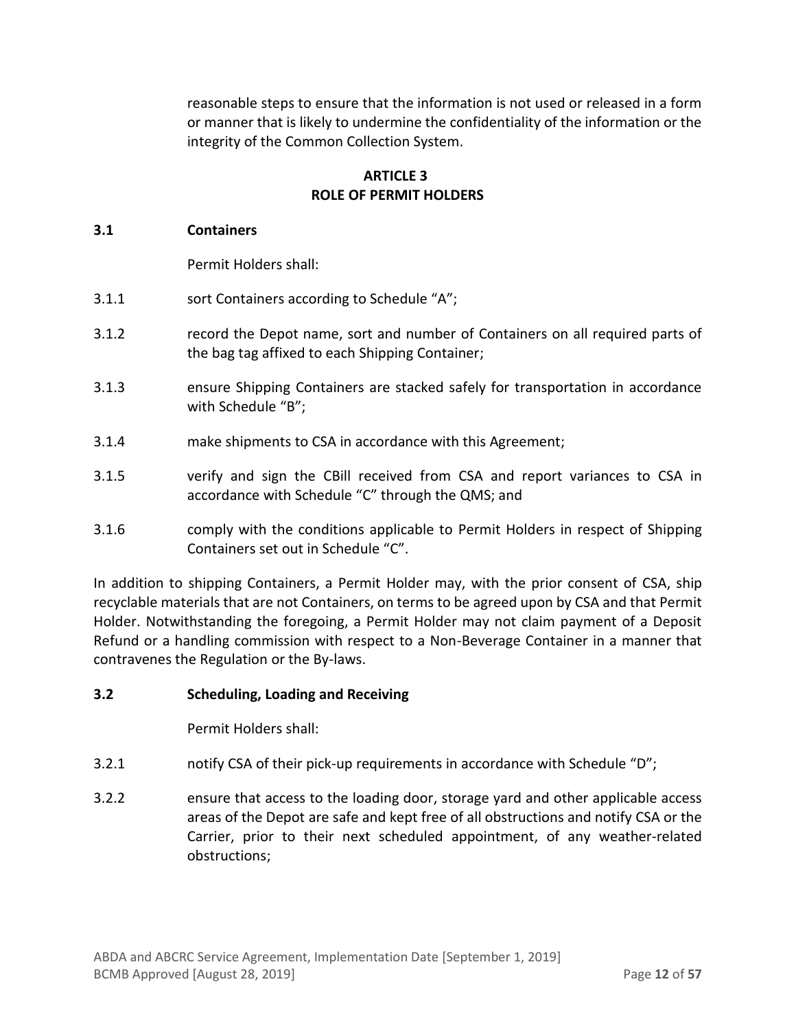reasonable steps to ensure that the information is not used or released in a form or manner that is likely to undermine the confidentiality of the information or the integrity of the Common Collection System.

## ARTICLE 3
## ROLE OF PERMIT HOLDERS

### 3.1 Containers

Permit Holders shall:

3.1.1 sort Containers according to Schedule "A";

3.1.2 record the Depot name, sort and number of Containers on all required parts of the bag tag affixed to each Shipping Container;

3.1.3 ensure Shipping Containers are stacked safely for transportation in accordance with Schedule "B";

3.1.4 make shipments to CSA in accordance with this Agreement;

3.1.5 verify and sign the CBill received from CSA and report variances to CSA in accordance with Schedule "C" through the QMS; and

3.1.6 comply with the conditions applicable to Permit Holders in respect of Shipping Containers set out in Schedule "C".

In addition to shipping Containers, a Permit Holder may, with the prior consent of CSA, ship recyclable materials that are not Containers, on terms to be agreed upon by CSA and that Permit Holder. Notwithstanding the foregoing, a Permit Holder may not claim payment of a Deposit Refund or a handling commission with respect to a Non-Beverage Container in a manner that contravenes the Regulation or the By-laws.

### 3.2 Scheduling, Loading and Receiving

Permit Holders shall:

3.2.1 notify CSA of their pick-up requirements in accordance with Schedule "D";

3.2.2 ensure that access to the loading door, storage yard and other applicable access areas of the Depot are safe and kept free of all obstructions and notify CSA or the Carrier, prior to their next scheduled appointment, of any weather-related obstructions;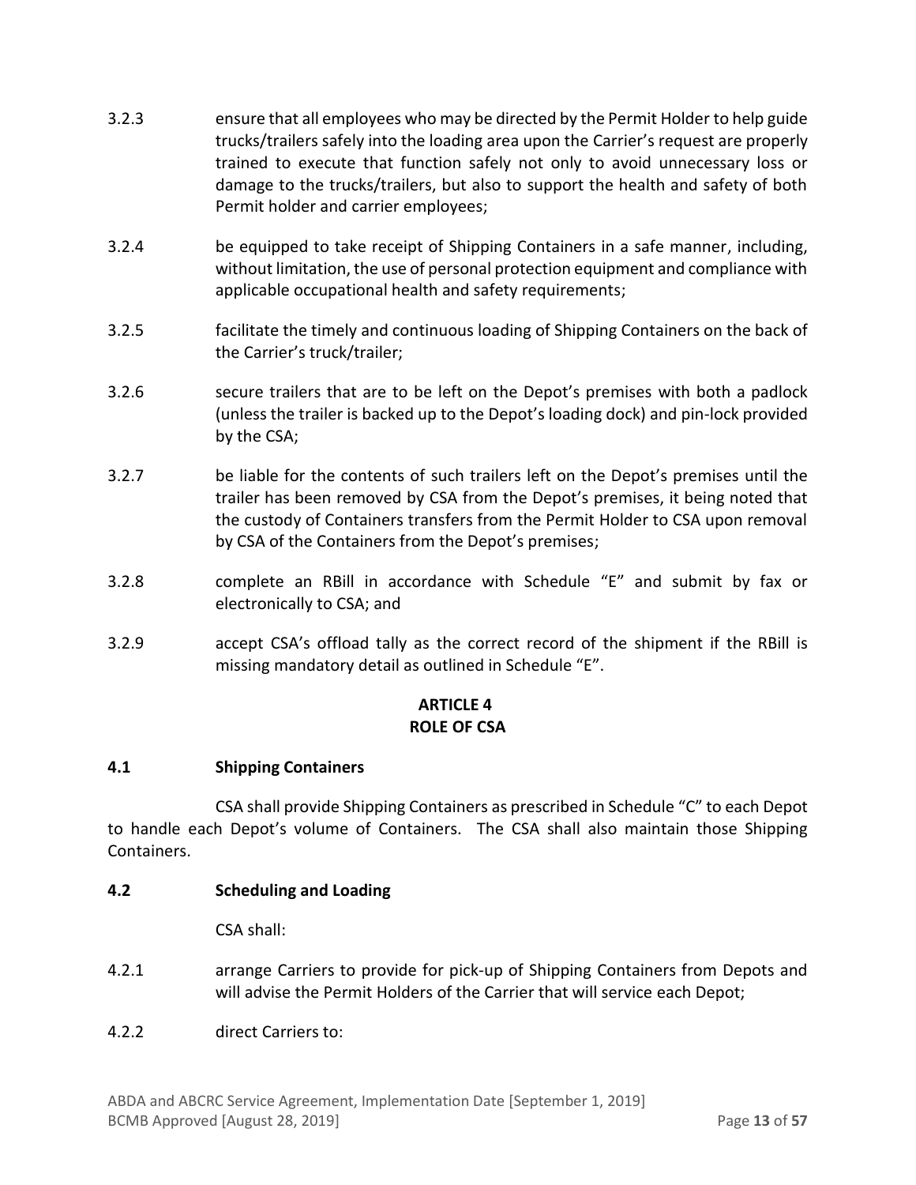3.2.3 ensure that all employees who may be directed by the Permit Holder to help guide trucks/trailers safely into the loading area upon the Carrier's request are properly trained to execute that function safely not only to avoid unnecessary loss or damage to the trucks/trailers, but also to support the health and safety of both Permit holder and carrier employees;

3.2.4 be equipped to take receipt of Shipping Containers in a safe manner, including, without limitation, the use of personal protection equipment and compliance with applicable occupational health and safety requirements;

3.2.5 facilitate the timely and continuous loading of Shipping Containers on the back of the Carrier's truck/trailer;

3.2.6 secure trailers that are to be left on the Depot's premises with both a padlock (unless the trailer is backed up to the Depot's loading dock) and pin-lock provided by the CSA;

3.2.7 be liable for the contents of such trailers left on the Depot's premises until the trailer has been removed by CSA from the Depot's premises, it being noted that the custody of Containers transfers from the Permit Holder to CSA upon removal by CSA of the Containers from the Depot's premises;

3.2.8 complete an RBill in accordance with Schedule "E" and submit by fax or electronically to CSA; and

3.2.9 accept CSA's offload tally as the correct record of the shipment if the RBill is missing mandatory detail as outlined in Schedule "E".

## ARTICLE 4
## ROLE OF CSA

### 4.1 Shipping Containers

CSA shall provide Shipping Containers as prescribed in Schedule "C" to each Depot to handle each Depot's volume of Containers. The CSA shall also maintain those Shipping Containers.

### 4.2 Scheduling and Loading

CSA shall:

4.2.1 arrange Carriers to provide for pick-up of Shipping Containers from Depots and will advise the Permit Holders of the Carrier that will service each Depot;

4.2.2 direct Carriers to: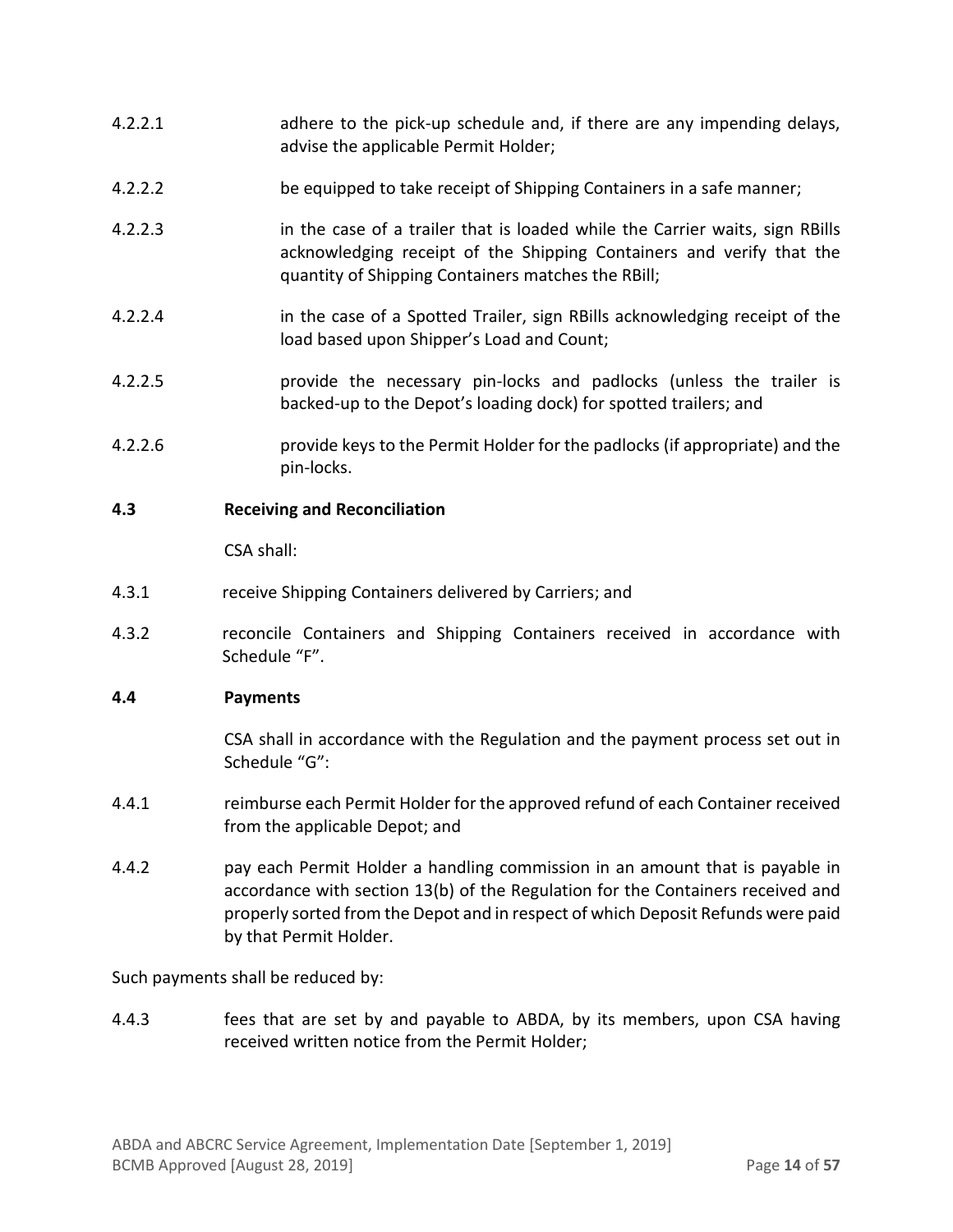4.2.2.1 adhere to the pick-up schedule and, if there are any impending delays, advise the applicable Permit Holder;

4.2.2.2 be equipped to take receipt of Shipping Containers in a safe manner;

4.2.2.3 in the case of a trailer that is loaded while the Carrier waits, sign RBills acknowledging receipt of the Shipping Containers and verify that the quantity of Shipping Containers matches the RBill;

4.2.2.4 in the case of a Spotted Trailer, sign RBills acknowledging receipt of the load based upon Shipper's Load and Count;

4.2.2.5 provide the necessary pin-locks and padlocks (unless the trailer is backed-up to the Depot's loading dock) for spotted trailers; and

4.2.2.6 provide keys to the Permit Holder for the padlocks (if appropriate) and the pin-locks.

**4.3 Receiving and Reconciliation**

CSA shall:

4.3.1 receive Shipping Containers delivered by Carriers; and

4.3.2 reconcile Containers and Shipping Containers received in accordance with Schedule "F".

**4.4 Payments**

CSA shall in accordance with the Regulation and the payment process set out in Schedule "G":

4.4.1 reimburse each Permit Holder for the approved refund of each Container received from the applicable Depot; and

4.4.2 pay each Permit Holder a handling commission in an amount that is payable in accordance with section 13(b) of the Regulation for the Containers received and properly sorted from the Depot and in respect of which Deposit Refunds were paid by that Permit Holder.

Such payments shall be reduced by:

4.4.3 fees that are set by and payable to ABDA, by its members, upon CSA having received written notice from the Permit Holder;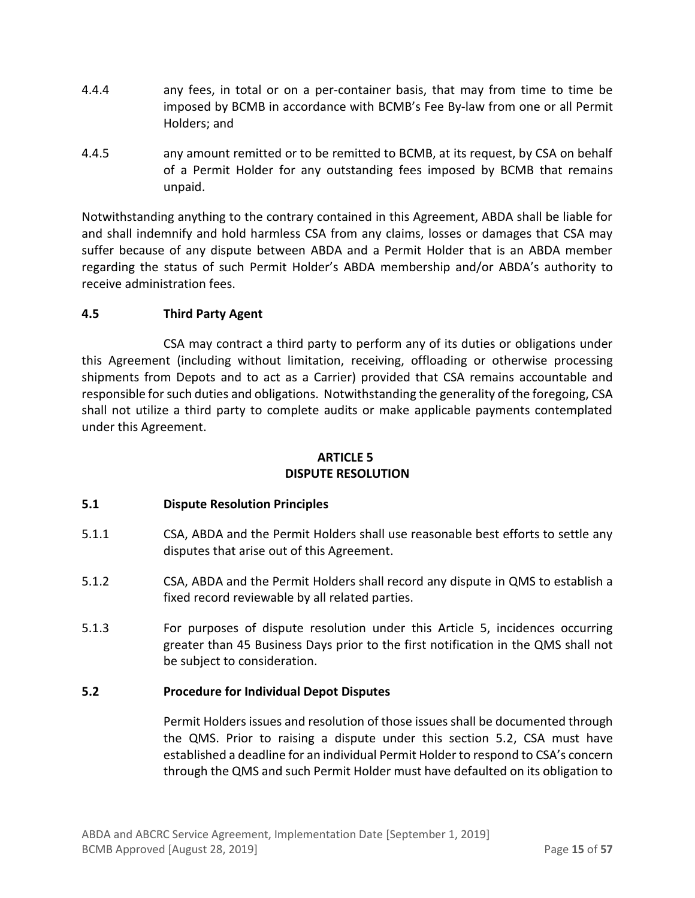4.4.4 any fees, in total or on a per-container basis, that may from time to time be imposed by BCMB in accordance with BCMB's Fee By-law from one or all Permit Holders; and

4.4.5 any amount remitted or to be remitted to BCMB, at its request, by CSA on behalf of a Permit Holder for any outstanding fees imposed by BCMB that remains unpaid.

Notwithstanding anything to the contrary contained in this Agreement, ABDA shall be liable for and shall indemnify and hold harmless CSA from any claims, losses or damages that CSA may suffer because of any dispute between ABDA and a Permit Holder that is an ABDA member regarding the status of such Permit Holder's ABDA membership and/or ABDA's authority to receive administration fees.

**4.5 Third Party Agent**

CSA may contract a third party to perform any of its duties or obligations under this Agreement (including without limitation, receiving, offloading or otherwise processing shipments from Depots and to act as a Carrier) provided that CSA remains accountable and responsible for such duties and obligations. Notwithstanding the generality of the foregoing, CSA shall not utilize a third party to complete audits or make applicable payments contemplated under this Agreement.

## ARTICLE 5
## DISPUTE RESOLUTION

**5.1 Dispute Resolution Principles**

5.1.1 CSA, ABDA and the Permit Holders shall use reasonable best efforts to settle any disputes that arise out of this Agreement.

5.1.2 CSA, ABDA and the Permit Holders shall record any dispute in QMS to establish a fixed record reviewable by all related parties.

5.1.3 For purposes of dispute resolution under this Article 5, incidences occurring greater than 45 Business Days prior to the first notification in the QMS shall not be subject to consideration.

**5.2 Procedure for Individual Depot Disputes**

Permit Holders issues and resolution of those issues shall be documented through the QMS. Prior to raising a dispute under this section 5.2, CSA must have established a deadline for an individual Permit Holder to respond to CSA's concern through the QMS and such Permit Holder must have defaulted on its obligation to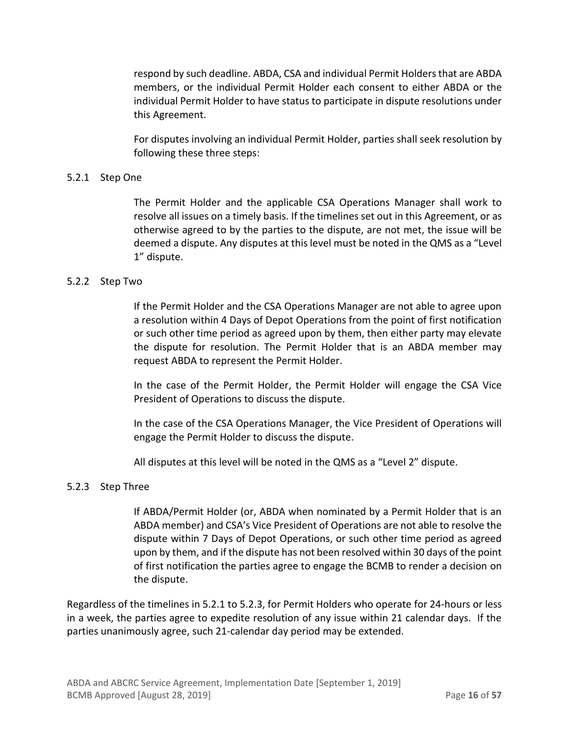respond by such deadline. ABDA, CSA and individual Permit Holders that are ABDA members, or the individual Permit Holder each consent to either ABDA or the individual Permit Holder to have status to participate in dispute resolutions under this Agreement.

For disputes involving an individual Permit Holder, parties shall seek resolution by following these three steps:

#### 5.2.1 Step One

The Permit Holder and the applicable CSA Operations Manager shall work to resolve all issues on a timely basis. If the timelines set out in this Agreement, or as otherwise agreed to by the parties to the dispute, are not met, the issue will be deemed a dispute. Any disputes at this level must be noted in the QMS as a "Level 1" dispute.

#### 5.2.2 Step Two

If the Permit Holder and the CSA Operations Manager are not able to agree upon a resolution within 4 Days of Depot Operations from the point of first notification or such other time period as agreed upon by them, then either party may elevate the dispute for resolution. The Permit Holder that is an ABDA member may request ABDA to represent the Permit Holder.

In the case of the Permit Holder, the Permit Holder will engage the CSA Vice President of Operations to discuss the dispute.

In the case of the CSA Operations Manager, the Vice President of Operations will engage the Permit Holder to discuss the dispute.

All disputes at this level will be noted in the QMS as a "Level 2" dispute.

#### 5.2.3 Step Three

If ABDA/Permit Holder (or, ABDA when nominated by a Permit Holder that is an ABDA member) and CSA's Vice President of Operations are not able to resolve the dispute within 7 Days of Depot Operations, or such other time period as agreed upon by them, and if the dispute has not been resolved within 30 days of the point of first notification the parties agree to engage the BCMB to render a decision on the dispute.

Regardless of the timelines in 5.2.1 to 5.2.3, for Permit Holders who operate for 24-hours or less in a week, the parties agree to expedite resolution of any issue within 21 calendar days. If the parties unanimously agree, such 21-calendar day period may be extended.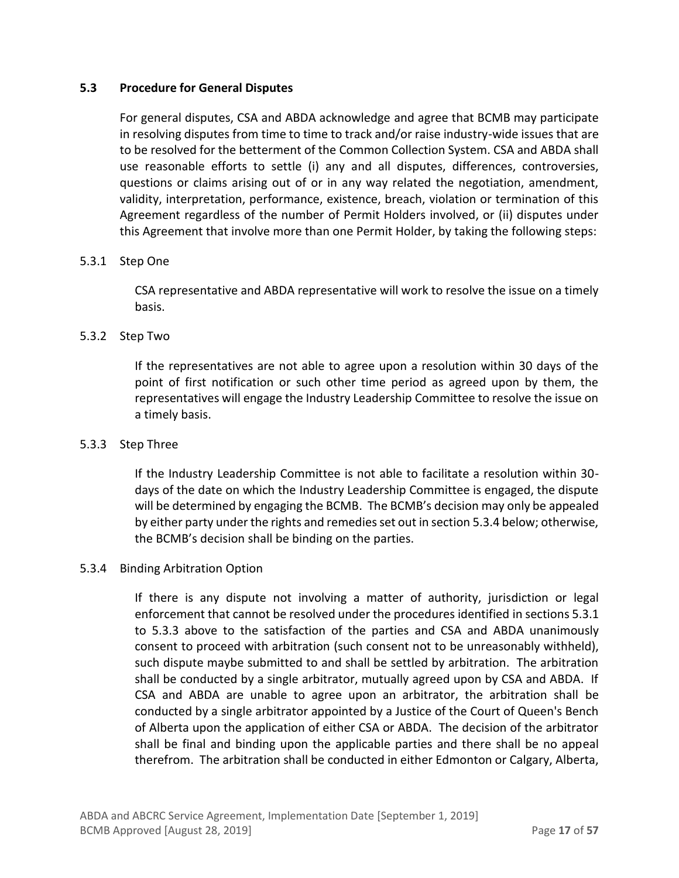### 5.3 Procedure for General Disputes

For general disputes, CSA and ABDA acknowledge and agree that BCMB may participate in resolving disputes from time to time to track and/or raise industry-wide issues that are to be resolved for the betterment of the Common Collection System. CSA and ABDA shall use reasonable efforts to settle (i) any and all disputes, differences, controversies, questions or claims arising out of or in any way related the negotiation, amendment, validity, interpretation, performance, existence, breach, violation or termination of this Agreement regardless of the number of Permit Holders involved, or (ii) disputes under this Agreement that involve more than one Permit Holder, by taking the following steps:

5.3.1 Step One

CSA representative and ABDA representative will work to resolve the issue on a timely basis.

5.3.2 Step Two

If the representatives are not able to agree upon a resolution within 30 days of the point of first notification or such other time period as agreed upon by them, the representatives will engage the Industry Leadership Committee to resolve the issue on a timely basis.

5.3.3 Step Three

If the Industry Leadership Committee is not able to facilitate a resolution within 30-days of the date on which the Industry Leadership Committee is engaged, the dispute will be determined by engaging the BCMB. The BCMB's decision may only be appealed by either party under the rights and remedies set out in section 5.3.4 below; otherwise, the BCMB's decision shall be binding on the parties.

5.3.4 Binding Arbitration Option

If there is any dispute not involving a matter of authority, jurisdiction or legal enforcement that cannot be resolved under the procedures identified in sections 5.3.1 to 5.3.3 above to the satisfaction of the parties and CSA and ABDA unanimously consent to proceed with arbitration (such consent not to be unreasonably withheld), such dispute maybe submitted to and shall be settled by arbitration. The arbitration shall be conducted by a single arbitrator, mutually agreed upon by CSA and ABDA. If CSA and ABDA are unable to agree upon an arbitrator, the arbitration shall be conducted by a single arbitrator appointed by a Justice of the Court of Queen's Bench of Alberta upon the application of either CSA or ABDA. The decision of the arbitrator shall be final and binding upon the applicable parties and there shall be no appeal therefrom. The arbitration shall be conducted in either Edmonton or Calgary, Alberta,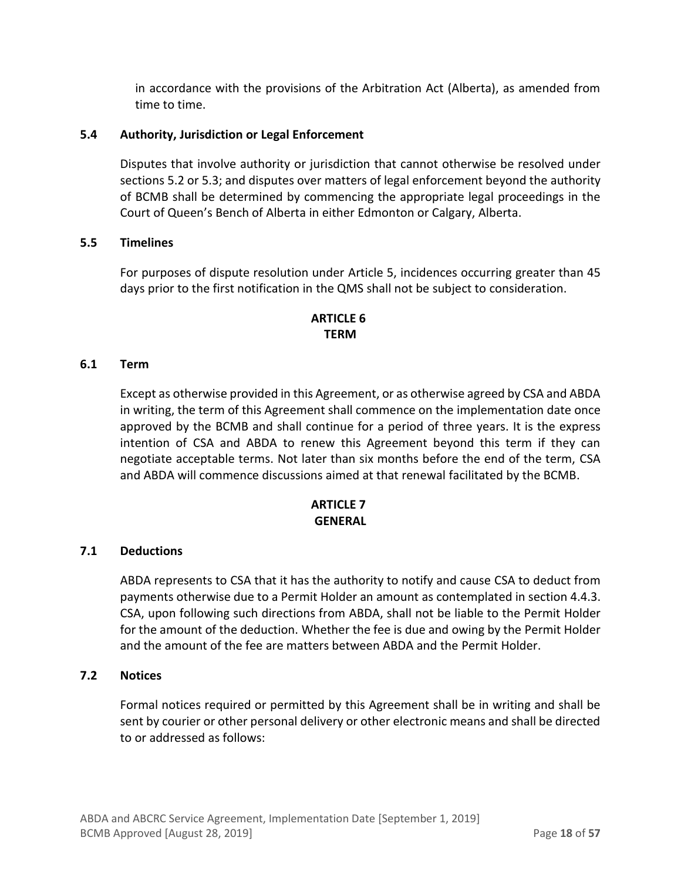in accordance with the provisions of the Arbitration Act (Alberta), as amended from time to time.

### 5.4 Authority, Jurisdiction or Legal Enforcement

Disputes that involve authority or jurisdiction that cannot otherwise be resolved under sections 5.2 or 5.3; and disputes over matters of legal enforcement beyond the authority of BCMB shall be determined by commencing the appropriate legal proceedings in the Court of Queen's Bench of Alberta in either Edmonton or Calgary, Alberta.

### 5.5 Timelines

For purposes of dispute resolution under Article 5, incidences occurring greater than 45 days prior to the first notification in the QMS shall not be subject to consideration.

## ARTICLE 6
## TERM

### 6.1 Term

Except as otherwise provided in this Agreement, or as otherwise agreed by CSA and ABDA in writing, the term of this Agreement shall commence on the implementation date once approved by the BCMB and shall continue for a period of three years. It is the express intention of CSA and ABDA to renew this Agreement beyond this term if they can negotiate acceptable terms. Not later than six months before the end of the term, CSA and ABDA will commence discussions aimed at that renewal facilitated by the BCMB.

## ARTICLE 7
## GENERAL

### 7.1 Deductions

ABDA represents to CSA that it has the authority to notify and cause CSA to deduct from payments otherwise due to a Permit Holder an amount as contemplated in section 4.4.3. CSA, upon following such directions from ABDA, shall not be liable to the Permit Holder for the amount of the deduction. Whether the fee is due and owing by the Permit Holder and the amount of the fee are matters between ABDA and the Permit Holder.

### 7.2 Notices

Formal notices required or permitted by this Agreement shall be in writing and shall be sent by courier or other personal delivery or other electronic means and shall be directed to or addressed as follows: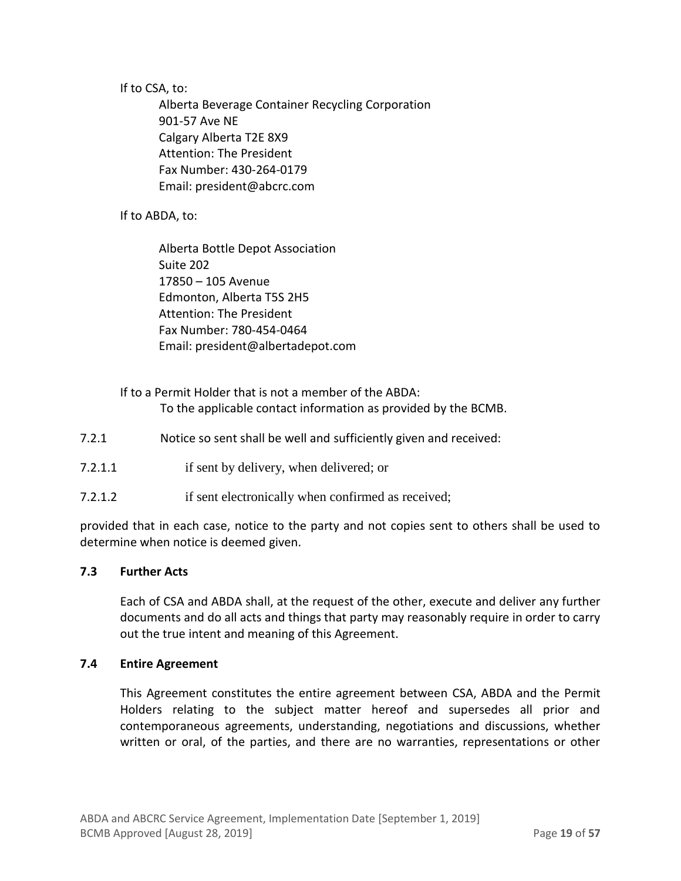If to CSA, to:

Alberta Beverage Container Recycling Corporation
901-57 Ave NE
Calgary Alberta T2E 8X9
Attention: The President
Fax Number: 430-264-0179
Email: president@abcrc.com

If to ABDA, to:

Alberta Bottle Depot Association
Suite 202
17850 – 105 Avenue
Edmonton, Alberta T5S 2H5
Attention: The President
Fax Number: 780-454-0464
Email: president@albertadepot.com

If to a Permit Holder that is not a member of the ABDA:
To the applicable contact information as provided by the BCMB.

7.2.1 Notice so sent shall be well and sufficiently given and received:

7.2.1.1 if sent by delivery, when delivered; or

7.2.1.2 if sent electronically when confirmed as received;

provided that in each case, notice to the party and not copies sent to others shall be used to determine when notice is deemed given.

**7.3 Further Acts**

Each of CSA and ABDA shall, at the request of the other, execute and deliver any further documents and do all acts and things that party may reasonably require in order to carry out the true intent and meaning of this Agreement.

**7.4 Entire Agreement**

This Agreement constitutes the entire agreement between CSA, ABDA and the Permit Holders relating to the subject matter hereof and supersedes all prior and contemporaneous agreements, understanding, negotiations and discussions, whether written or oral, of the parties, and there are no warranties, representations or other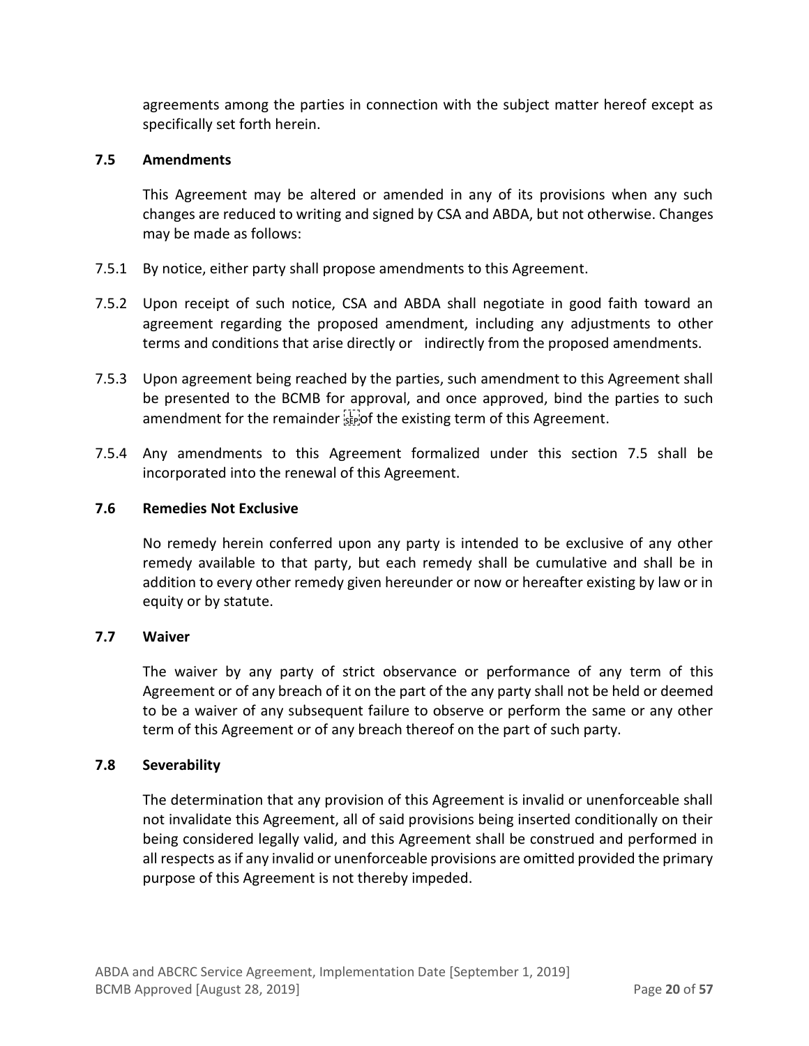agreements among the parties in connection with the subject matter hereof except as specifically set forth herein.

### 7.5 Amendments

This Agreement may be altered or amended in any of its provisions when any such changes are reduced to writing and signed by CSA and ABDA, but not otherwise. Changes may be made as follows:

7.5.1 By notice, either party shall propose amendments to this Agreement.

7.5.2 Upon receipt of such notice, CSA and ABDA shall negotiate in good faith toward an agreement regarding the proposed amendment, including any adjustments to other terms and conditions that arise directly or indirectly from the proposed amendments.

7.5.3 Upon agreement being reached by the parties, such amendment to this Agreement shall be presented to the BCMB for approval, and once approved, bind the parties to such amendment for the remainder of the existing term of this Agreement.

7.5.4 Any amendments to this Agreement formalized under this section 7.5 shall be incorporated into the renewal of this Agreement.

### 7.6 Remedies Not Exclusive

No remedy herein conferred upon any party is intended to be exclusive of any other remedy available to that party, but each remedy shall be cumulative and shall be in addition to every other remedy given hereunder or now or hereafter existing by law or in equity or by statute.

### 7.7 Waiver

The waiver by any party of strict observance or performance of any term of this Agreement or of any breach of it on the part of the any party shall not be held or deemed to be a waiver of any subsequent failure to observe or perform the same or any other term of this Agreement or of any breach thereof on the part of such party.

### 7.8 Severability

The determination that any provision of this Agreement is invalid or unenforceable shall not invalidate this Agreement, all of said provisions being inserted conditionally on their being considered legally valid, and this Agreement shall be construed and performed in all respects as if any invalid or unenforceable provisions are omitted provided the primary purpose of this Agreement is not thereby impeded.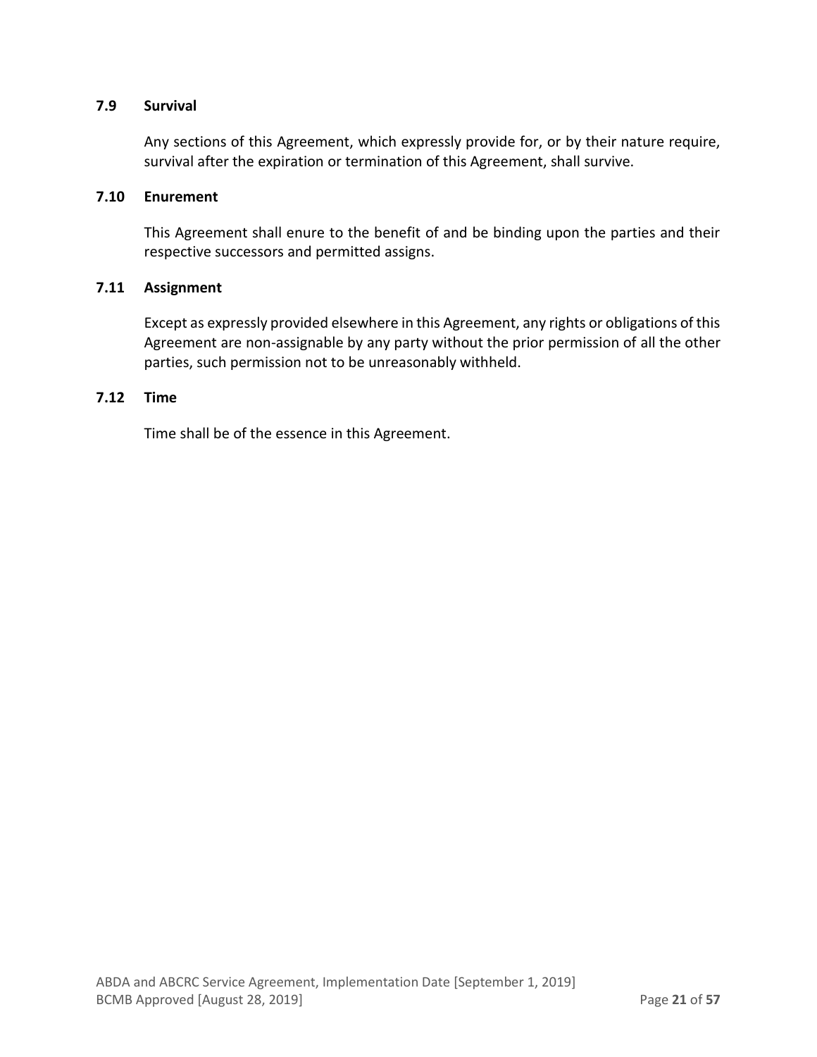### 7.9 Survival

Any sections of this Agreement, which expressly provide for, or by their nature require, survival after the expiration or termination of this Agreement, shall survive.

### 7.10 Enurement

This Agreement shall enure to the benefit of and be binding upon the parties and their respective successors and permitted assigns.

### 7.11 Assignment

Except as expressly provided elsewhere in this Agreement, any rights or obligations of this Agreement are non-assignable by any party without the prior permission of all the other parties, such permission not to be unreasonably withheld.

### 7.12 Time

Time shall be of the essence in this Agreement.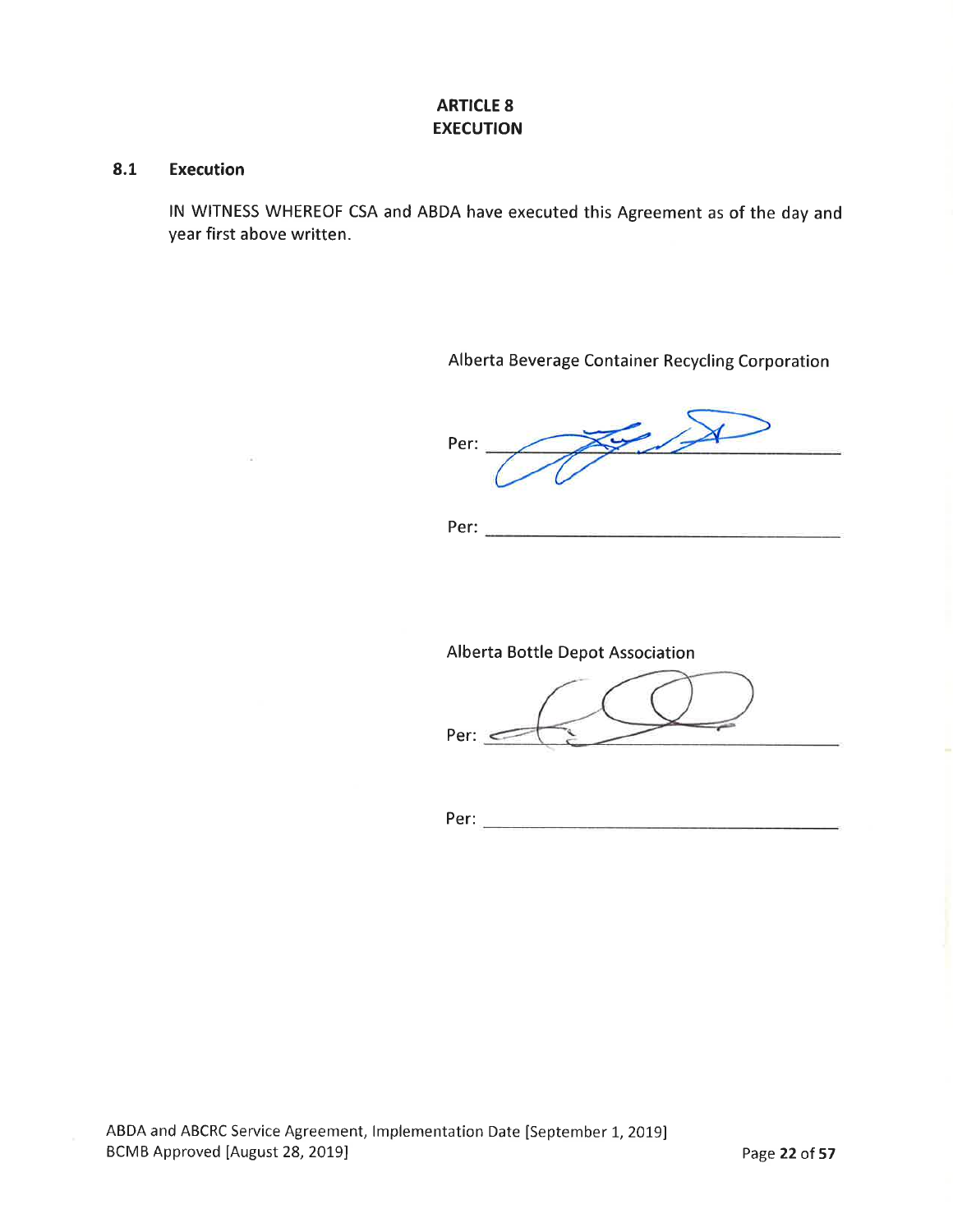## ARTICLE 8
## EXECUTION

### 8.1 Execution

IN WITNESS WHEREOF CSA and ABDA have executed this Agreement as of the day and year first above written.

Alberta Beverage Container Recycling Corporation

Per: ______________________________

Per: ______________________________

Alberta Bottle Depot Association

Per: ______________________________

Per: ______________________________

ABDA and ABCRC Service Agreement, Implementation Date [September 1, 2019]
BCMB Approved [August 28, 2019]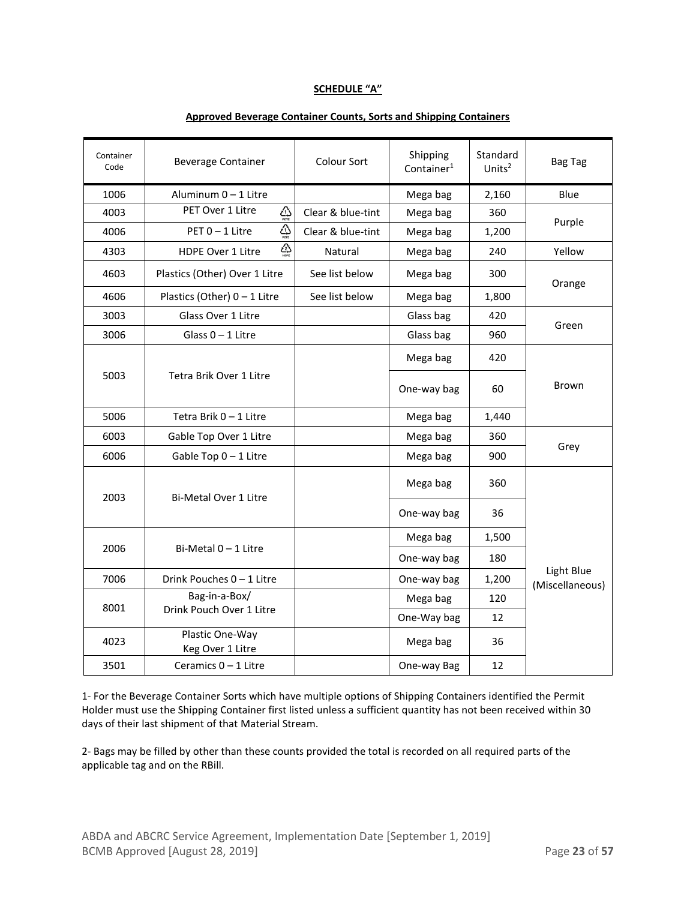**SCHEDULE "A"**

**Approved Beverage Container Counts, Sorts and Shipping Containers**

| Container Code | Beverage Container | Colour Sort | Shipping Container[1] | Standard Units[2] | Bag Tag |
|---|---|---|---|---|---|
| 1006 | Aluminum 0 – 1 Litre | | Mega bag | 2,160 | Blue |
| 4003 | PET Over 1 Litre | Clear & blue-tint | Mega bag | 360 | Purple |
| 4006 | PET 0 – 1 Litre | Clear & blue-tint | Mega bag | 1,200 | |
| 4303 | HDPE Over 1 Litre | Natural | Mega bag | 240 | Yellow |
| 4603 | Plastics (Other) Over 1 Litre | See list below | Mega bag | 300 | Orange |
| 4606 | Plastics (Other) 0 – 1 Litre | See list below | Mega bag | 1,800 | |
| 3003 | Glass Over 1 Litre | | Glass bag | 420 | Green |
| 3006 | Glass 0 – 1 Litre | | Glass bag | 960 | |
| 5003 | Tetra Brik Over 1 Litre | | Mega bag | 420 | Brown |
| | | | One-way bag | 60 | |
| 5006 | Tetra Brik 0 – 1 Litre | | Mega bag | 1,440 | |
| 6003 | Gable Top Over 1 Litre | | Mega bag | 360 | Grey |
| 6006 | Gable Top 0 – 1 Litre | | Mega bag | 900 | |
| 2003 | Bi-Metal Over 1 Litre | | Mega bag | 360 | Light Blue (Miscellaneous) |
| | | | One-way bag | 36 | |
| 2006 | Bi-Metal 0 – 1 Litre | | Mega bag | 1,500 | |
| | | | One-way bag | 180 | |
| 7006 | Drink Pouches 0 – 1 Litre | | One-way bag | 1,200 | |
| 8001 | Bag-in-a-Box/ Drink Pouch Over 1 Litre | | Mega bag | 120 | |
| | | | One-Way bag | 12 | |
| 4023 | Plastic One-Way Keg Over 1 Litre | | Mega bag | 36 | |
| 3501 | Ceramics 0 – 1 Litre | | One-way Bag | 12 | |

1- For the Beverage Container Sorts which have multiple options of Shipping Containers identified the Permit Holder must use the Shipping Container first listed unless a sufficient quantity has not been received within 30 days of their last shipment of that Material Stream.

2- Bags may be filled by other than these counts provided the total is recorded on all required parts of the applicable tag and on the RBill.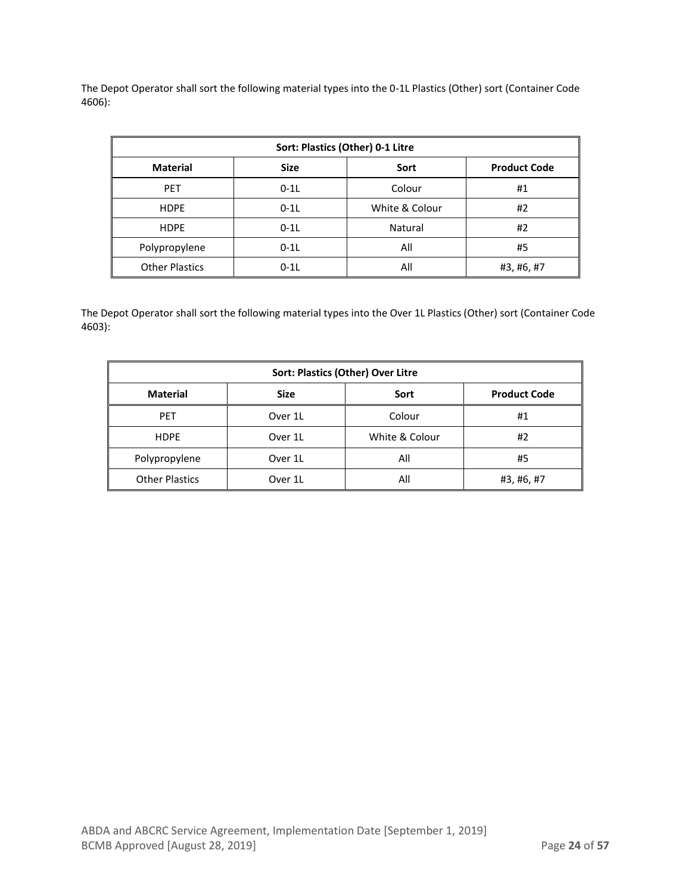The Depot Operator shall sort the following material types into the 0-1L Plastics (Other) sort (Container Code 4606):

| Sort: Plastics (Other) 0-1 Litre | | | |
|---|---|---|---|
| **Material** | **Size** | **Sort** | **Product Code** |
| PET | 0-1L | Colour | #1 |
| HDPE | 0-1L | White & Colour | #2 |
| HDPE | 0-1L | Natural | #2 |
| Polypropylene | 0-1L | All | #5 |
| Other Plastics | 0-1L | All | #3, #6, #7 |

The Depot Operator shall sort the following material types into the Over 1L Plastics (Other) sort (Container Code 4603):

| Sort: Plastics (Other) Over Litre | | | |
|---|---|---|---|
| **Material** | **Size** | **Sort** | **Product Code** |
| PET | Over 1L | Colour | #1 |
| HDPE | Over 1L | White & Colour | #2 |
| Polypropylene | Over 1L | All | #5 |
| Other Plastics | Over 1L | All | #3, #6, #7 |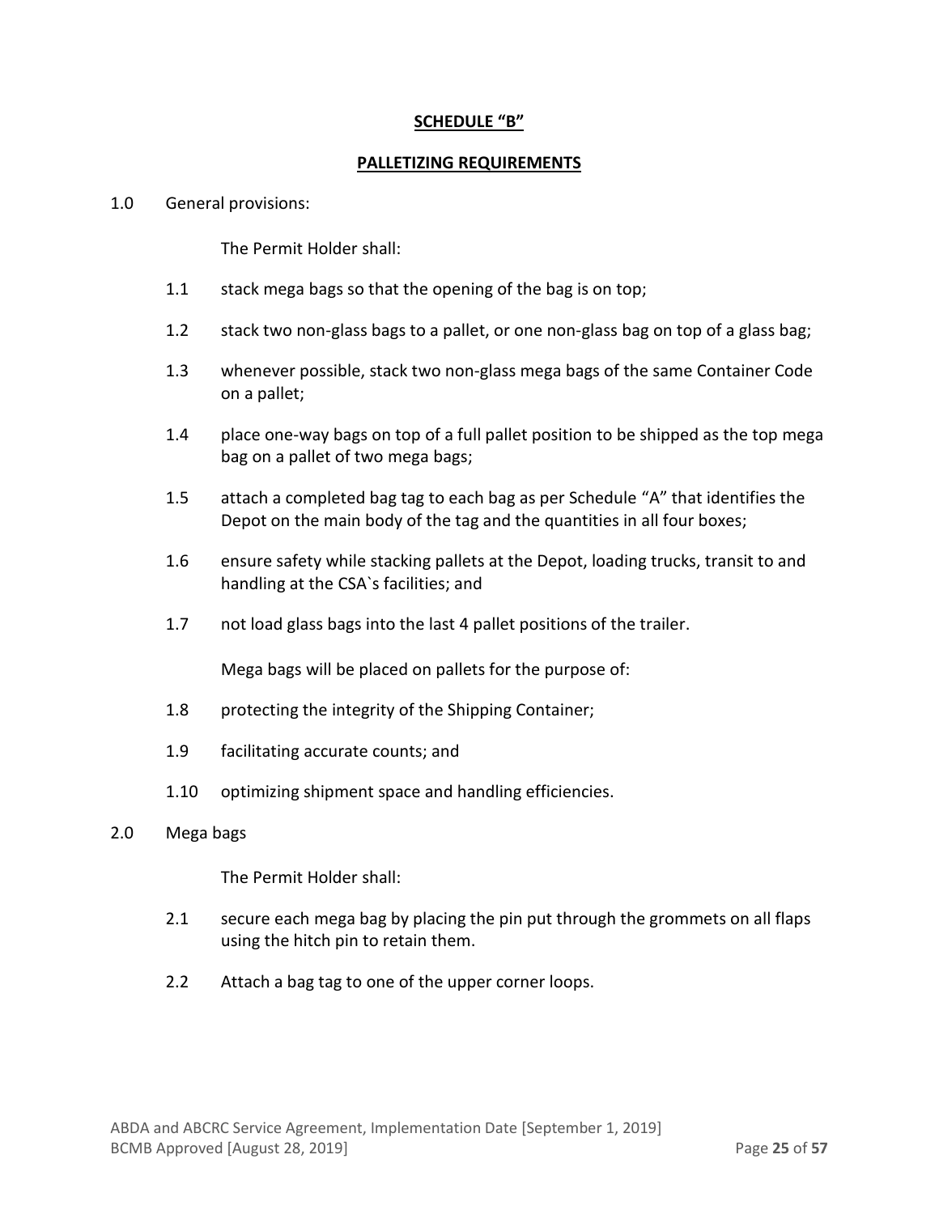**SCHEDULE "B"**

**PALLETIZING REQUIREMENTS**

1.0 General provisions:

The Permit Holder shall:

1.1 stack mega bags so that the opening of the bag is on top;

1.2 stack two non-glass bags to a pallet, or one non-glass bag on top of a glass bag;

1.3 whenever possible, stack two non-glass mega bags of the same Container Code on a pallet;

1.4 place one-way bags on top of a full pallet position to be shipped as the top mega bag on a pallet of two mega bags;

1.5 attach a completed bag tag to each bag as per Schedule "A" that identifies the Depot on the main body of the tag and the quantities in all four boxes;

1.6 ensure safety while stacking pallets at the Depot, loading trucks, transit to and handling at the CSA`s facilities; and

1.7 not load glass bags into the last 4 pallet positions of the trailer.

Mega bags will be placed on pallets for the purpose of:

1.8 protecting the integrity of the Shipping Container;

1.9 facilitating accurate counts; and

1.10 optimizing shipment space and handling efficiencies.

2.0 Mega bags

The Permit Holder shall:

2.1 secure each mega bag by placing the pin put through the grommets on all flaps using the hitch pin to retain them.

2.2 Attach a bag tag to one of the upper corner loops.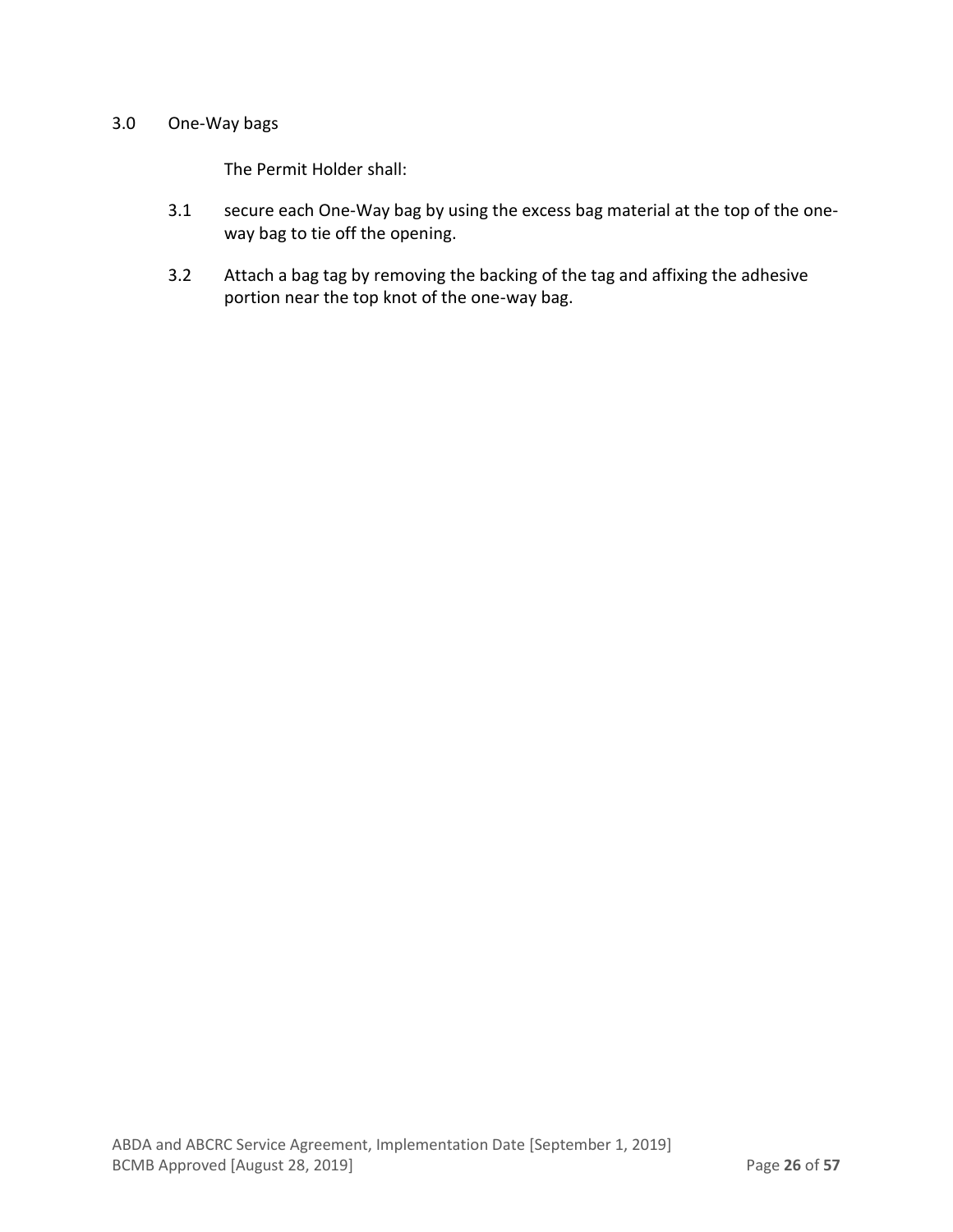## 3.0 One-Way bags

The Permit Holder shall:

3.1 secure each One-Way bag by using the excess bag material at the top of the one-way bag to tie off the opening.

3.2 Attach a bag tag by removing the backing of the tag and affixing the adhesive portion near the top knot of the one-way bag.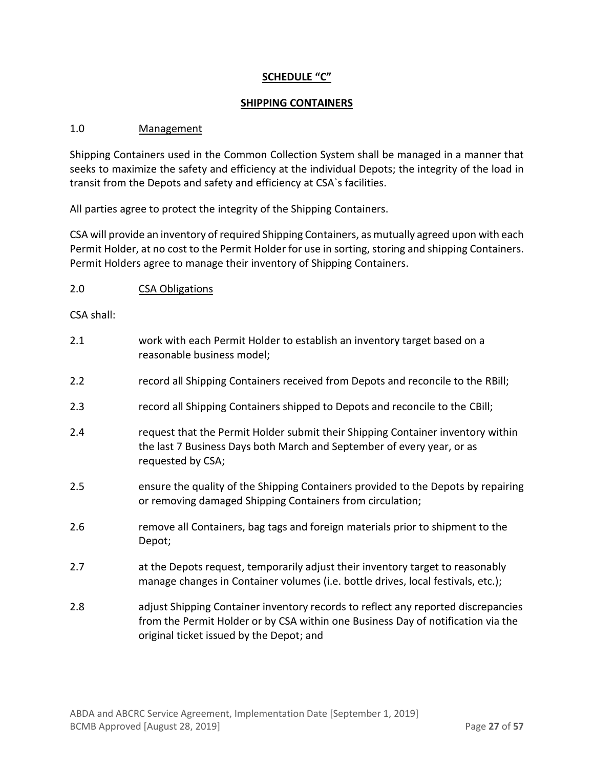**SCHEDULE "C"**

**SHIPPING CONTAINERS**

1.0 Management

Shipping Containers used in the Common Collection System shall be managed in a manner that seeks to maximize the safety and efficiency at the individual Depots; the integrity of the load in transit from the Depots and safety and efficiency at CSA`s facilities.

All parties agree to protect the integrity of the Shipping Containers.

CSA will provide an inventory of required Shipping Containers, as mutually agreed upon with each Permit Holder, at no cost to the Permit Holder for use in sorting, storing and shipping Containers. Permit Holders agree to manage their inventory of Shipping Containers.

2.0 CSA Obligations

CSA shall:

2.1 work with each Permit Holder to establish an inventory target based on a reasonable business model;

2.2 record all Shipping Containers received from Depots and reconcile to the RBill;

2.3 record all Shipping Containers shipped to Depots and reconcile to the CBill;

2.4 request that the Permit Holder submit their Shipping Container inventory within the last 7 Business Days both March and September of every year, or as requested by CSA;

2.5 ensure the quality of the Shipping Containers provided to the Depots by repairing or removing damaged Shipping Containers from circulation;

2.6 remove all Containers, bag tags and foreign materials prior to shipment to the Depot;

2.7 at the Depots request, temporarily adjust their inventory target to reasonably manage changes in Container volumes (i.e. bottle drives, local festivals, etc.);

2.8 adjust Shipping Container inventory records to reflect any reported discrepancies from the Permit Holder or by CSA within one Business Day of notification via the original ticket issued by the Depot; and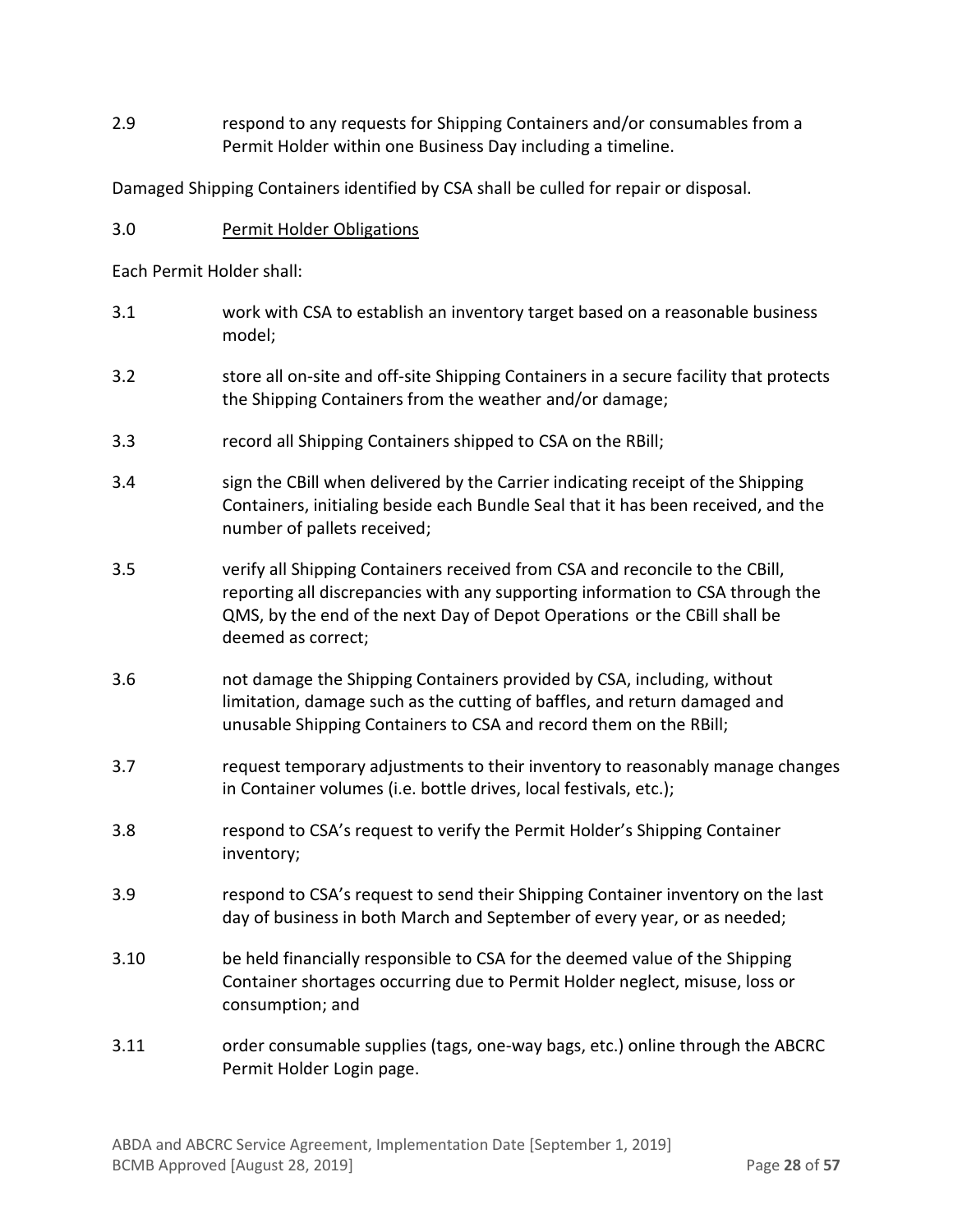2.9 respond to any requests for Shipping Containers and/or consumables from a Permit Holder within one Business Day including a timeline.

Damaged Shipping Containers identified by CSA shall be culled for repair or disposal.

3.0 Permit Holder Obligations

Each Permit Holder shall:

3.1 work with CSA to establish an inventory target based on a reasonable business model;

3.2 store all on-site and off-site Shipping Containers in a secure facility that protects the Shipping Containers from the weather and/or damage;

3.3 record all Shipping Containers shipped to CSA on the RBill;

3.4 sign the CBill when delivered by the Carrier indicating receipt of the Shipping Containers, initialing beside each Bundle Seal that it has been received, and the number of pallets received;

3.5 verify all Shipping Containers received from CSA and reconcile to the CBill, reporting all discrepancies with any supporting information to CSA through the QMS, by the end of the next Day of Depot Operations or the CBill shall be deemed as correct;

3.6 not damage the Shipping Containers provided by CSA, including, without limitation, damage such as the cutting of baffles, and return damaged and unusable Shipping Containers to CSA and record them on the RBill;

3.7 request temporary adjustments to their inventory to reasonably manage changes in Container volumes (i.e. bottle drives, local festivals, etc.);

3.8 respond to CSA's request to verify the Permit Holder's Shipping Container inventory;

3.9 respond to CSA's request to send their Shipping Container inventory on the last day of business in both March and September of every year, or as needed;

3.10 be held financially responsible to CSA for the deemed value of the Shipping Container shortages occurring due to Permit Holder neglect, misuse, loss or consumption; and

3.11 order consumable supplies (tags, one-way bags, etc.) online through the ABCRC Permit Holder Login page.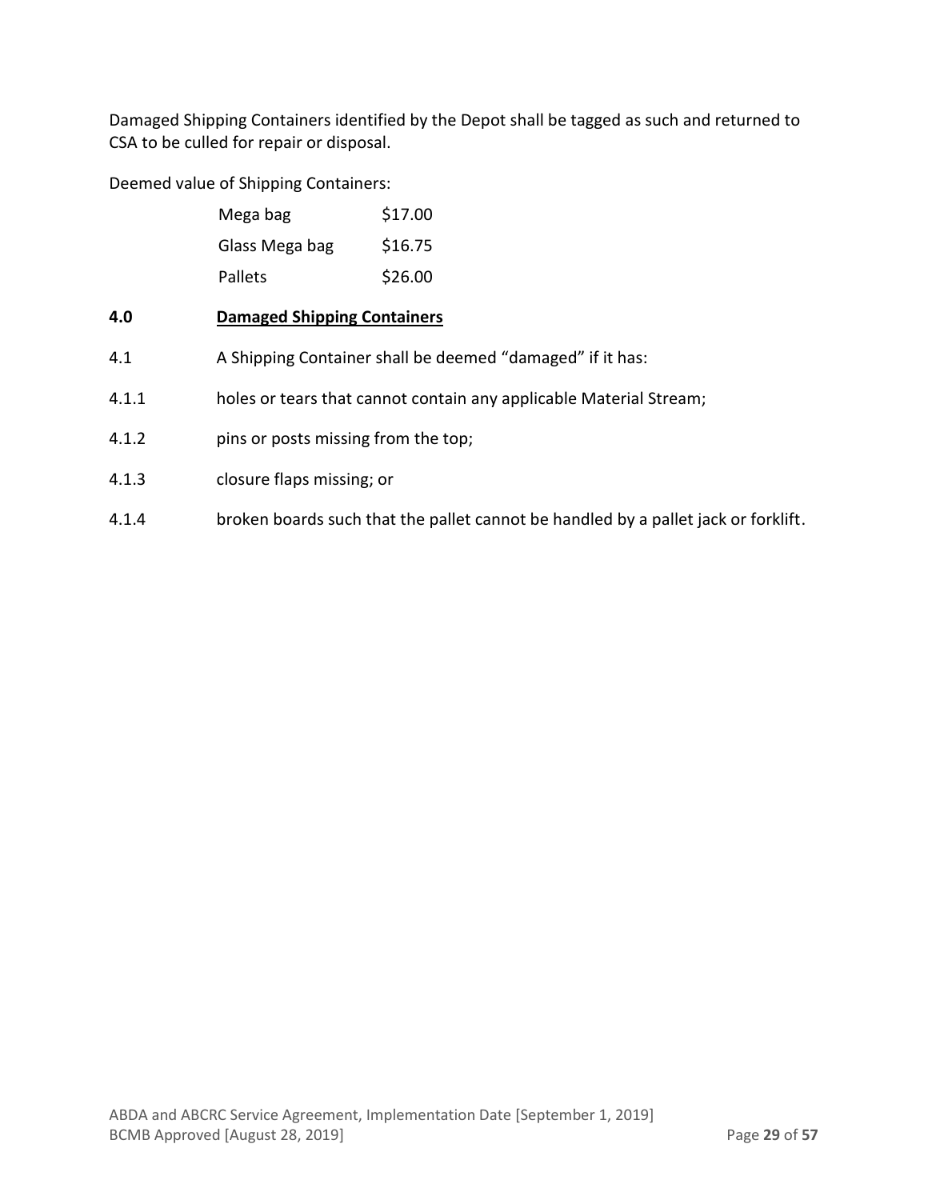Damaged Shipping Containers identified by the Depot shall be tagged as such and returned to CSA to be culled for repair or disposal.

Deemed value of Shipping Containers:

| | |
|---|---|
| Mega bag | $17.00 |
| Glass Mega bag | $16.75 |
| Pallets | $26.00 |

**4.0 <u>Damaged Shipping Containers</u>**

4.1 A Shipping Container shall be deemed "damaged" if it has:

4.1.1 holes or tears that cannot contain any applicable Material Stream;

4.1.2 pins or posts missing from the top;

4.1.3 closure flaps missing; or

4.1.4 broken boards such that the pallet cannot be handled by a pallet jack or forklift.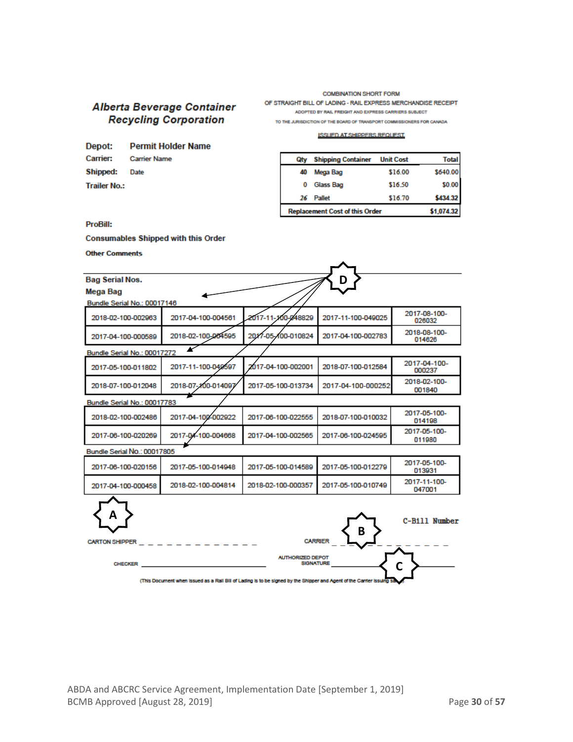COMBINATION SHORT FORM

OF STRAIGHT BILL OF LADING - RAIL EXPRESS MERCHANDISE RECEIPT

ADOPTED BY RAIL FREIGHT AND EXPRESS CARRIERS SUBJECT

TO THE JURISDICTION OF THE BOARD OF TRANSPORT COMMISSIONERS FOR CANADA

ISSUED AT SHIPPERS REQUEST

## Alberta Beverage Container Recycling Corporation

**Depot:** Permit Holder Name

**Carrier:** Carrier Name

**Shipped:** Date

**Trailer No.:**

| Qty | Shipping Container | Unit Cost | Total |
|---|---|---|---|
| 40 | Mega Bag | $16.00 | $640.00 |
| 0 | Glass Bag | $16.50 | $0.00 |
| 26 | Pallet | $16.70 | $434.32 |
| Replacement Cost of this Order | | | $1,074.32 |

**ProBill:**

**Consumables Shipped with this Order**

**Other Comments**

D

**Bag Serial Nos.**

**Mega Bag**

Bundle Serial No.: 00017146

| | | | | |
|---|---|---|---|---|
| 2018-02-100-002963 | 2017-04-100-004561 | 2017-11-100-048829 | 2017-11-100-049025 | 2017-08-100-026032 |
| 2017-04-100-000589 | 2018-02-100-004595 | 2017-05-100-010824 | 2017-04-100-002783 | 2018-08-100-014626 |

Bundle Serial No.: 00017272

| | | | | |
|---|---|---|---|---|
| 2017-05-100-011802 | 2017-11-100-048597 | 2017-04-100-002001 | 2018-07-100-012584 | 2017-04-100-000237 |
| 2018-07-100-012048 | 2018-07-100-014097 | 2017-05-100-013734 | 2017-04-100-000252 | 2018-02-100-001840 |

Bundle Serial No.: 00017783

| | | | | |
|---|---|---|---|---|
| 2018-02-100-002486 | 2017-04-100-002922 | 2017-06-100-022555 | 2018-07-100-010032 | 2017-05-100-014198 |
| 2017-06-100-020269 | 2017-04-100-004668 | 2017-04-100-002565 | 2017-06-100-024595 | 2017-05-100-011980 |

Bundle Serial No.: 00017805

| | | | | |
|---|---|---|---|---|
| 2017-06-100-020156 | 2017-05-100-014948 | 2017-05-100-014589 | 2017-05-100-012279 | 2017-05-100-013931 |
| 2017-04-100-000458 | 2018-02-100-004814 | 2018-02-100-000357 | 2017-05-100-010749 | 2017-11-100-047001 |

A

B

C-Bill Number

CARTON SHIPPER _ _ _ _ _ _ _ _ _ _ _ _ _ _ CARRIER _ _ _ _ _ _ _ _ _ _ _ _ _ _

C

CHECKER ____________________ AUTHORIZED DEPOT SIGNATURE ____________________

(This Document when issued as a Rail Bill of Lading is to be signed by the Shipper and Agent of the Carrier issuing same)

ABDA and ABCRC Service Agreement, Implementation Date [September 1, 2019]
BCMB Approved [August 28, 2019]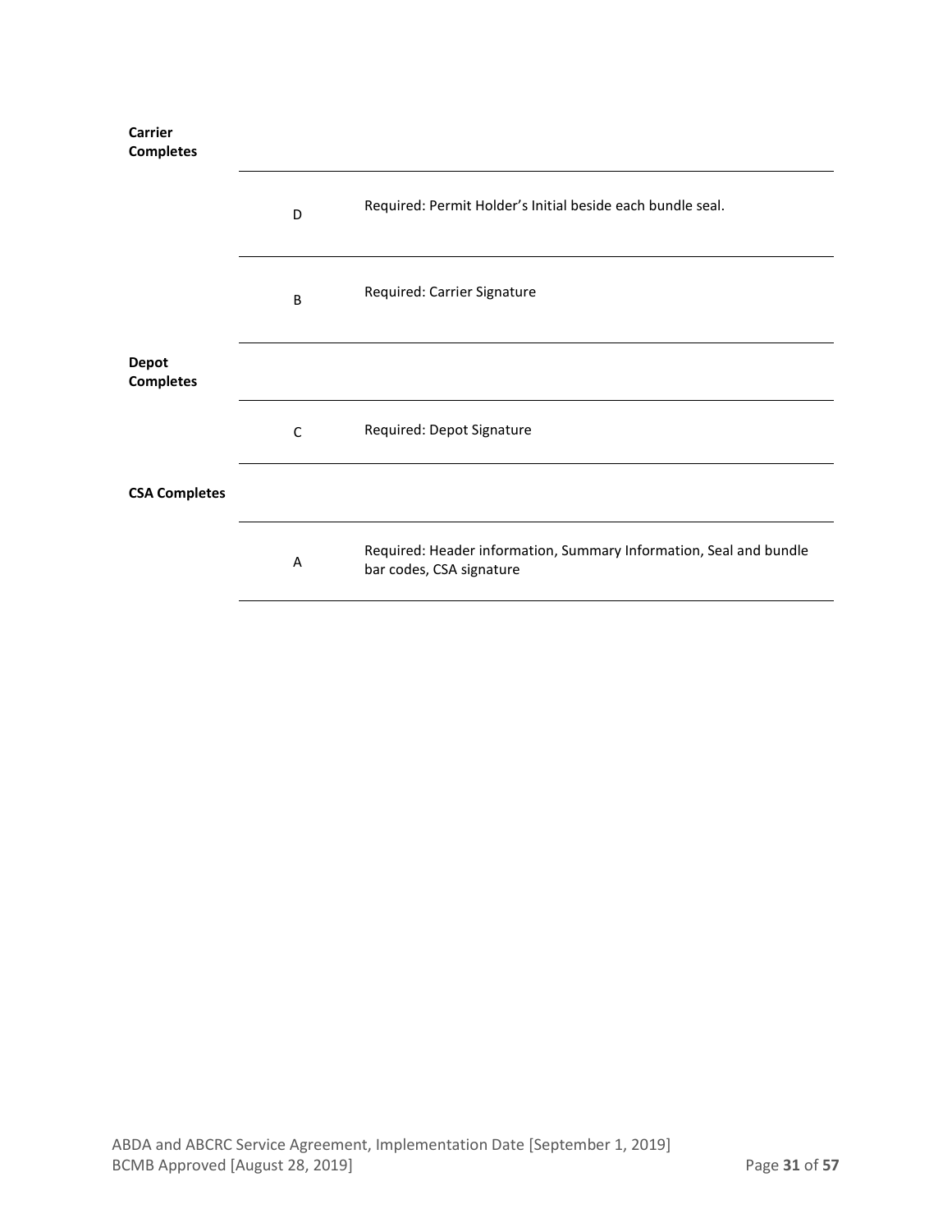| | | |
|---|---|---|
| **Carrier Completes** | | |
| | D | Required: Permit Holder's Initial beside each bundle seal. |
| | B | Required: Carrier Signature |
| **Depot Completes** | | |
| | C | Required: Depot Signature |
| **CSA Completes** | | |
| | A | Required: Header information, Summary Information, Seal and bundle bar codes, CSA signature |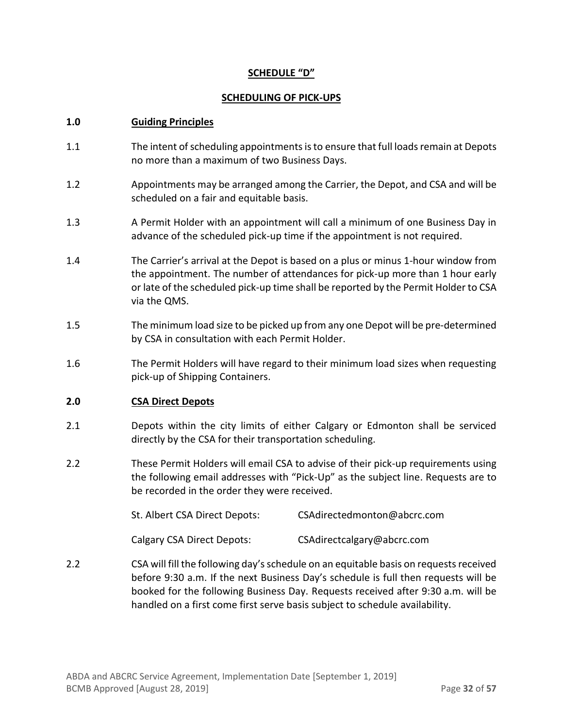**SCHEDULE "D"**

**SCHEDULING OF PICK-UPS**

**1.0 Guiding Principles**

1.1 The intent of scheduling appointments is to ensure that full loads remain at Depots no more than a maximum of two Business Days.

1.2 Appointments may be arranged among the Carrier, the Depot, and CSA and will be scheduled on a fair and equitable basis.

1.3 A Permit Holder with an appointment will call a minimum of one Business Day in advance of the scheduled pick-up time if the appointment is not required.

1.4 The Carrier's arrival at the Depot is based on a plus or minus 1-hour window from the appointment. The number of attendances for pick-up more than 1 hour early or late of the scheduled pick-up time shall be reported by the Permit Holder to CSA via the QMS.

1.5 The minimum load size to be picked up from any one Depot will be pre-determined by CSA in consultation with each Permit Holder.

1.6 The Permit Holders will have regard to their minimum load sizes when requesting pick-up of Shipping Containers.

**2.0 CSA Direct Depots**

2.1 Depots within the city limits of either Calgary or Edmonton shall be serviced directly by the CSA for their transportation scheduling.

2.2 These Permit Holders will email CSA to advise of their pick-up requirements using the following email addresses with "Pick-Up" as the subject line. Requests are to be recorded in the order they were received.

St. Albert CSA Direct Depots: CSAdirectedmonton@abcrc.com

Calgary CSA Direct Depots: CSAdirectcalgary@abcrc.com

2.2 CSA will fill the following day's schedule on an equitable basis on requests received before 9:30 a.m. If the next Business Day's schedule is full then requests will be booked for the following Business Day. Requests received after 9:30 a.m. will be handled on a first come first serve basis subject to schedule availability.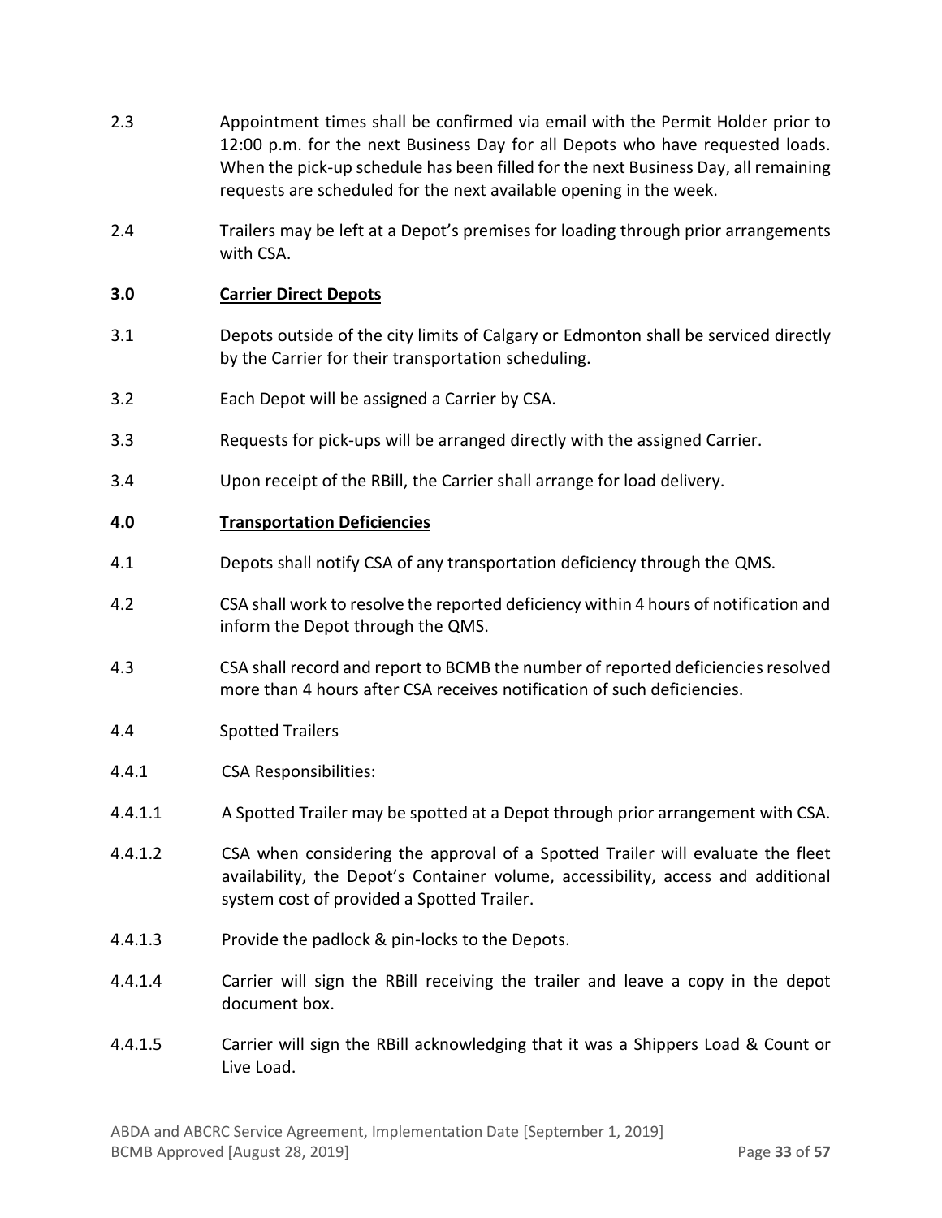2.3 Appointment times shall be confirmed via email with the Permit Holder prior to 12:00 p.m. for the next Business Day for all Depots who have requested loads. When the pick-up schedule has been filled for the next Business Day, all remaining requests are scheduled for the next available opening in the week.

2.4 Trailers may be left at a Depot's premises for loading through prior arrangements with CSA.

**3.0 <u>Carrier Direct Depots</u>**

3.1 Depots outside of the city limits of Calgary or Edmonton shall be serviced directly by the Carrier for their transportation scheduling.

3.2 Each Depot will be assigned a Carrier by CSA.

3.3 Requests for pick-ups will be arranged directly with the assigned Carrier.

3.4 Upon receipt of the RBill, the Carrier shall arrange for load delivery.

**4.0 <u>Transportation Deficiencies</u>**

4.1 Depots shall notify CSA of any transportation deficiency through the QMS.

4.2 CSA shall work to resolve the reported deficiency within 4 hours of notification and inform the Depot through the QMS.

4.3 CSA shall record and report to BCMB the number of reported deficiencies resolved more than 4 hours after CSA receives notification of such deficiencies.

4.4 Spotted Trailers

4.4.1 CSA Responsibilities:

4.4.1.1 A Spotted Trailer may be spotted at a Depot through prior arrangement with CSA.

4.4.1.2 CSA when considering the approval of a Spotted Trailer will evaluate the fleet availability, the Depot's Container volume, accessibility, access and additional system cost of provided a Spotted Trailer.

4.4.1.3 Provide the padlock & pin-locks to the Depots.

4.4.1.4 Carrier will sign the RBill receiving the trailer and leave a copy in the depot document box.

4.4.1.5 Carrier will sign the RBill acknowledging that it was a Shippers Load & Count or Live Load.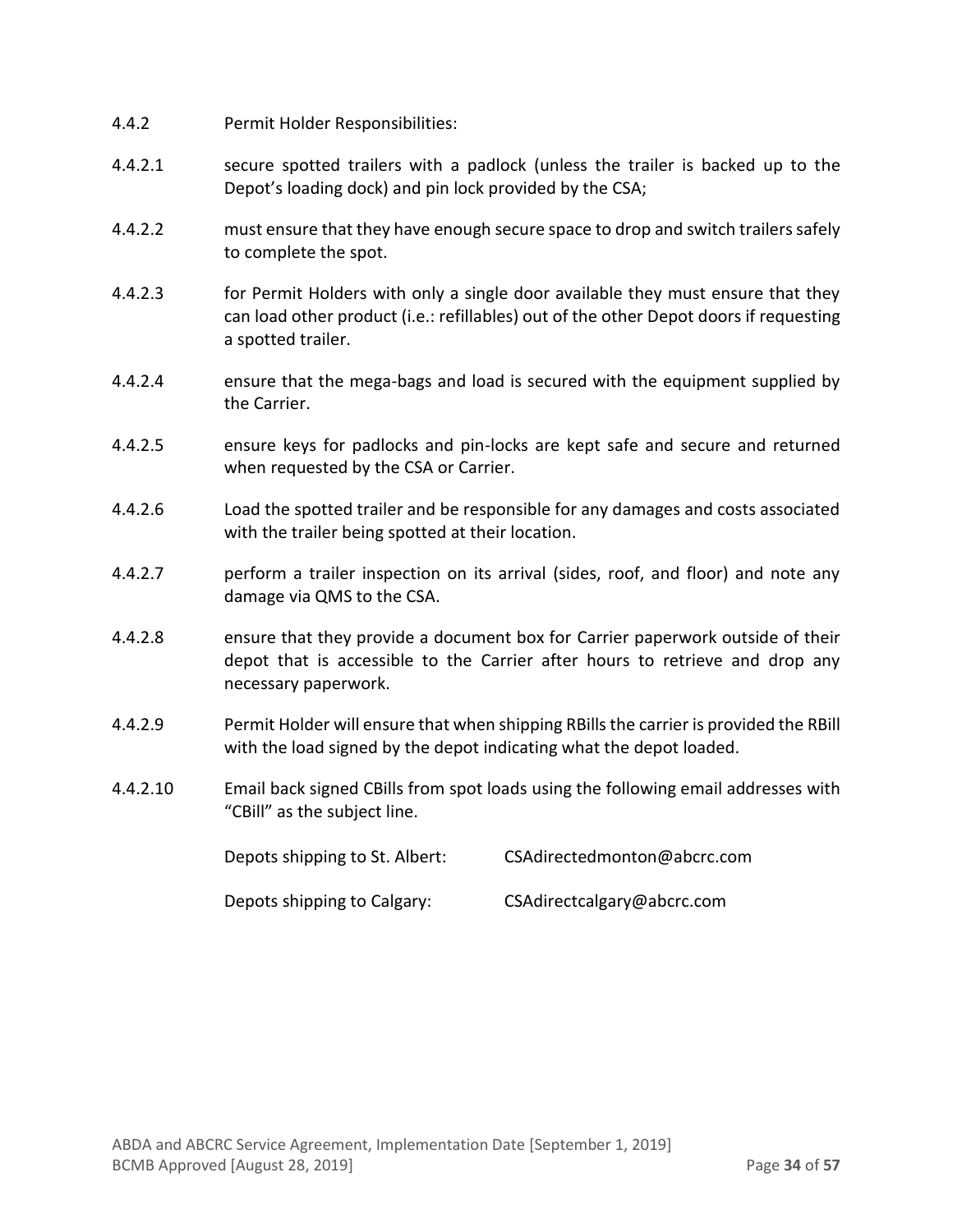4.4.2 Permit Holder Responsibilities:

4.4.2.1 secure spotted trailers with a padlock (unless the trailer is backed up to the Depot's loading dock) and pin lock provided by the CSA;

4.4.2.2 must ensure that they have enough secure space to drop and switch trailers safely to complete the spot.

4.4.2.3 for Permit Holders with only a single door available they must ensure that they can load other product (i.e.: refillables) out of the other Depot doors if requesting a spotted trailer.

4.4.2.4 ensure that the mega-bags and load is secured with the equipment supplied by the Carrier.

4.4.2.5 ensure keys for padlocks and pin-locks are kept safe and secure and returned when requested by the CSA or Carrier.

4.4.2.6 Load the spotted trailer and be responsible for any damages and costs associated with the trailer being spotted at their location.

4.4.2.7 perform a trailer inspection on its arrival (sides, roof, and floor) and note any damage via QMS to the CSA.

4.4.2.8 ensure that they provide a document box for Carrier paperwork outside of their depot that is accessible to the Carrier after hours to retrieve and drop any necessary paperwork.

4.4.2.9 Permit Holder will ensure that when shipping RBills the carrier is provided the RBill with the load signed by the depot indicating what the depot loaded.

4.4.2.10 Email back signed CBills from spot loads using the following email addresses with "CBill" as the subject line.

Depots shipping to St. Albert: CSAdirectedmonton@abcrc.com

Depots shipping to Calgary: CSAdirectcalgary@abcrc.com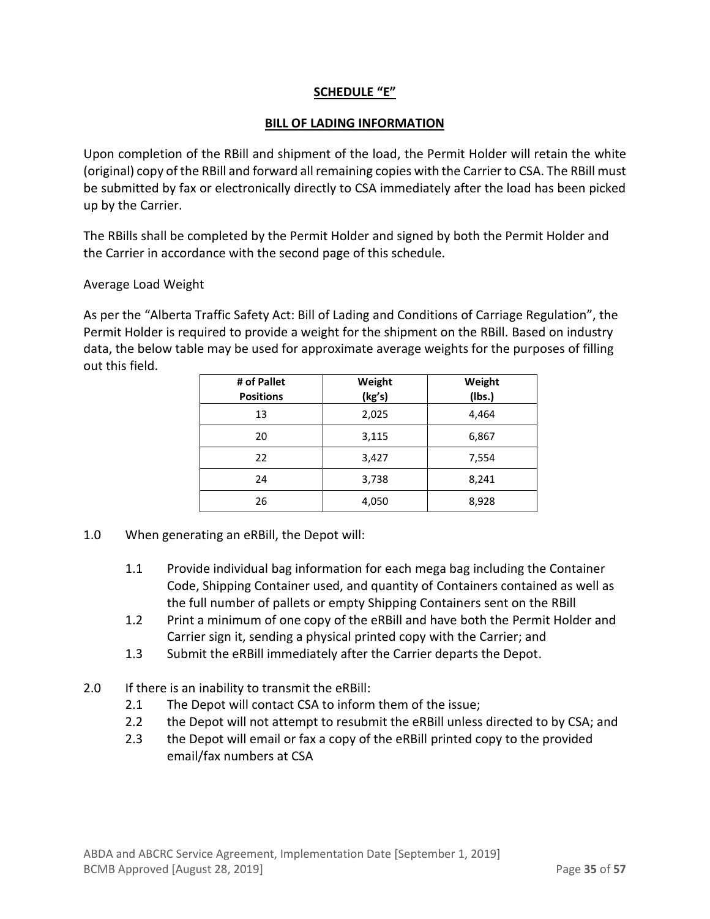# SCHEDULE "E"

## BILL OF LADING INFORMATION

Upon completion of the RBill and shipment of the load, the Permit Holder will retain the white (original) copy of the RBill and forward all remaining copies with the Carrier to CSA. The RBill must be submitted by fax or electronically directly to CSA immediately after the load has been picked up by the Carrier.

The RBills shall be completed by the Permit Holder and signed by both the Permit Holder and the Carrier in accordance with the second page of this schedule.

Average Load Weight

As per the "Alberta Traffic Safety Act: Bill of Lading and Conditions of Carriage Regulation", the Permit Holder is required to provide a weight for the shipment on the RBill. Based on industry data, the below table may be used for approximate average weights for the purposes of filling out this field.

| # of Pallet Positions | Weight (kg's) | Weight (lbs.) |
|---|---|---|
| 13 | 2,025 | 4,464 |
| 20 | 3,115 | 6,867 |
| 22 | 3,427 | 7,554 |
| 24 | 3,738 | 8,241 |
| 26 | 4,050 | 8,928 |

1.0 When generating an eRBill, the Depot will:

- 1.1 Provide individual bag information for each mega bag including the Container Code, Shipping Container used, and quantity of Containers contained as well as the full number of pallets or empty Shipping Containers sent on the RBill
- 1.2 Print a minimum of one copy of the eRBill and have both the Permit Holder and Carrier sign it, sending a physical printed copy with the Carrier; and
- 1.3 Submit the eRBill immediately after the Carrier departs the Depot.

2.0 If there is an inability to transmit the eRBill:

- 2.1 The Depot will contact CSA to inform them of the issue;
- 2.2 the Depot will not attempt to resubmit the eRBill unless directed to by CSA; and
- 2.3 the Depot will email or fax a copy of the eRBill printed copy to the provided email/fax numbers at CSA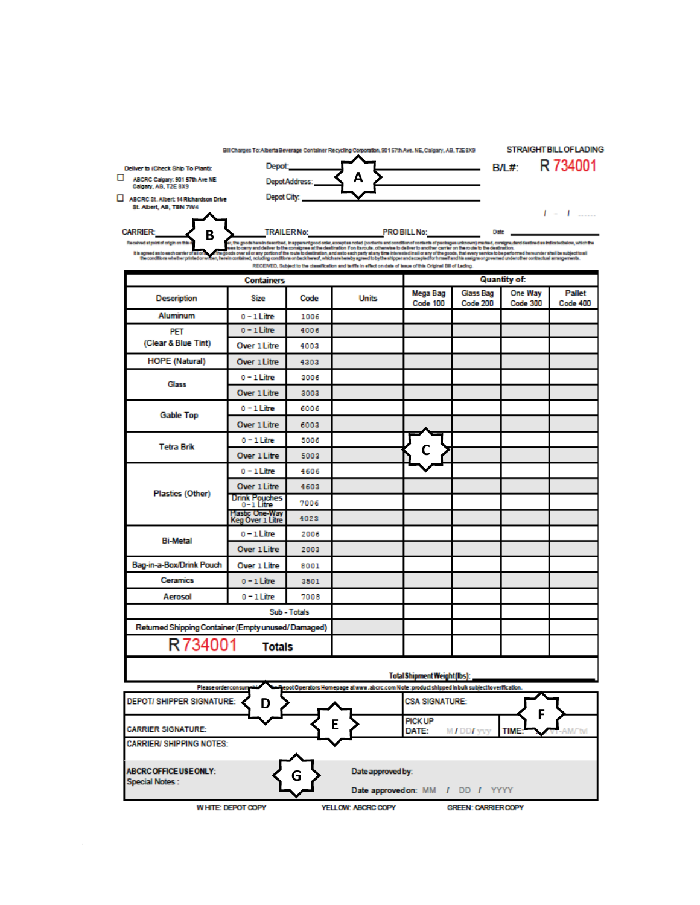Bill Charges To: Alberta Beverage Container Recycling Corporation, 901 57th Ave. NE, Calgary, AB, T2E 8X9

**STRAIGHT BILL OF LADING**

B/L#: R 734001

Deliver to (Check Ship To Plant):

- ☐ ABCRC Calgary: 901 57th Ave NE Calgary, AB, T2E 8X9
- ☐ ABCRC St. Albert: 14 Richardson Drive St. Albert, AB, T8N 7W4

Depot: ______ **A**

Depot Address: ______

Depot City: ______

/ - / ......

CARRIER: ______ **B** TRAILER No: ______ PRO BILL No: ______ Date ______

Received at point of origin on this d... **B** ...t, the goods herein described, in apparent good order, except as noted (contents and condition of contents of packages unknown) marked, consigned and destined as indicated below, which the ...ees to carry and deliver to the consignee at the destination if on its route, otherwise to deliver to another carrier on the route to the destination. It is agreed as to each carrier of all or ... the goods over all or any portion of the route to destination, and as to each party at any time interested in all or any of the goods, that every service to be performed hereunder shall be subject to all the conditions whether printed or written, herein contained, including conditions on back hereof, which are hereby agreed to by the shipper and accepted for himself and his assigns or governed under other contractual arrangements.

RECEIVED, Subject to the classification and tariffs in effect on date of issue of this Original Bill of Lading.

| Containers | | | | Quantity of: | | | |
|---|---|---|---|---|---|---|---|
| Description | Size | Code | Units | Mega Bag Code 100 | Glass Bag Code 200 | One Way Code 300 | Pallet Code 400 |
| Aluminum | 0 – 1 Litre | 1006 | | | | | |
| PET (Clear & Blue Tint) | 0 – 1 Litre | 4006 | | | | | |
| | Over 1 Litre | 4003 | | | | | |
| HOPE (Natural) | Over 1 Litre | 4303 | | | | | |
| Glass | 0 – 1 Litre | 3006 | | | | | |
| | Over 1 Litre | 3003 | | | | | |
| Gable Top | 0 – 1 Litre | 6006 | | | | | |
| | Over 1 Litre | 6003 | | | | | |
| Tetra Brik | 0 – 1 Litre | 5006 | | **C** | | | |
| | Over 1 Litre | 5003 | | | | | |
| Plastics (Other) | 0 – 1 Litre | 4606 | | | | | |
| | Over 1 Litre | 4603 | | | | | |
| | Drink Pouches 0 – 1 Litre | 7006 | | | | | |
| | Plastic One-Way Keg Over 1 Litre | 4023 | | | | | |
| Bi-Metal | 0 – 1 Litre | 2006 | | | | | |
| | Over 1 Litre | 2003 | | | | | |
| Bag-in-a-Box/Drink Pouch | Over 1 Litre | 8001 | | | | | |
| Ceramics | 0 – 1 Litre | 3501 | | | | | |
| Aerosol | 0 – 1 Litre | 7008 | | | | | |
| Sub - Totals | | | | | | | |
| Returned Shipping Container (Empty unused/ Damaged) | | | | | | | |
| R 734001 **Totals** | | | | | | | |

Total Shipment Weight (lbs): ______

Please order consum... **D** ...Depot Operators Homepage at www.abcrc.com Note: product shipped in bulk subject to verification.

| | |
|---|---|
| DEPOT/ SHIPPER SIGNATURE: **D** | CSA SIGNATURE: **F** |
| CARRIER SIGNATURE: **E** | PICK UP DATE: MM / DD / yyyy  TIME: ... AM/PM |
| CARRIER/ SHIPPING NOTES: | |
| **ABCRC OFFICE USE ONLY:** Special Notes: **G** | Date approved by: Date approved on: MM / DD / YYYY |

WHITE: DEPOT COPY  YELLOW: ABCRC COPY  GREEN: CARRIER COPY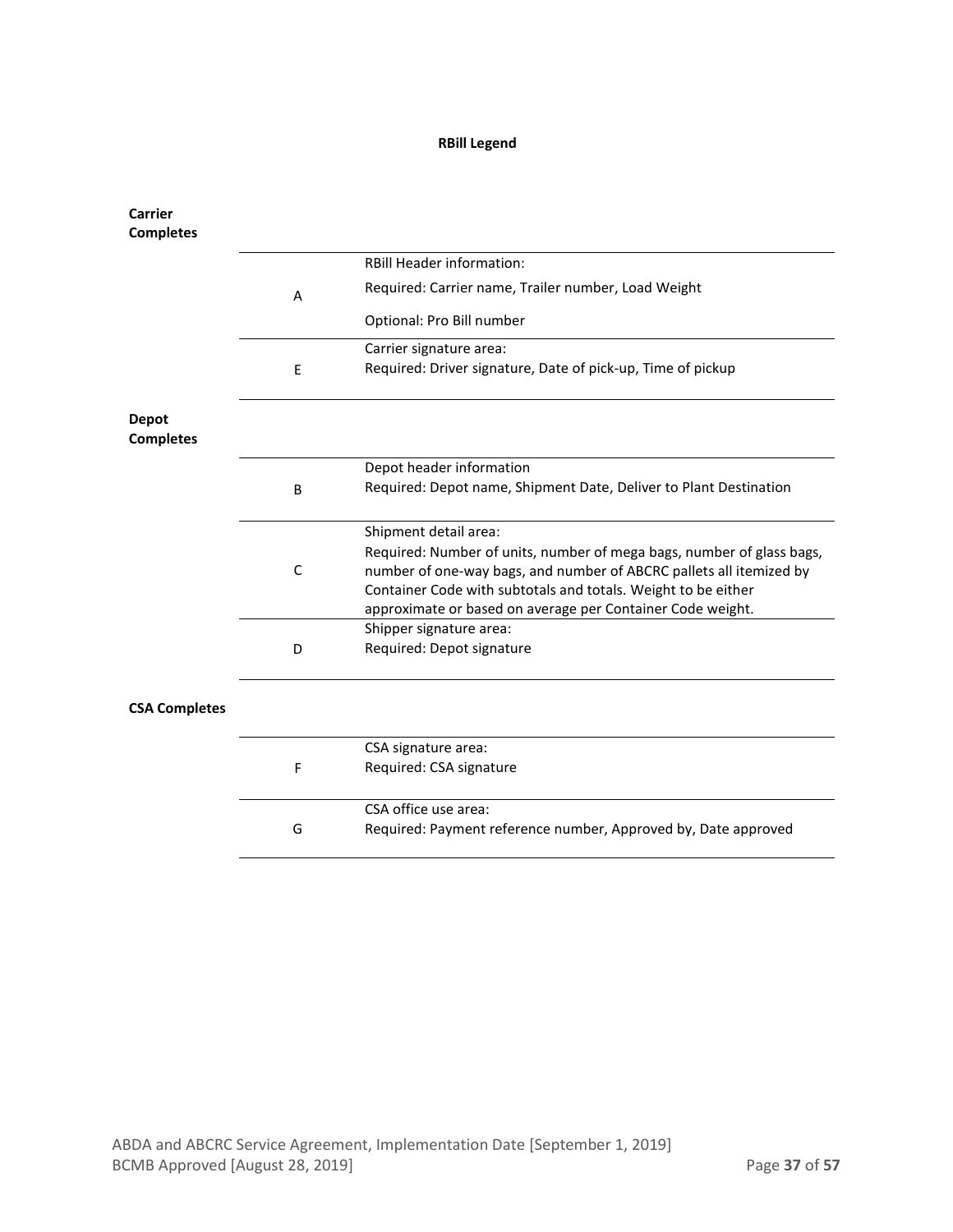**RBill Legend**

**Carrier Completes**

| | |
|---|---|
| A | RBill Header information:<br>Required: Carrier name, Trailer number, Load Weight<br>Optional: Pro Bill number |
| E | Carrier signature area:<br>Required: Driver signature, Date of pick-up, Time of pickup |

**Depot Completes**

| | |
|---|---|
| B | Depot header information<br>Required: Depot name, Shipment Date, Deliver to Plant Destination |
| C | Shipment detail area:<br>Required: Number of units, number of mega bags, number of glass bags, number of one-way bags, and number of ABCRC pallets all itemized by Container Code with subtotals and totals. Weight to be either approximate or based on average per Container Code weight. |
| D | Shipper signature area:<br>Required: Depot signature |

**CSA Completes**

| | |
|---|---|
| F | CSA signature area:<br>Required: CSA signature |
| G | CSA office use area:<br>Required: Payment reference number, Approved by, Date approved |

ABDA and ABCRC Service Agreement, Implementation Date [September 1, 2019]
BCMB Approved [August 28, 2019]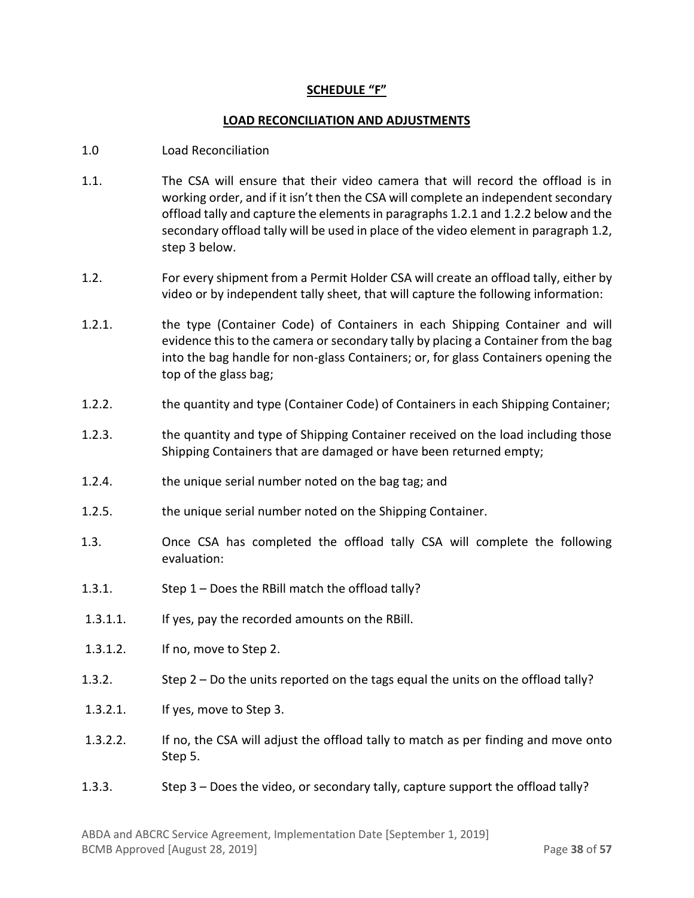## SCHEDULE "F"

## LOAD RECONCILIATION AND ADJUSTMENTS

1.0 Load Reconciliation

1.1. The CSA will ensure that their video camera that will record the offload is in working order, and if it isn't then the CSA will complete an independent secondary offload tally and capture the elements in paragraphs 1.2.1 and 1.2.2 below and the secondary offload tally will be used in place of the video element in paragraph 1.2, step 3 below.

1.2. For every shipment from a Permit Holder CSA will create an offload tally, either by video or by independent tally sheet, that will capture the following information:

1.2.1. the type (Container Code) of Containers in each Shipping Container and will evidence this to the camera or secondary tally by placing a Container from the bag into the bag handle for non-glass Containers; or, for glass Containers opening the top of the glass bag;

1.2.2. the quantity and type (Container Code) of Containers in each Shipping Container;

1.2.3. the quantity and type of Shipping Container received on the load including those Shipping Containers that are damaged or have been returned empty;

1.2.4. the unique serial number noted on the bag tag; and

1.2.5. the unique serial number noted on the Shipping Container.

1.3. Once CSA has completed the offload tally CSA will complete the following evaluation:

1.3.1. Step 1 – Does the RBill match the offload tally?

1.3.1.1. If yes, pay the recorded amounts on the RBill.

1.3.1.2. If no, move to Step 2.

1.3.2. Step 2 – Do the units reported on the tags equal the units on the offload tally?

1.3.2.1. If yes, move to Step 3.

1.3.2.2. If no, the CSA will adjust the offload tally to match as per finding and move onto Step 5.

1.3.3. Step 3 – Does the video, or secondary tally, capture support the offload tally?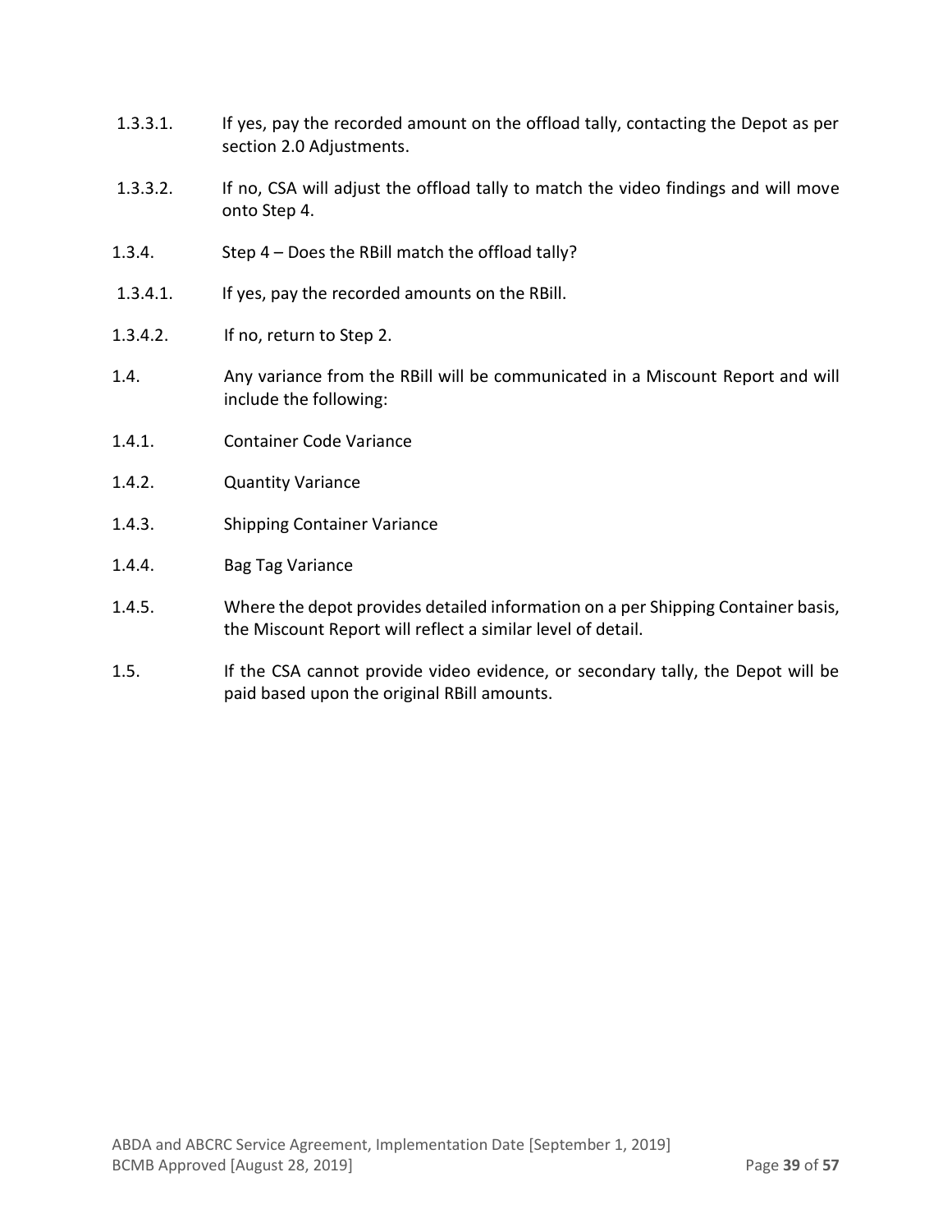1.3.3.1. If yes, pay the recorded amount on the offload tally, contacting the Depot as per section 2.0 Adjustments.

1.3.3.2. If no, CSA will adjust the offload tally to match the video findings and will move onto Step 4.

1.3.4. Step 4 – Does the RBill match the offload tally?

1.3.4.1. If yes, pay the recorded amounts on the RBill.

1.3.4.2. If no, return to Step 2.

1.4. Any variance from the RBill will be communicated in a Miscount Report and will include the following:

1.4.1. Container Code Variance

1.4.2. Quantity Variance

1.4.3. Shipping Container Variance

1.4.4. Bag Tag Variance

1.4.5. Where the depot provides detailed information on a per Shipping Container basis, the Miscount Report will reflect a similar level of detail.

1.5. If the CSA cannot provide video evidence, or secondary tally, the Depot will be paid based upon the original RBill amounts.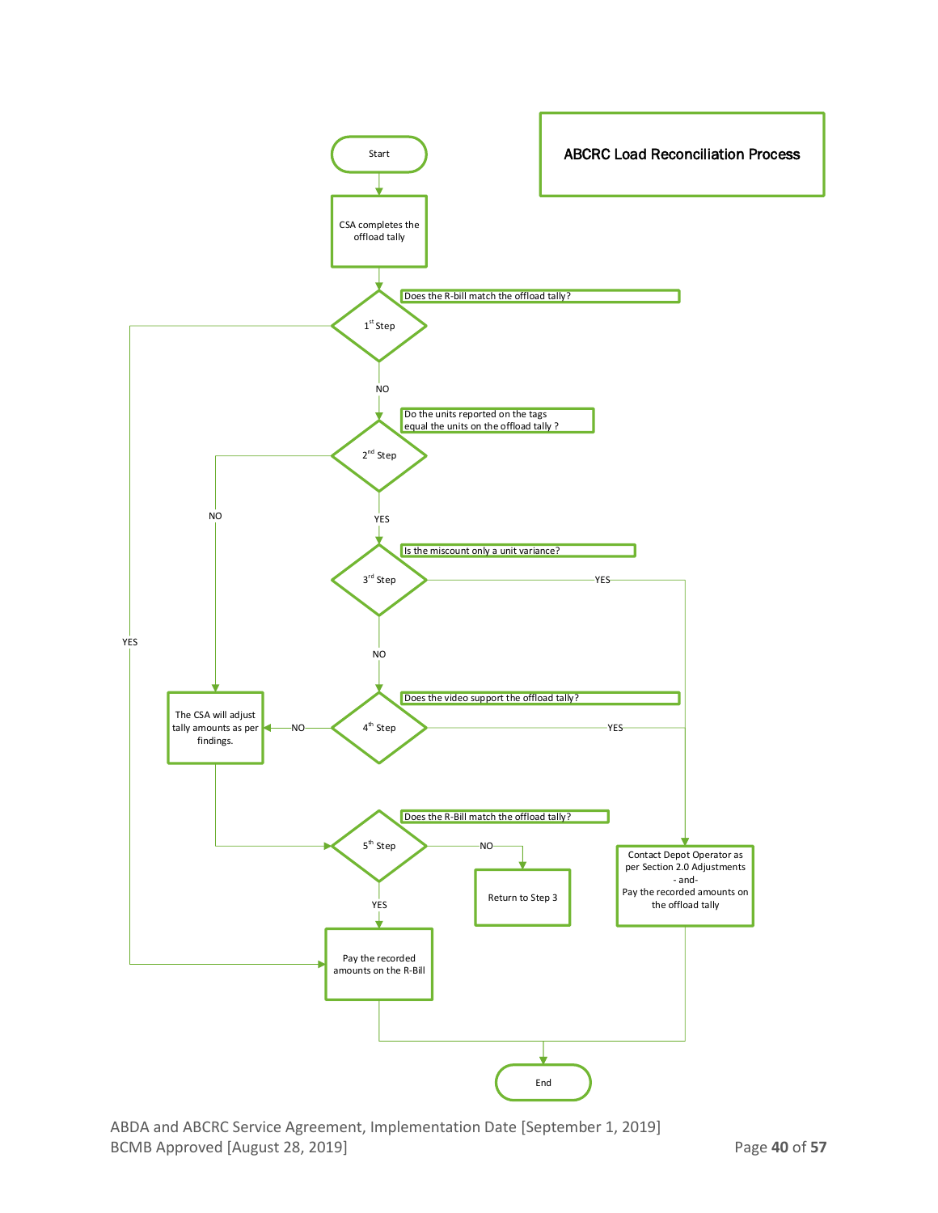# ABCRC Load Reconciliation Process

Start

CSA completes the offload tally

**1st Step** — Does the R-bill match the offload tally?
- YES → Pay the recorded amounts on the R-Bill
- NO → 2nd Step

**2nd Step** — Do the units reported on the tags equal the units on the offload tally ?
- NO → The CSA will adjust tally amounts as per findings.
- YES → 3rd Step

**3rd Step** — Is the miscount only a unit variance?
- YES → Contact Depot Operator as per Section 2.0 Adjustments - and- Pay the recorded amounts on the offload tally
- NO → 4th Step

**4th Step** — Does the video support the offload tally?
- YES → Contact Depot Operator as per Section 2.0 Adjustments - and- Pay the recorded amounts on the offload tally
- NO → The CSA will adjust tally amounts as per findings.

The CSA will adjust tally amounts as per findings. → 5th Step

**5th Step** — Does the R-Bill match the offload tally?
- YES → Pay the recorded amounts on the R-Bill
- NO → Return to Step 3

Pay the recorded amounts on the R-Bill → End

Contact Depot Operator as per Section 2.0 Adjustments - and- Pay the recorded amounts on the offload tally → End

End

ABDA and ABCRC Service Agreement, Implementation Date [September 1, 2019]
BCMB Approved [August 28, 2019]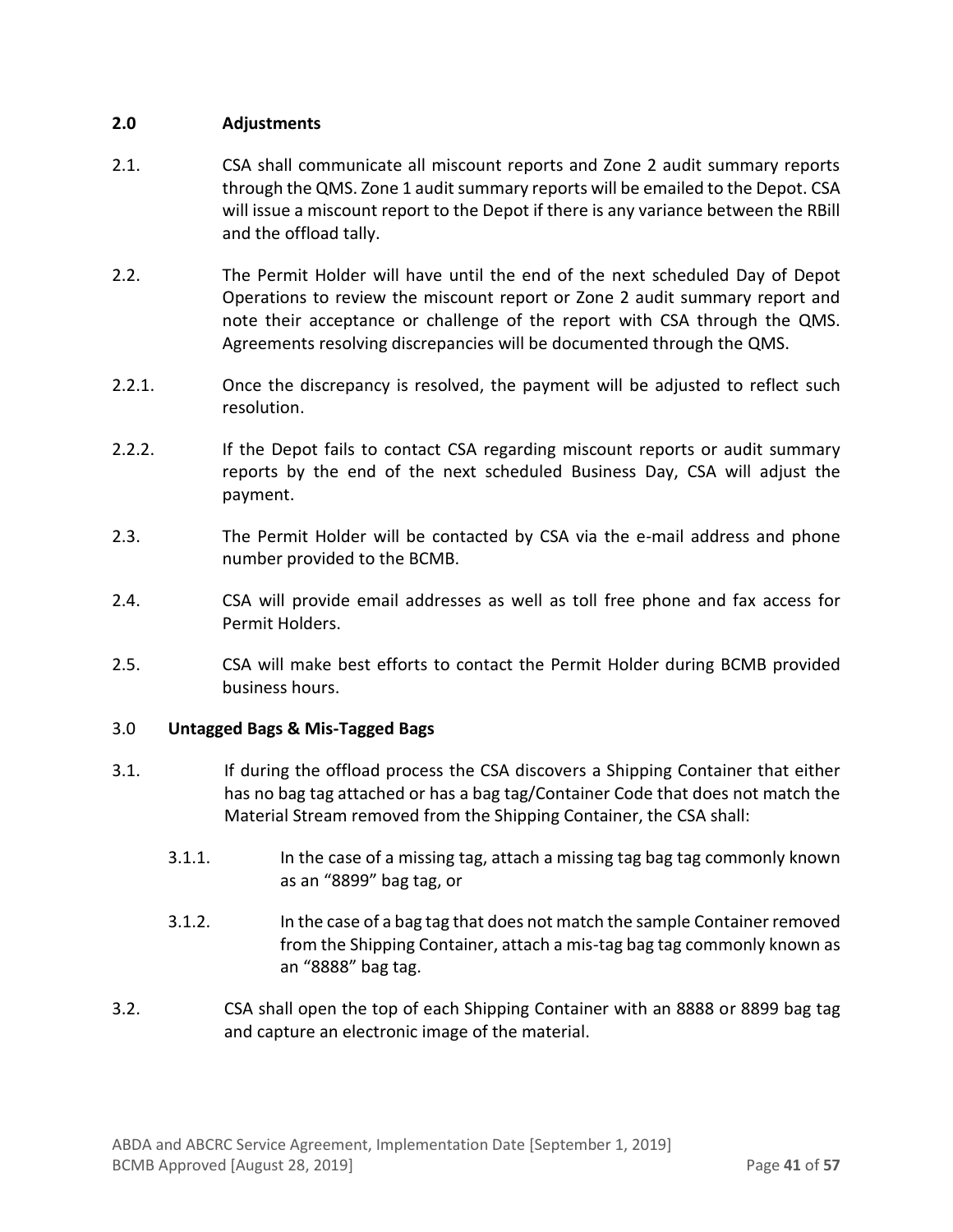## 2.0 Adjustments

2.1. CSA shall communicate all miscount reports and Zone 2 audit summary reports through the QMS. Zone 1 audit summary reports will be emailed to the Depot. CSA will issue a miscount report to the Depot if there is any variance between the RBill and the offload tally.

2.2. The Permit Holder will have until the end of the next scheduled Day of Depot Operations to review the miscount report or Zone 2 audit summary report and note their acceptance or challenge of the report with CSA through the QMS. Agreements resolving discrepancies will be documented through the QMS.

2.2.1. Once the discrepancy is resolved, the payment will be adjusted to reflect such resolution.

2.2.2. If the Depot fails to contact CSA regarding miscount reports or audit summary reports by the end of the next scheduled Business Day, CSA will adjust the payment.

2.3. The Permit Holder will be contacted by CSA via the e-mail address and phone number provided to the BCMB.

2.4. CSA will provide email addresses as well as toll free phone and fax access for Permit Holders.

2.5. CSA will make best efforts to contact the Permit Holder during BCMB provided business hours.

## 3.0 Untagged Bags & Mis-Tagged Bags

3.1. If during the offload process the CSA discovers a Shipping Container that either has no bag tag attached or has a bag tag/Container Code that does not match the Material Stream removed from the Shipping Container, the CSA shall:

- 3.1.1. In the case of a missing tag, attach a missing tag bag tag commonly known as an "8899" bag tag, or

- 3.1.2. In the case of a bag tag that does not match the sample Container removed from the Shipping Container, attach a mis-tag bag tag commonly known as an "8888" bag tag.

3.2. CSA shall open the top of each Shipping Container with an 8888 or 8899 bag tag and capture an electronic image of the material.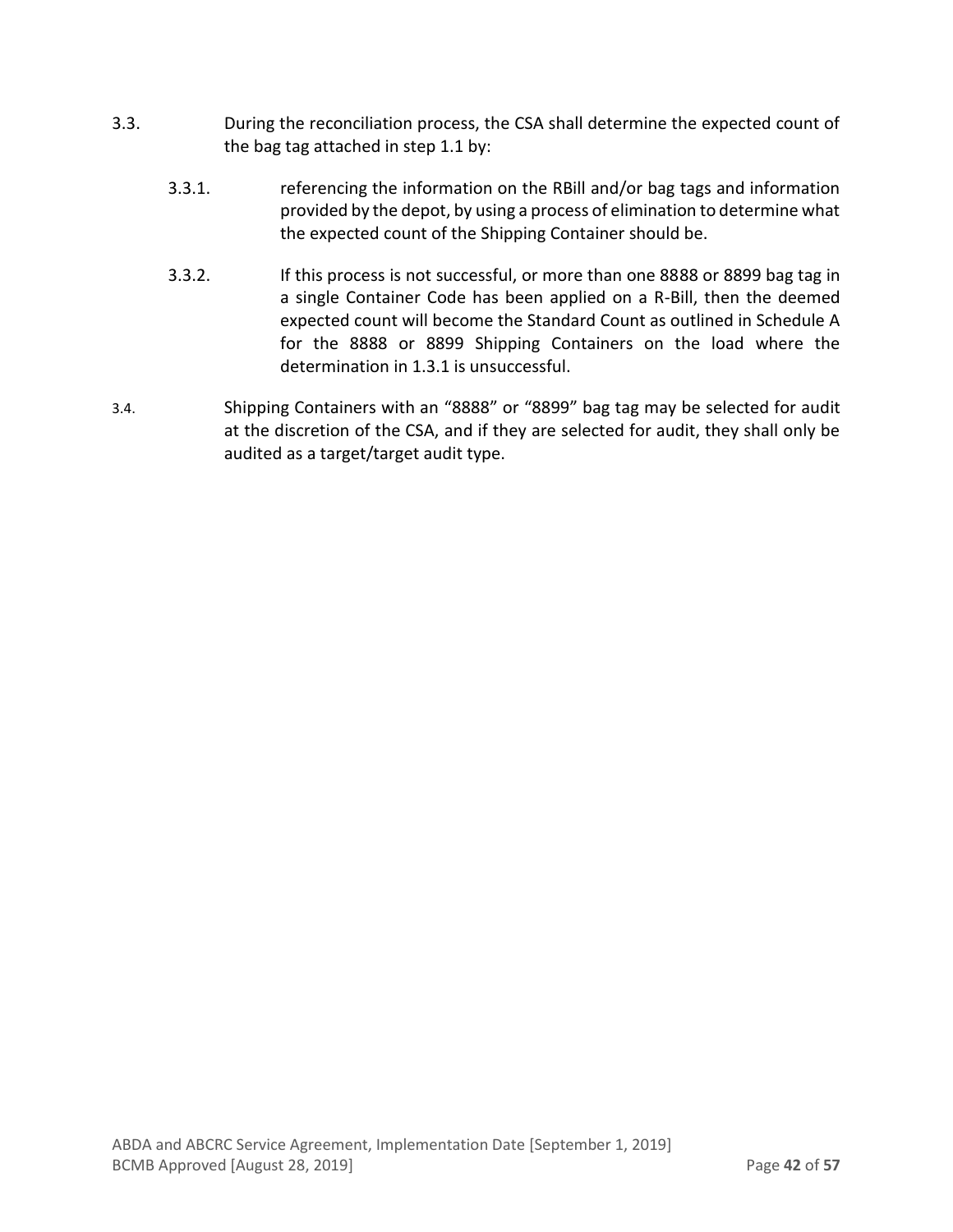3.3. During the reconciliation process, the CSA shall determine the expected count of the bag tag attached in step 1.1 by:

   3.3.1. referencing the information on the RBill and/or bag tags and information provided by the depot, by using a process of elimination to determine what the expected count of the Shipping Container should be.

   3.3.2. If this process is not successful, or more than one 8888 or 8899 bag tag in a single Container Code has been applied on a R-Bill, then the deemed expected count will become the Standard Count as outlined in Schedule A for the 8888 or 8899 Shipping Containers on the load where the determination in 1.3.1 is unsuccessful.

3.4. Shipping Containers with an “8888” or “8899” bag tag may be selected for audit at the discretion of the CSA, and if they are selected for audit, they shall only be audited as a target/target audit type.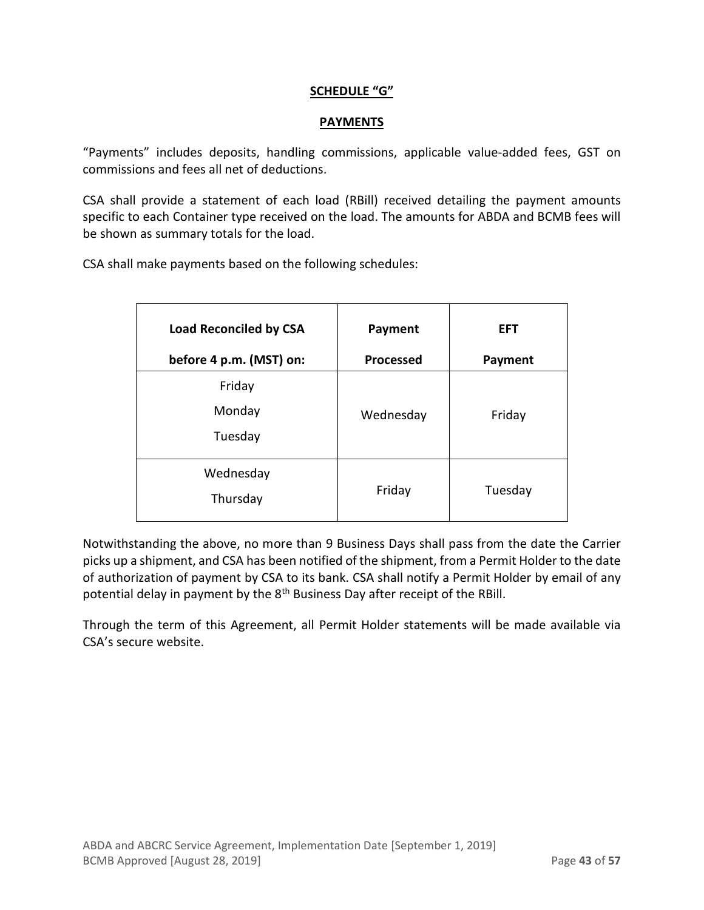## SCHEDULE "G"

## PAYMENTS

"Payments" includes deposits, handling commissions, applicable value-added fees, GST on commissions and fees all net of deductions.

CSA shall provide a statement of each load (RBill) received detailing the payment amounts specific to each Container type received on the load. The amounts for ABDA and BCMB fees will be shown as summary totals for the load.

CSA shall make payments based on the following schedules:

| Load Reconciled by CSA before 4 p.m. (MST) on: | Payment Processed | EFT Payment |
|---|---|---|
| Friday<br>Monday<br>Tuesday | Wednesday | Friday |
| Wednesday<br>Thursday | Friday | Tuesday |

Notwithstanding the above, no more than 9 Business Days shall pass from the date the Carrier picks up a shipment, and CSA has been notified of the shipment, from a Permit Holder to the date of authorization of payment by CSA to its bank. CSA shall notify a Permit Holder by email of any potential delay in payment by the 8th Business Day after receipt of the RBill.

Through the term of this Agreement, all Permit Holder statements will be made available via CSA's secure website.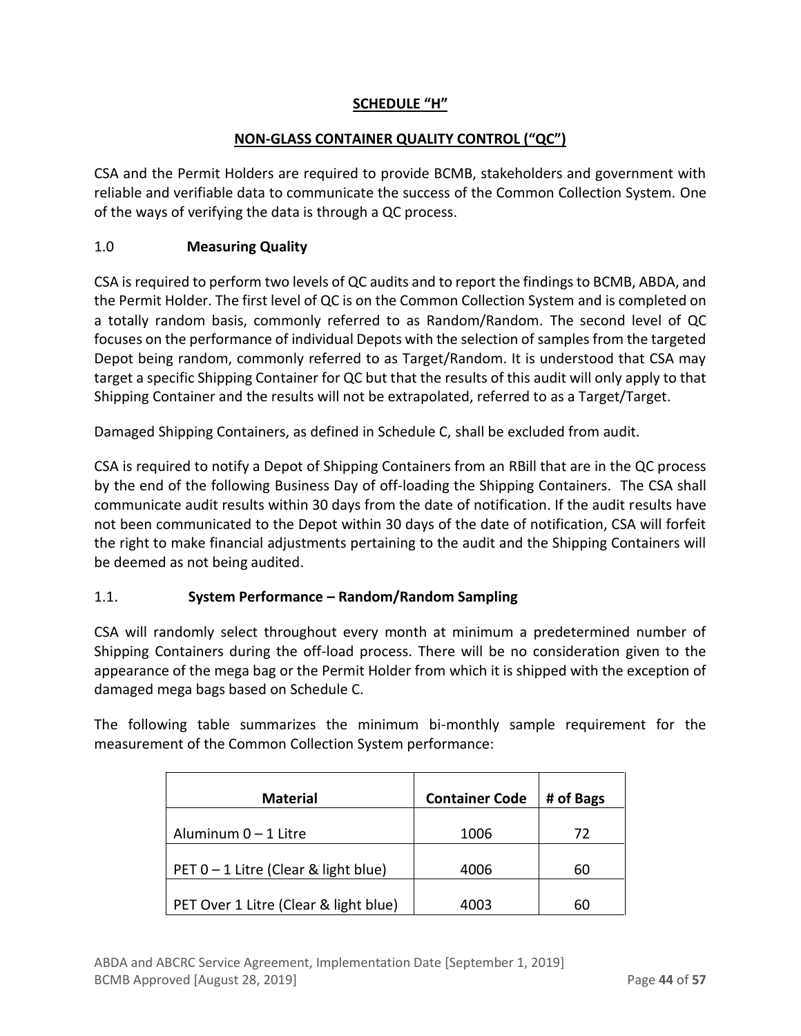## SCHEDULE "H"

## NON-GLASS CONTAINER QUALITY CONTROL ("QC")

CSA and the Permit Holders are required to provide BCMB, stakeholders and government with reliable and verifiable data to communicate the success of the Common Collection System. One of the ways of verifying the data is through a QC process.

### 1.0 Measuring Quality

CSA is required to perform two levels of QC audits and to report the findings to BCMB, ABDA, and the Permit Holder. The first level of QC is on the Common Collection System and is completed on a totally random basis, commonly referred to as Random/Random. The second level of QC focuses on the performance of individual Depots with the selection of samples from the targeted Depot being random, commonly referred to as Target/Random. It is understood that CSA may target a specific Shipping Container for QC but that the results of this audit will only apply to that Shipping Container and the results will not be extrapolated, referred to as a Target/Target.

Damaged Shipping Containers, as defined in Schedule C, shall be excluded from audit.

CSA is required to notify a Depot of Shipping Containers from an RBill that are in the QC process by the end of the following Business Day of off-loading the Shipping Containers. The CSA shall communicate audit results within 30 days from the date of notification. If the audit results have not been communicated to the Depot within 30 days of the date of notification, CSA will forfeit the right to make financial adjustments pertaining to the audit and the Shipping Containers will be deemed as not being audited.

### 1.1. System Performance – Random/Random Sampling

CSA will randomly select throughout every month at minimum a predetermined number of Shipping Containers during the off-load process. There will be no consideration given to the appearance of the mega bag or the Permit Holder from which it is shipped with the exception of damaged mega bags based on Schedule C.

The following table summarizes the minimum bi-monthly sample requirement for the measurement of the Common Collection System performance:

| Material | Container Code | # of Bags |
|---|---|---|
| Aluminum 0 – 1 Litre | 1006 | 72 |
| PET 0 – 1 Litre (Clear & light blue) | 4006 | 60 |
| PET Over 1 Litre (Clear & light blue) | 4003 | 60 |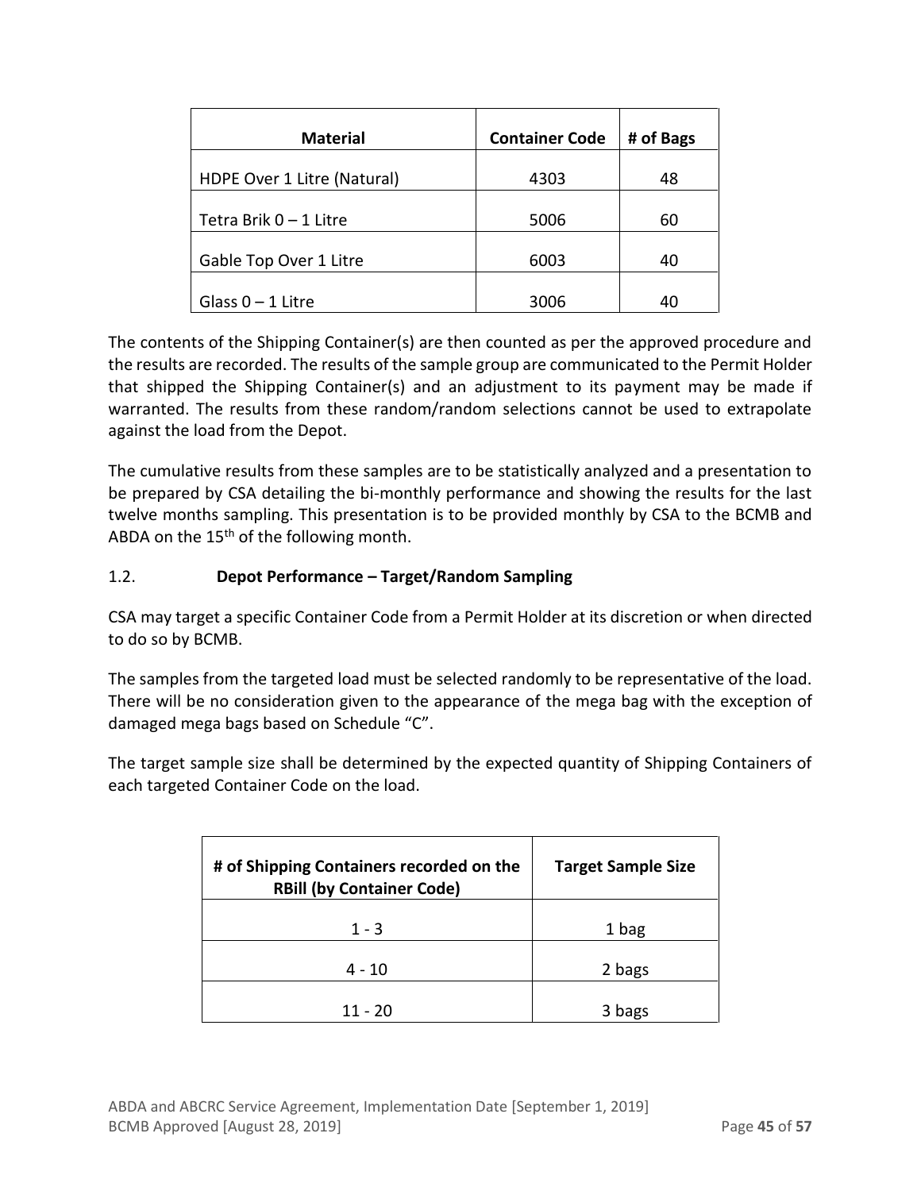| Material | Container Code | # of Bags |
| --- | --- | --- |
| HDPE Over 1 Litre (Natural) | 4303 | 48 |
| Tetra Brik 0 – 1 Litre | 5006 | 60 |
| Gable Top Over 1 Litre | 6003 | 40 |
| Glass 0 – 1 Litre | 3006 | 40 |

The contents of the Shipping Container(s) are then counted as per the approved procedure and the results are recorded. The results of the sample group are communicated to the Permit Holder that shipped the Shipping Container(s) and an adjustment to its payment may be made if warranted. The results from these random/random selections cannot be used to extrapolate against the load from the Depot.

The cumulative results from these samples are to be statistically analyzed and a presentation to be prepared by CSA detailing the bi-monthly performance and showing the results for the last twelve months sampling. This presentation is to be provided monthly by CSA to the BCMB and ABDA on the 15th of the following month.

## 1.2. Depot Performance – Target/Random Sampling

CSA may target a specific Container Code from a Permit Holder at its discretion or when directed to do so by BCMB.

The samples from the targeted load must be selected randomly to be representative of the load. There will be no consideration given to the appearance of the mega bag with the exception of damaged mega bags based on Schedule "C".

The target sample size shall be determined by the expected quantity of Shipping Containers of each targeted Container Code on the load.

| # of Shipping Containers recorded on the RBill (by Container Code) | Target Sample Size |
| --- | --- |
| 1 - 3 | 1 bag |
| 4 - 10 | 2 bags |
| 11 - 20 | 3 bags |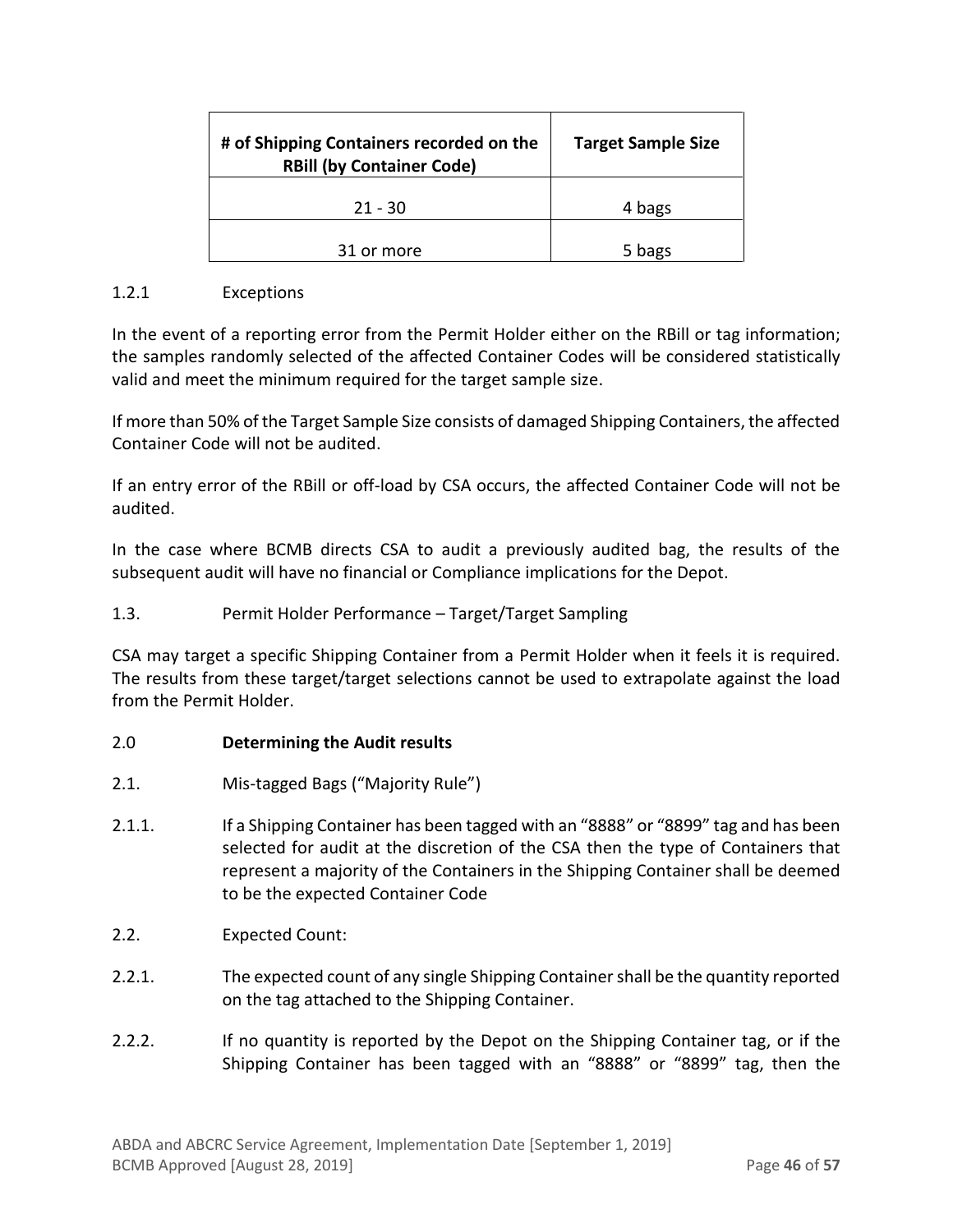| # of Shipping Containers recorded on the RBill (by Container Code) | Target Sample Size |
|---|---|
| 21 - 30 | 4 bags |
| 31 or more | 5 bags |

1.2.1 Exceptions

In the event of a reporting error from the Permit Holder either on the RBill or tag information; the samples randomly selected of the affected Container Codes will be considered statistically valid and meet the minimum required for the target sample size.

If more than 50% of the Target Sample Size consists of damaged Shipping Containers, the affected Container Code will not be audited.

If an entry error of the RBill or off-load by CSA occurs, the affected Container Code will not be audited.

In the case where BCMB directs CSA to audit a previously audited bag, the results of the subsequent audit will have no financial or Compliance implications for the Depot.

1.3. Permit Holder Performance – Target/Target Sampling

CSA may target a specific Shipping Container from a Permit Holder when it feels it is required. The results from these target/target selections cannot be used to extrapolate against the load from the Permit Holder.

2.0 **Determining the Audit results**

2.1. Mis-tagged Bags ("Majority Rule")

2.1.1. If a Shipping Container has been tagged with an "8888" or "8899" tag and has been selected for audit at the discretion of the CSA then the type of Containers that represent a majority of the Containers in the Shipping Container shall be deemed to be the expected Container Code

2.2. Expected Count:

2.2.1. The expected count of any single Shipping Container shall be the quantity reported on the tag attached to the Shipping Container.

2.2.2. If no quantity is reported by the Depot on the Shipping Container tag, or if the Shipping Container has been tagged with an "8888" or "8899" tag, then the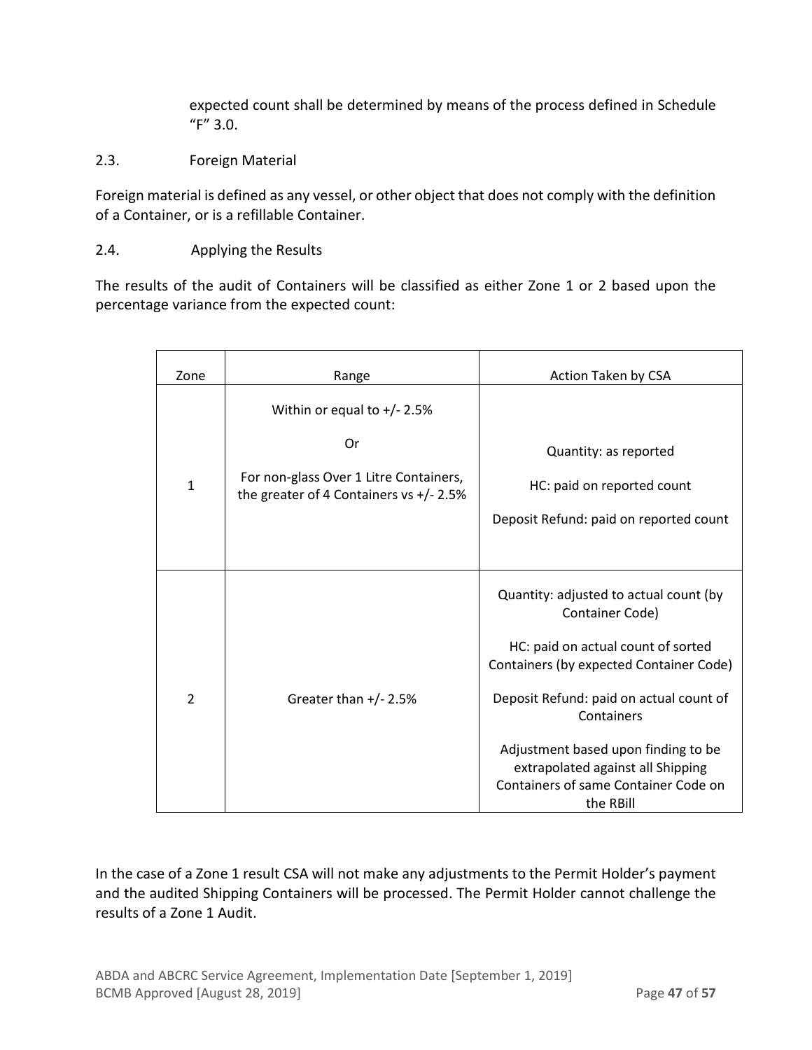expected count shall be determined by means of the process defined in Schedule "F" 3.0.

### 2.3. Foreign Material

Foreign material is defined as any vessel, or other object that does not comply with the definition of a Container, or is a refillable Container.

### 2.4. Applying the Results

The results of the audit of Containers will be classified as either Zone 1 or 2 based upon the percentage variance from the expected count:

| Zone | Range | Action Taken by CSA |
|---|---|---|
| 1 | Within or equal to +/- 2.5%<br><br>Or<br><br>For non-glass Over 1 Litre Containers, the greater of 4 Containers vs +/- 2.5% | Quantity: as reported<br><br>HC: paid on reported count<br><br>Deposit Refund: paid on reported count |
| 2 | Greater than +/- 2.5% | Quantity: adjusted to actual count (by Container Code)<br><br>HC: paid on actual count of sorted Containers (by expected Container Code)<br><br>Deposit Refund: paid on actual count of Containers<br><br>Adjustment based upon finding to be extrapolated against all Shipping Containers of same Container Code on the RBill |

In the case of a Zone 1 result CSA will not make any adjustments to the Permit Holder's payment and the audited Shipping Containers will be processed. The Permit Holder cannot challenge the results of a Zone 1 Audit.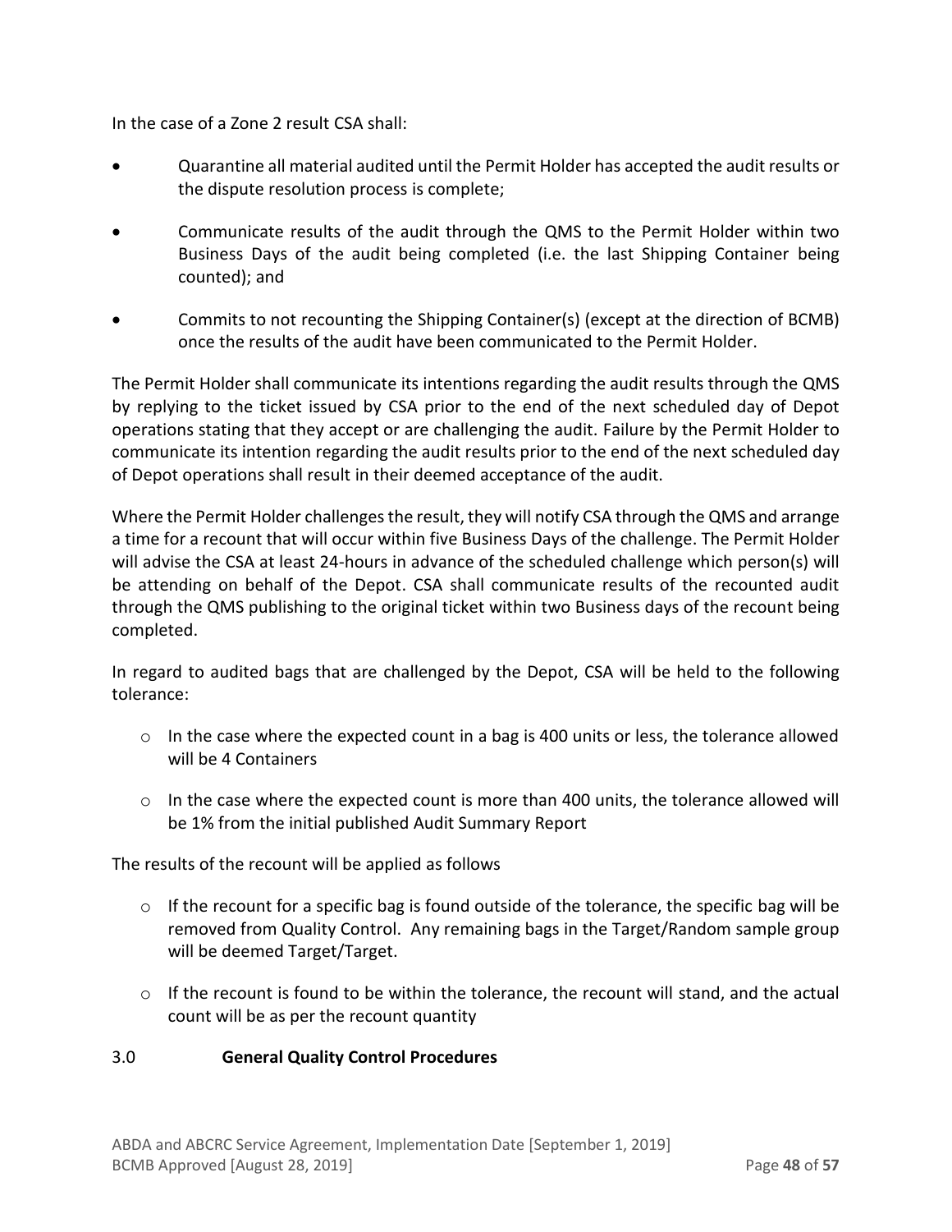In the case of a Zone 2 result CSA shall:

- Quarantine all material audited until the Permit Holder has accepted the audit results or the dispute resolution process is complete;
- Communicate results of the audit through the QMS to the Permit Holder within two Business Days of the audit being completed (i.e. the last Shipping Container being counted); and
- Commits to not recounting the Shipping Container(s) (except at the direction of BCMB) once the results of the audit have been communicated to the Permit Holder.

The Permit Holder shall communicate its intentions regarding the audit results through the QMS by replying to the ticket issued by CSA prior to the end of the next scheduled day of Depot operations stating that they accept or are challenging the audit. Failure by the Permit Holder to communicate its intention regarding the audit results prior to the end of the next scheduled day of Depot operations shall result in their deemed acceptance of the audit.

Where the Permit Holder challenges the result, they will notify CSA through the QMS and arrange a time for a recount that will occur within five Business Days of the challenge. The Permit Holder will advise the CSA at least 24-hours in advance of the scheduled challenge which person(s) will be attending on behalf of the Depot. CSA shall communicate results of the recounted audit through the QMS publishing to the original ticket within two Business days of the recount being completed.

In regard to audited bags that are challenged by the Depot, CSA will be held to the following tolerance:

- In the case where the expected count in a bag is 400 units or less, the tolerance allowed will be 4 Containers
- In the case where the expected count is more than 400 units, the tolerance allowed will be 1% from the initial published Audit Summary Report

The results of the recount will be applied as follows

- If the recount for a specific bag is found outside of the tolerance, the specific bag will be removed from Quality Control. Any remaining bags in the Target/Random sample group will be deemed Target/Target.
- If the recount is found to be within the tolerance, the recount will stand, and the actual count will be as per the recount quantity

## 3.0 **General Quality Control Procedures**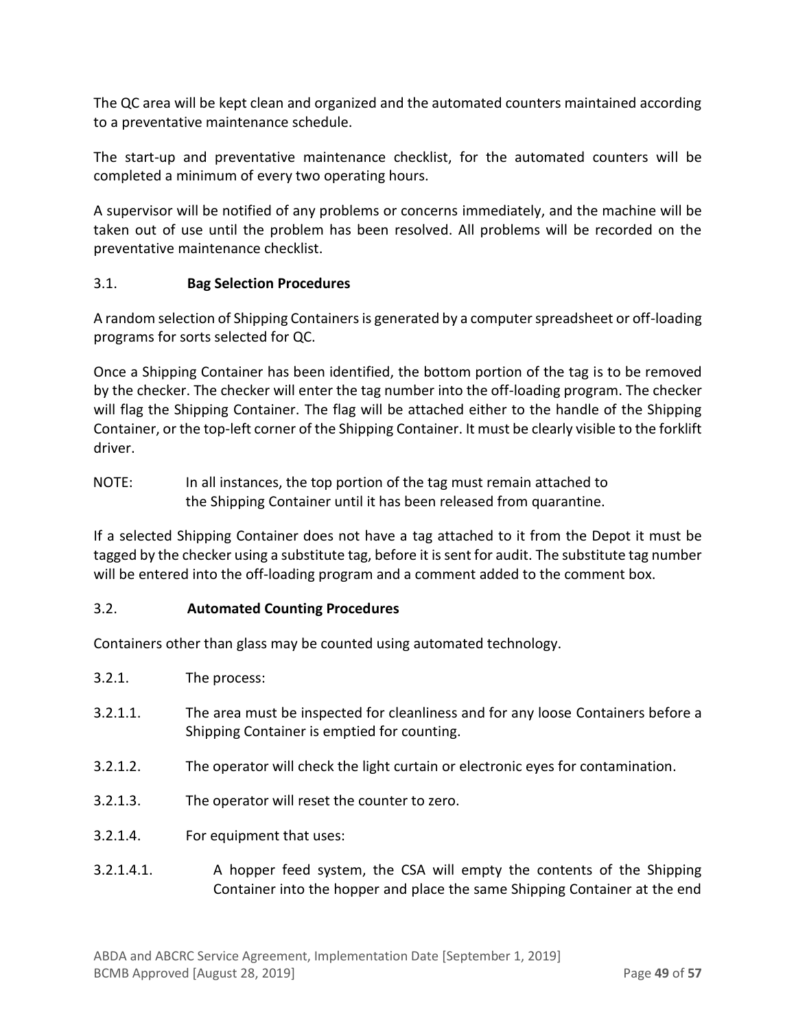The QC area will be kept clean and organized and the automated counters maintained according to a preventative maintenance schedule.

The start-up and preventative maintenance checklist, for the automated counters will be completed a minimum of every two operating hours.

A supervisor will be notified of any problems or concerns immediately, and the machine will be taken out of use until the problem has been resolved. All problems will be recorded on the preventative maintenance checklist.

### 3.1. Bag Selection Procedures

A random selection of Shipping Containers is generated by a computer spreadsheet or off-loading programs for sorts selected for QC.

Once a Shipping Container has been identified, the bottom portion of the tag is to be removed by the checker. The checker will enter the tag number into the off-loading program. The checker will flag the Shipping Container. The flag will be attached either to the handle of the Shipping Container, or the top-left corner of the Shipping Container. It must be clearly visible to the forklift driver.

NOTE: In all instances, the top portion of the tag must remain attached to the Shipping Container until it has been released from quarantine.

If a selected Shipping Container does not have a tag attached to it from the Depot it must be tagged by the checker using a substitute tag, before it is sent for audit. The substitute tag number will be entered into the off-loading program and a comment added to the comment box.

### 3.2. Automated Counting Procedures

Containers other than glass may be counted using automated technology.

3.2.1. The process:

3.2.1.1. The area must be inspected for cleanliness and for any loose Containers before a Shipping Container is emptied for counting.

3.2.1.2. The operator will check the light curtain or electronic eyes for contamination.

3.2.1.3. The operator will reset the counter to zero.

3.2.1.4. For equipment that uses:

3.2.1.4.1. A hopper feed system, the CSA will empty the contents of the Shipping Container into the hopper and place the same Shipping Container at the end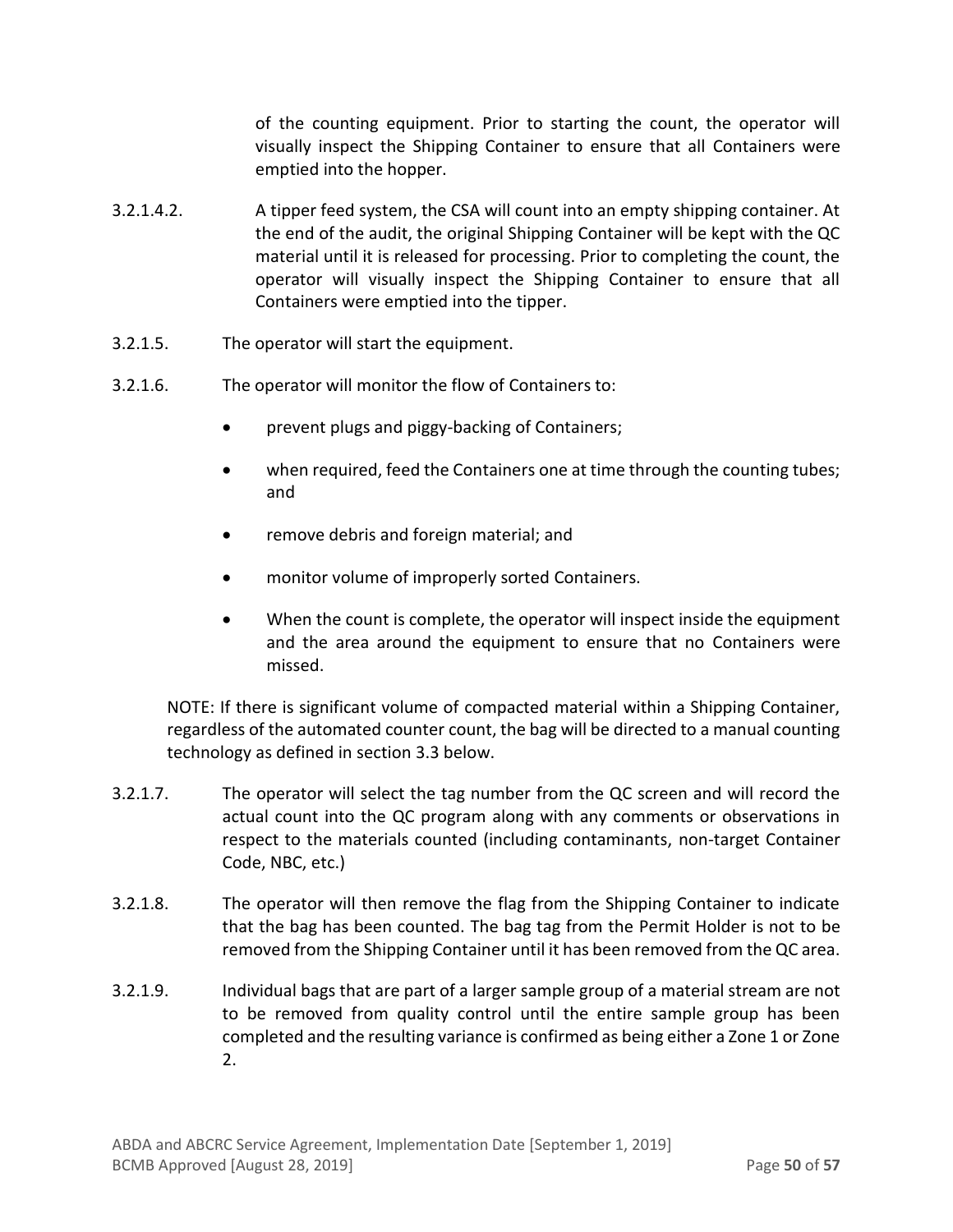of the counting equipment. Prior to starting the count, the operator will visually inspect the Shipping Container to ensure that all Containers were emptied into the hopper.

3.2.1.4.2. A tipper feed system, the CSA will count into an empty shipping container. At the end of the audit, the original Shipping Container will be kept with the QC material until it is released for processing. Prior to completing the count, the operator will visually inspect the Shipping Container to ensure that all Containers were emptied into the tipper.

3.2.1.5. The operator will start the equipment.

3.2.1.6. The operator will monitor the flow of Containers to:

- prevent plugs and piggy-backing of Containers;
- when required, feed the Containers one at time through the counting tubes; and
- remove debris and foreign material; and
- monitor volume of improperly sorted Containers.
- When the count is complete, the operator will inspect inside the equipment and the area around the equipment to ensure that no Containers were missed.

NOTE: If there is significant volume of compacted material within a Shipping Container, regardless of the automated counter count, the bag will be directed to a manual counting technology as defined in section 3.3 below.

3.2.1.7. The operator will select the tag number from the QC screen and will record the actual count into the QC program along with any comments or observations in respect to the materials counted (including contaminants, non-target Container Code, NBC, etc.)

3.2.1.8. The operator will then remove the flag from the Shipping Container to indicate that the bag has been counted. The bag tag from the Permit Holder is not to be removed from the Shipping Container until it has been removed from the QC area.

3.2.1.9. Individual bags that are part of a larger sample group of a material stream are not to be removed from quality control until the entire sample group has been completed and the resulting variance is confirmed as being either a Zone 1 or Zone 2.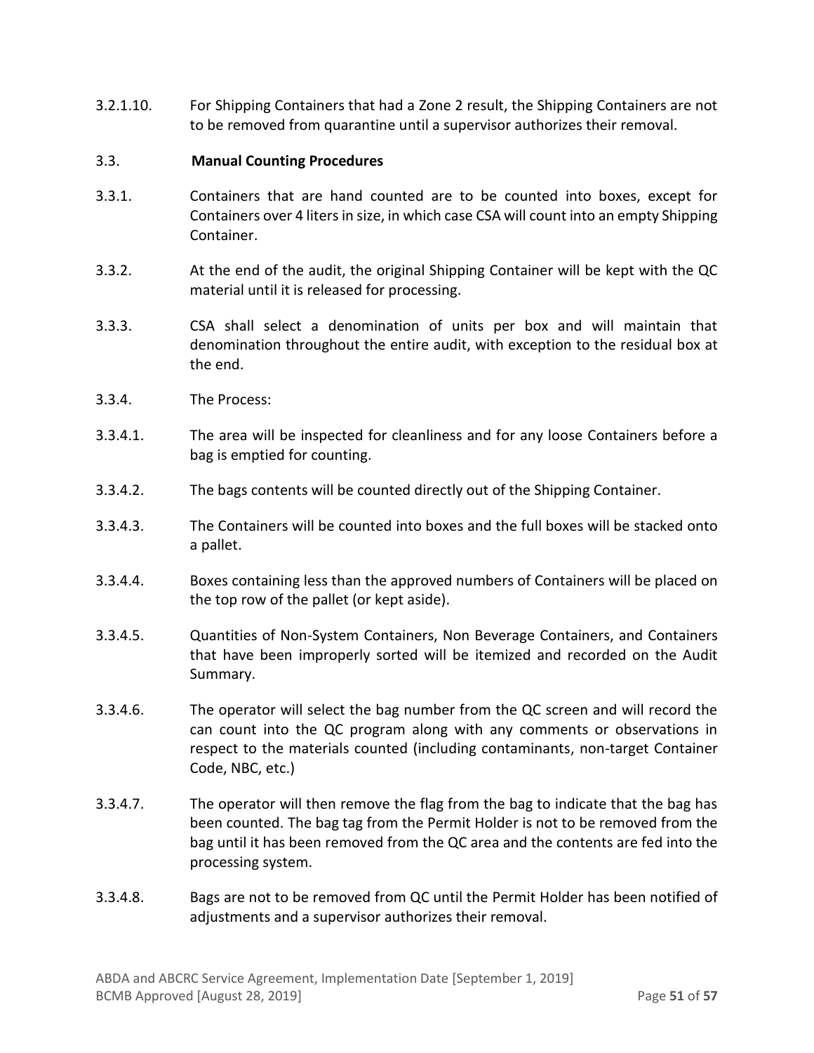3.2.1.10. For Shipping Containers that had a Zone 2 result, the Shipping Containers are not to be removed from quarantine until a supervisor authorizes their removal.

### 3.3. Manual Counting Procedures

3.3.1. Containers that are hand counted are to be counted into boxes, except for Containers over 4 liters in size, in which case CSA will count into an empty Shipping Container.

3.3.2. At the end of the audit, the original Shipping Container will be kept with the QC material until it is released for processing.

3.3.3. CSA shall select a denomination of units per box and will maintain that denomination throughout the entire audit, with exception to the residual box at the end.

3.3.4. The Process:

3.3.4.1. The area will be inspected for cleanliness and for any loose Containers before a bag is emptied for counting.

3.3.4.2. The bags contents will be counted directly out of the Shipping Container.

3.3.4.3. The Containers will be counted into boxes and the full boxes will be stacked onto a pallet.

3.3.4.4. Boxes containing less than the approved numbers of Containers will be placed on the top row of the pallet (or kept aside).

3.3.4.5. Quantities of Non-System Containers, Non Beverage Containers, and Containers that have been improperly sorted will be itemized and recorded on the Audit Summary.

3.3.4.6. The operator will select the bag number from the QC screen and will record the can count into the QC program along with any comments or observations in respect to the materials counted (including contaminants, non-target Container Code, NBC, etc.)

3.3.4.7. The operator will then remove the flag from the bag to indicate that the bag has been counted. The bag tag from the Permit Holder is not to be removed from the bag until it has been removed from the QC area and the contents are fed into the processing system.

3.3.4.8. Bags are not to be removed from QC until the Permit Holder has been notified of adjustments and a supervisor authorizes their removal.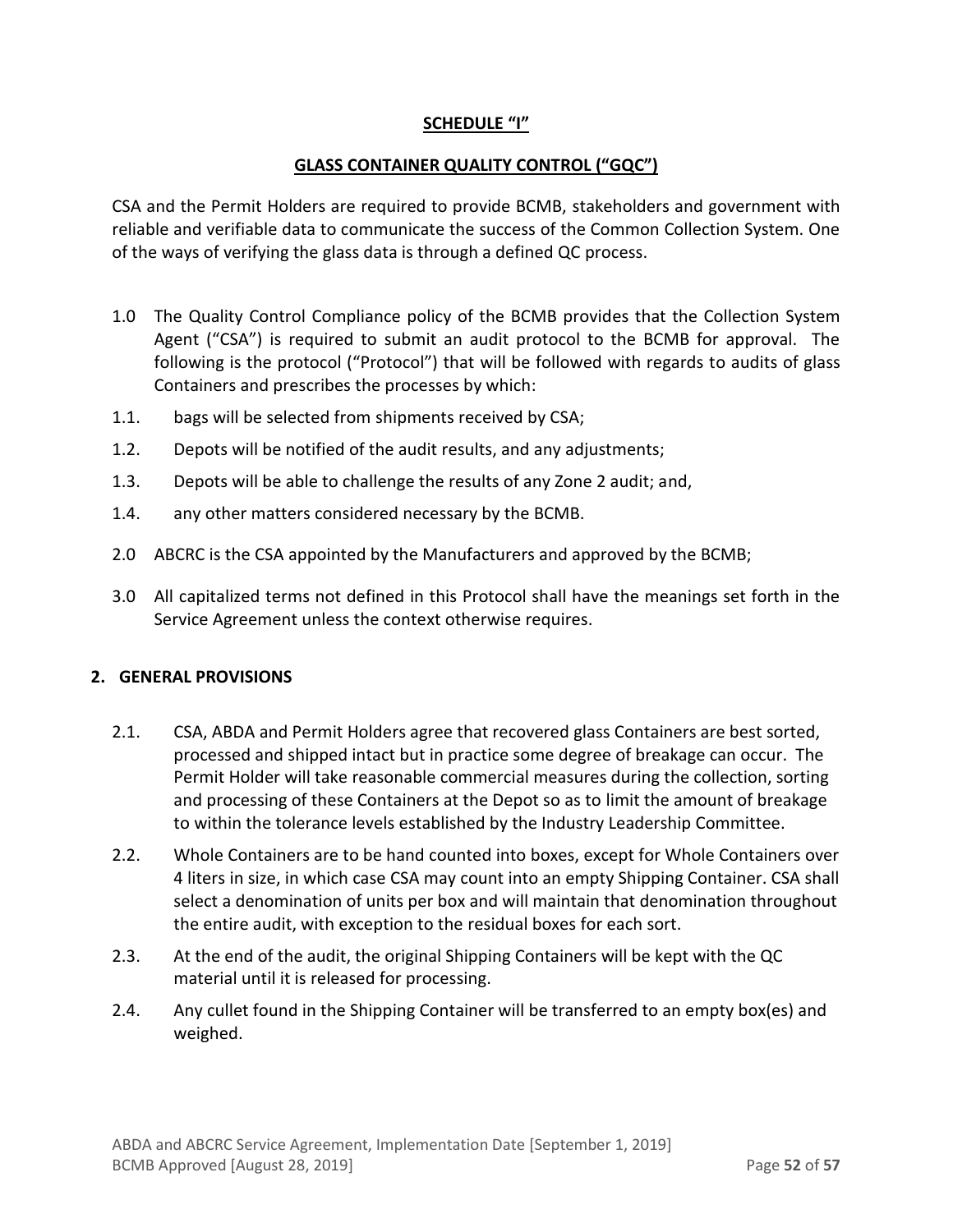**SCHEDULE "I"**

**GLASS CONTAINER QUALITY CONTROL ("GQC")**

CSA and the Permit Holders are required to provide BCMB, stakeholders and government with reliable and verifiable data to communicate the success of the Common Collection System. One of the ways of verifying the glass data is through a defined QC process.

1.0 The Quality Control Compliance policy of the BCMB provides that the Collection System Agent ("CSA") is required to submit an audit protocol to the BCMB for approval. The following is the protocol ("Protocol") that will be followed with regards to audits of glass Containers and prescribes the processes by which:

1.1. bags will be selected from shipments received by CSA;

1.2. Depots will be notified of the audit results, and any adjustments;

1.3. Depots will be able to challenge the results of any Zone 2 audit; and,

1.4. any other matters considered necessary by the BCMB.

2.0 ABCRC is the CSA appointed by the Manufacturers and approved by the BCMB;

3.0 All capitalized terms not defined in this Protocol shall have the meanings set forth in the Service Agreement unless the context otherwise requires.

## 2. GENERAL PROVISIONS

2.1. CSA, ABDA and Permit Holders agree that recovered glass Containers are best sorted, processed and shipped intact but in practice some degree of breakage can occur. The Permit Holder will take reasonable commercial measures during the collection, sorting and processing of these Containers at the Depot so as to limit the amount of breakage to within the tolerance levels established by the Industry Leadership Committee.

2.2. Whole Containers are to be hand counted into boxes, except for Whole Containers over 4 liters in size, in which case CSA may count into an empty Shipping Container. CSA shall select a denomination of units per box and will maintain that denomination throughout the entire audit, with exception to the residual boxes for each sort.

2.3. At the end of the audit, the original Shipping Containers will be kept with the QC material until it is released for processing.

2.4. Any cullet found in the Shipping Container will be transferred to an empty box(es) and weighed.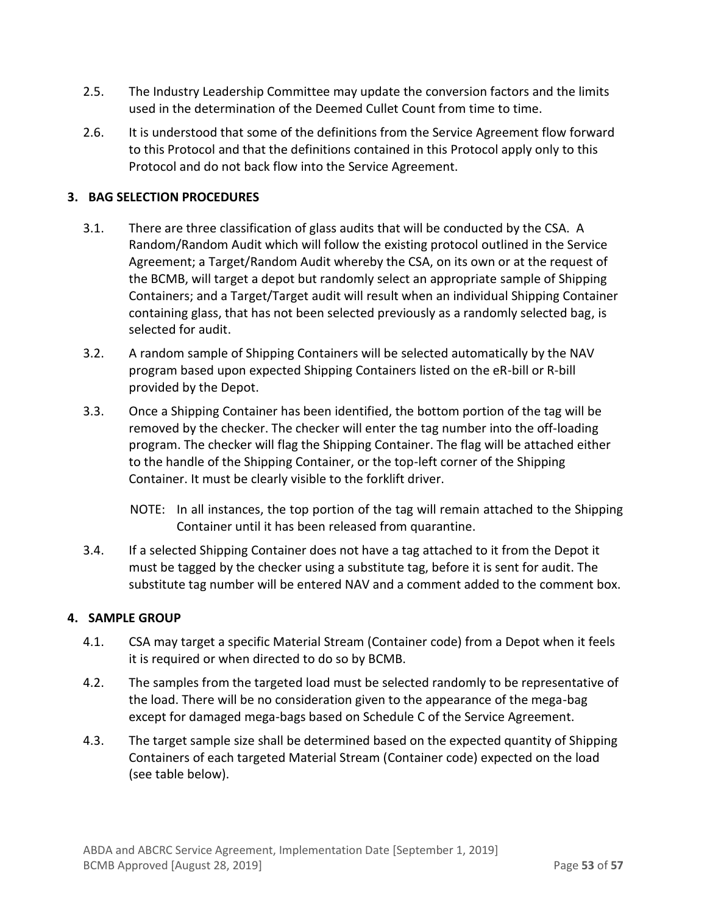2.5. The Industry Leadership Committee may update the conversion factors and the limits used in the determination of the Deemed Cullet Count from time to time.

2.6. It is understood that some of the definitions from the Service Agreement flow forward to this Protocol and that the definitions contained in this Protocol apply only to this Protocol and do not back flow into the Service Agreement.

## 3. BAG SELECTION PROCEDURES

3.1. There are three classification of glass audits that will be conducted by the CSA. A Random/Random Audit which will follow the existing protocol outlined in the Service Agreement; a Target/Random Audit whereby the CSA, on its own or at the request of the BCMB, will target a depot but randomly select an appropriate sample of Shipping Containers; and a Target/Target audit will result when an individual Shipping Container containing glass, that has not been selected previously as a randomly selected bag, is selected for audit.

3.2. A random sample of Shipping Containers will be selected automatically by the NAV program based upon expected Shipping Containers listed on the eR-bill or R-bill provided by the Depot.

3.3. Once a Shipping Container has been identified, the bottom portion of the tag will be removed by the checker. The checker will enter the tag number into the off-loading program. The checker will flag the Shipping Container. The flag will be attached either to the handle of the Shipping Container, or the top-left corner of the Shipping Container. It must be clearly visible to the forklift driver.

NOTE: In all instances, the top portion of the tag will remain attached to the Shipping Container until it has been released from quarantine.

3.4. If a selected Shipping Container does not have a tag attached to it from the Depot it must be tagged by the checker using a substitute tag, before it is sent for audit. The substitute tag number will be entered NAV and a comment added to the comment box.

## 4. SAMPLE GROUP

4.1. CSA may target a specific Material Stream (Container code) from a Depot when it feels it is required or when directed to do so by BCMB.

4.2. The samples from the targeted load must be selected randomly to be representative of the load. There will be no consideration given to the appearance of the mega-bag except for damaged mega-bags based on Schedule C of the Service Agreement.

4.3. The target sample size shall be determined based on the expected quantity of Shipping Containers of each targeted Material Stream (Container code) expected on the load (see table below).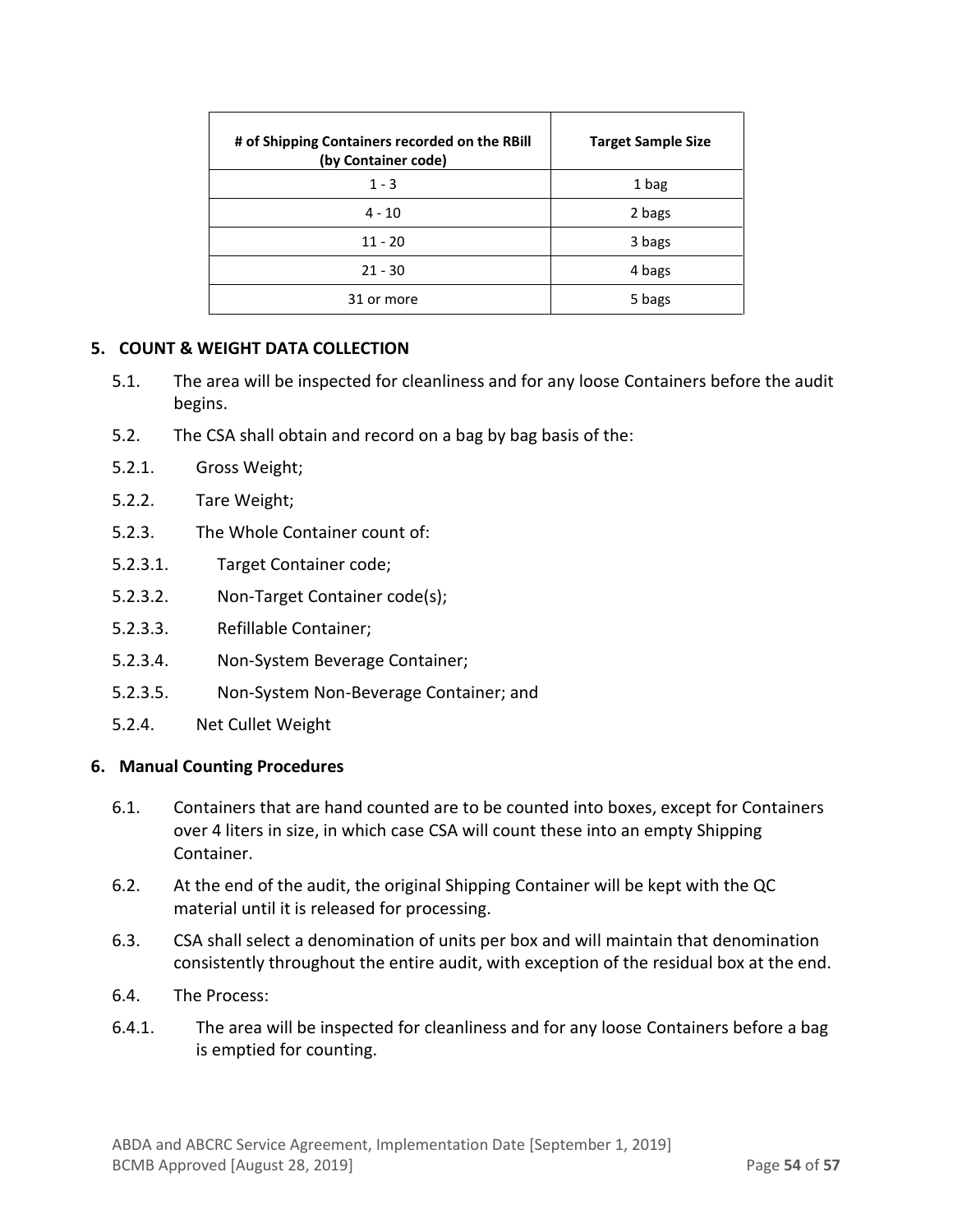| # of Shipping Containers recorded on the RBill (by Container code) | Target Sample Size |
|---|---|
| 1 - 3 | 1 bag |
| 4 - 10 | 2 bags |
| 11 - 20 | 3 bags |
| 21 - 30 | 4 bags |
| 31 or more | 5 bags |

## 5. COUNT & WEIGHT DATA COLLECTION

5.1. The area will be inspected for cleanliness and for any loose Containers before the audit begins.

5.2. The CSA shall obtain and record on a bag by bag basis of the:

5.2.1. Gross Weight;

5.2.2. Tare Weight;

5.2.3. The Whole Container count of:

5.2.3.1. Target Container code;

5.2.3.2. Non-Target Container code(s);

5.2.3.3. Refillable Container;

5.2.3.4. Non-System Beverage Container;

5.2.3.5. Non-System Non-Beverage Container; and

5.2.4. Net Cullet Weight

## 6. Manual Counting Procedures

6.1. Containers that are hand counted are to be counted into boxes, except for Containers over 4 liters in size, in which case CSA will count these into an empty Shipping Container.

6.2. At the end of the audit, the original Shipping Container will be kept with the QC material until it is released for processing.

6.3. CSA shall select a denomination of units per box and will maintain that denomination consistently throughout the entire audit, with exception of the residual box at the end.

6.4. The Process:

6.4.1. The area will be inspected for cleanliness and for any loose Containers before a bag is emptied for counting.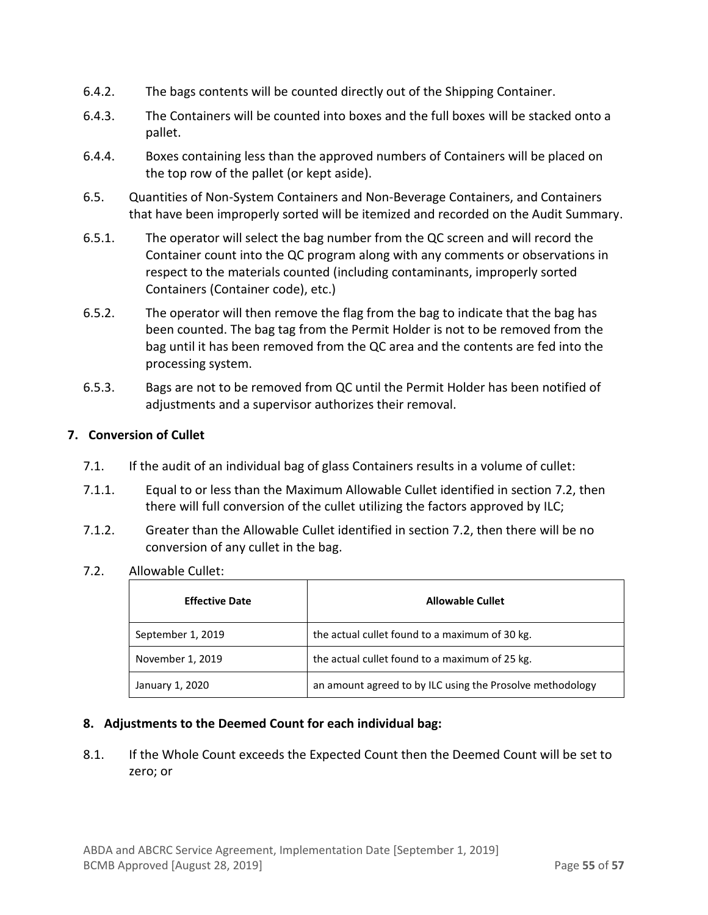6.4.2. The bags contents will be counted directly out of the Shipping Container.

6.4.3. The Containers will be counted into boxes and the full boxes will be stacked onto a pallet.

6.4.4. Boxes containing less than the approved numbers of Containers will be placed on the top row of the pallet (or kept aside).

6.5. Quantities of Non-System Containers and Non-Beverage Containers, and Containers that have been improperly sorted will be itemized and recorded on the Audit Summary.

6.5.1. The operator will select the bag number from the QC screen and will record the Container count into the QC program along with any comments or observations in respect to the materials counted (including contaminants, improperly sorted Containers (Container code), etc.)

6.5.2. The operator will then remove the flag from the bag to indicate that the bag has been counted. The bag tag from the Permit Holder is not to be removed from the bag until it has been removed from the QC area and the contents are fed into the processing system.

6.5.3. Bags are not to be removed from QC until the Permit Holder has been notified of adjustments and a supervisor authorizes their removal.

## 7. Conversion of Cullet

7.1. If the audit of an individual bag of glass Containers results in a volume of cullet:

7.1.1. Equal to or less than the Maximum Allowable Cullet identified in section 7.2, then there will full conversion of the cullet utilizing the factors approved by ILC;

7.1.2. Greater than the Allowable Cullet identified in section 7.2, then there will be no conversion of any cullet in the bag.

7.2. Allowable Cullet:

| Effective Date | Allowable Cullet |
|---|---|
| September 1, 2019 | the actual cullet found to a maximum of 30 kg. |
| November 1, 2019 | the actual cullet found to a maximum of 25 kg. |
| January 1, 2020 | an amount agreed to by ILC using the Prosolve methodology |

## 8. Adjustments to the Deemed Count for each individual bag:

8.1. If the Whole Count exceeds the Expected Count then the Deemed Count will be set to zero; or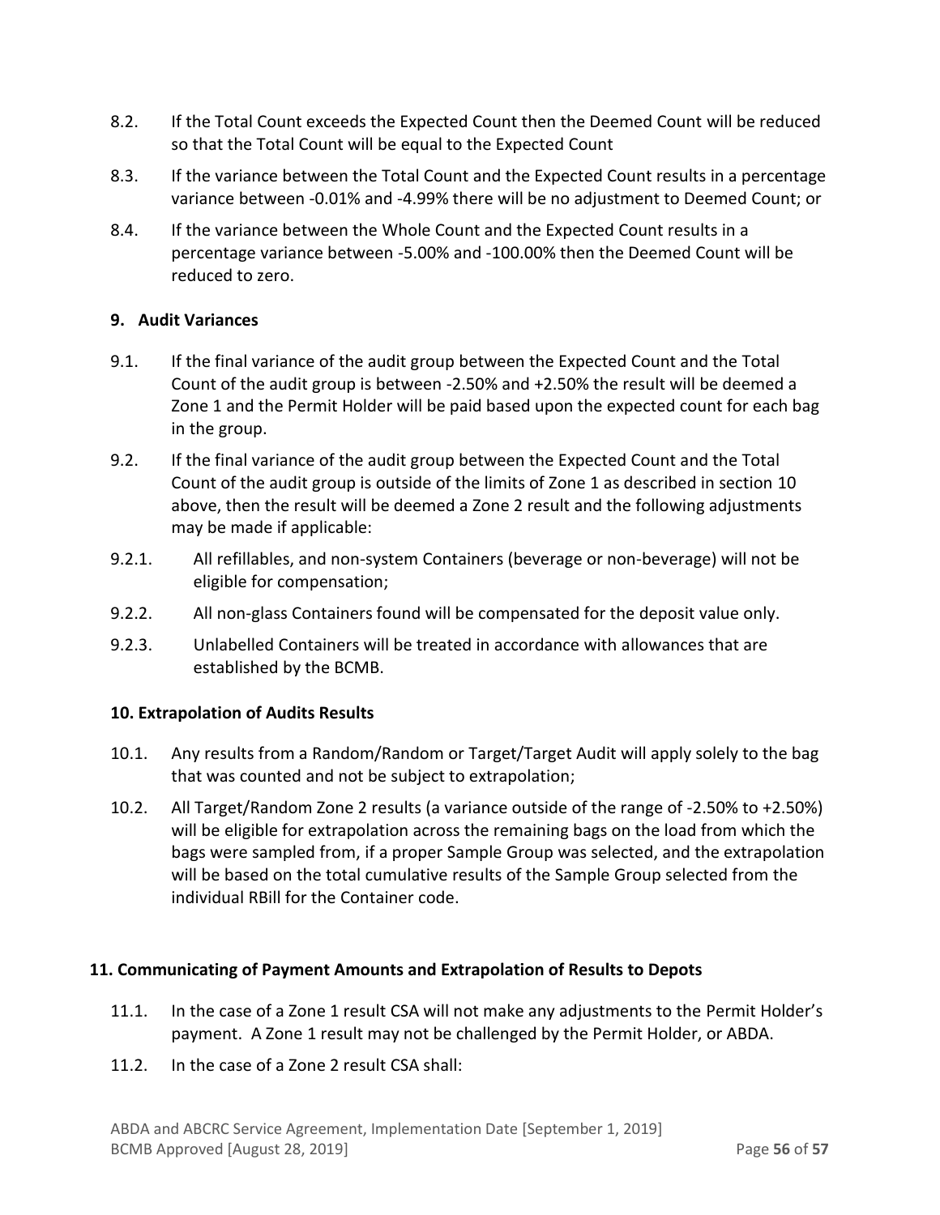8.2. If the Total Count exceeds the Expected Count then the Deemed Count will be reduced so that the Total Count will be equal to the Expected Count

8.3. If the variance between the Total Count and the Expected Count results in a percentage variance between -0.01% and -4.99% there will be no adjustment to Deemed Count; or

8.4. If the variance between the Whole Count and the Expected Count results in a percentage variance between -5.00% and -100.00% then the Deemed Count will be reduced to zero.

**9. Audit Variances**

9.1. If the final variance of the audit group between the Expected Count and the Total Count of the audit group is between -2.50% and +2.50% the result will be deemed a Zone 1 and the Permit Holder will be paid based upon the expected count for each bag in the group.

9.2. If the final variance of the audit group between the Expected Count and the Total Count of the audit group is outside of the limits of Zone 1 as described in section 10 above, then the result will be deemed a Zone 2 result and the following adjustments may be made if applicable:

9.2.1. All refillables, and non-system Containers (beverage or non-beverage) will not be eligible for compensation;

9.2.2. All non-glass Containers found will be compensated for the deposit value only.

9.2.3. Unlabelled Containers will be treated in accordance with allowances that are established by the BCMB.

**10. Extrapolation of Audits Results**

10.1. Any results from a Random/Random or Target/Target Audit will apply solely to the bag that was counted and not be subject to extrapolation;

10.2. All Target/Random Zone 2 results (a variance outside of the range of -2.50% to +2.50%) will be eligible for extrapolation across the remaining bags on the load from which the bags were sampled from, if a proper Sample Group was selected, and the extrapolation will be based on the total cumulative results of the Sample Group selected from the individual RBill for the Container code.

**11. Communicating of Payment Amounts and Extrapolation of Results to Depots**

11.1. In the case of a Zone 1 result CSA will not make any adjustments to the Permit Holder's payment. A Zone 1 result may not be challenged by the Permit Holder, or ABDA.

11.2. In the case of a Zone 2 result CSA shall: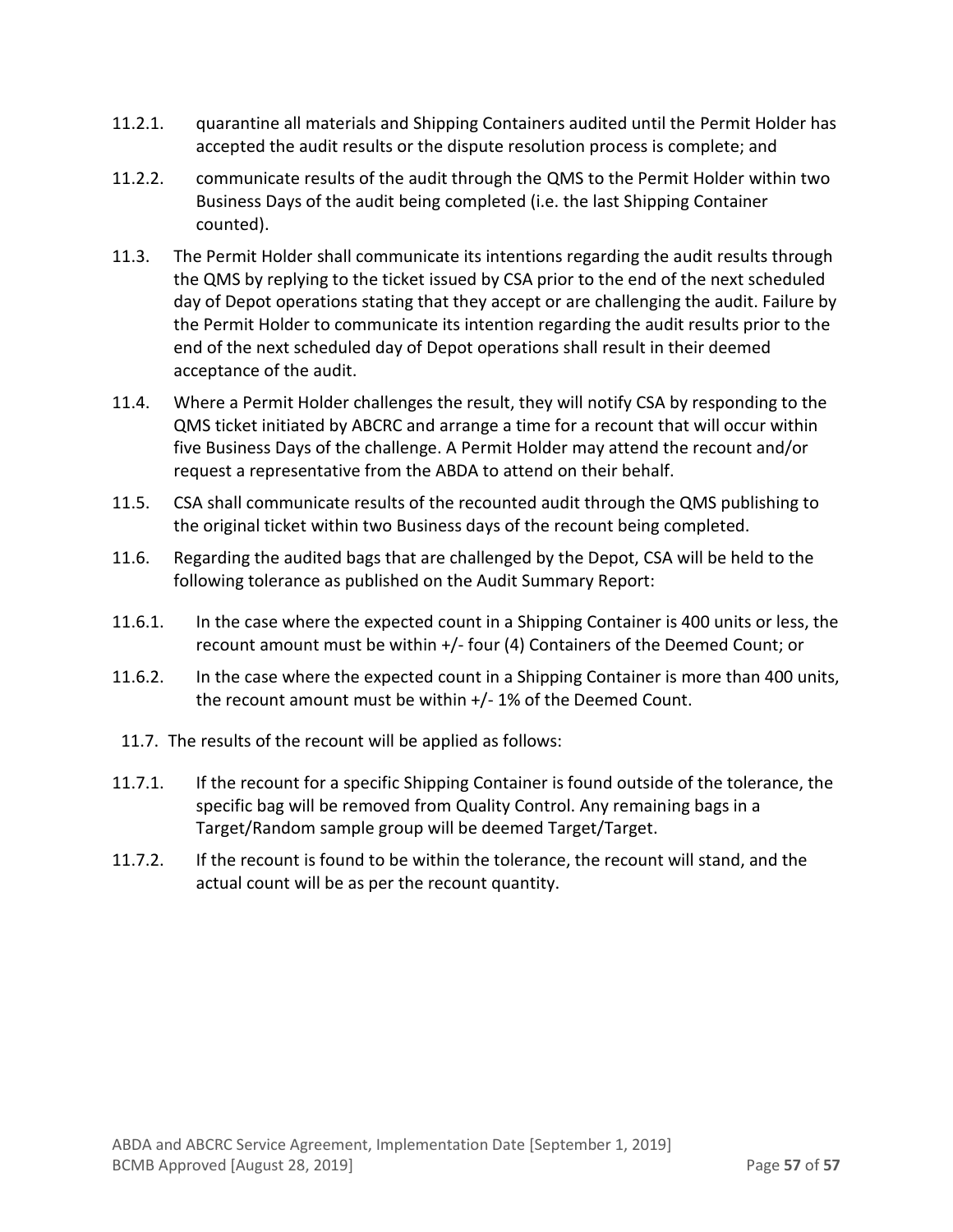11.2.1. quarantine all materials and Shipping Containers audited until the Permit Holder has accepted the audit results or the dispute resolution process is complete; and

11.2.2. communicate results of the audit through the QMS to the Permit Holder within two Business Days of the audit being completed (i.e. the last Shipping Container counted).

11.3. The Permit Holder shall communicate its intentions regarding the audit results through the QMS by replying to the ticket issued by CSA prior to the end of the next scheduled day of Depot operations stating that they accept or are challenging the audit. Failure by the Permit Holder to communicate its intention regarding the audit results prior to the end of the next scheduled day of Depot operations shall result in their deemed acceptance of the audit.

11.4. Where a Permit Holder challenges the result, they will notify CSA by responding to the QMS ticket initiated by ABCRC and arrange a time for a recount that will occur within five Business Days of the challenge. A Permit Holder may attend the recount and/or request a representative from the ABDA to attend on their behalf.

11.5. CSA shall communicate results of the recounted audit through the QMS publishing to the original ticket within two Business days of the recount being completed.

11.6. Regarding the audited bags that are challenged by the Depot, CSA will be held to the following tolerance as published on the Audit Summary Report:

11.6.1. In the case where the expected count in a Shipping Container is 400 units or less, the recount amount must be within +/- four (4) Containers of the Deemed Count; or

11.6.2. In the case where the expected count in a Shipping Container is more than 400 units, the recount amount must be within +/- 1% of the Deemed Count.

11.7. The results of the recount will be applied as follows:

11.7.1. If the recount for a specific Shipping Container is found outside of the tolerance, the specific bag will be removed from Quality Control. Any remaining bags in a Target/Random sample group will be deemed Target/Target.

11.7.2. If the recount is found to be within the tolerance, the recount will stand, and the actual count will be as per the recount quantity.